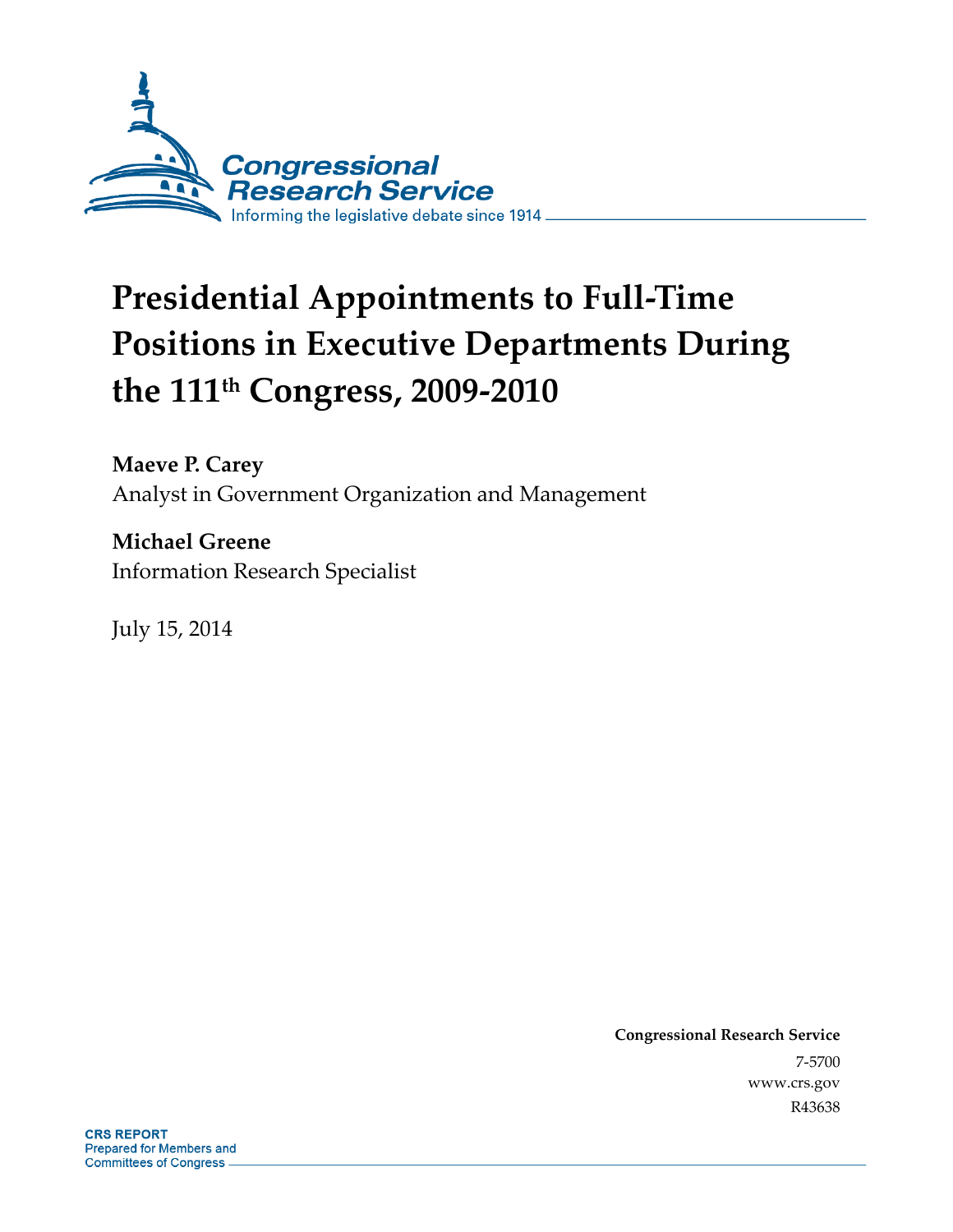Congressional Research Service

Informing the legislative debate since 1914

# Presidential Appointments to Full-Time Positions in Executive Departments During the 111th Congress, 2009-2010

**Maeve P. Carey**
Analyst in Government Organization and Management

**Michael Greene**
Information Research Specialist

July 15, 2014

**Congressional Research Service**
7-5700
www.crs.gov
R43638

**CRS REPORT**
Prepared for Members and
Committees of Congress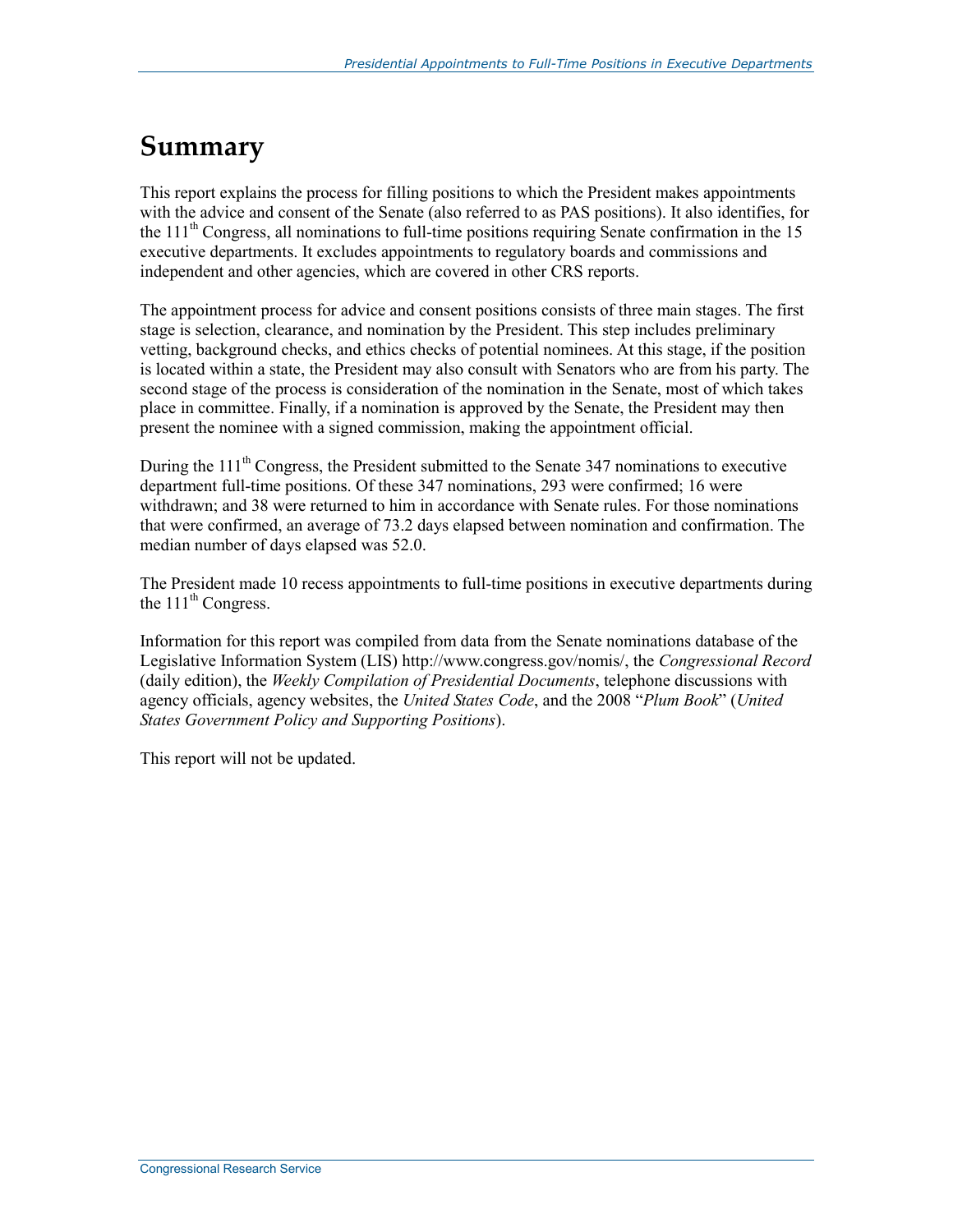# Summary

This report explains the process for filling positions to which the President makes appointments with the advice and consent of the Senate (also referred to as PAS positions). It also identifies, for the 111th Congress, all nominations to full-time positions requiring Senate confirmation in the 15 executive departments. It excludes appointments to regulatory boards and commissions and independent and other agencies, which are covered in other CRS reports.

The appointment process for advice and consent positions consists of three main stages. The first stage is selection, clearance, and nomination by the President. This step includes preliminary vetting, background checks, and ethics checks of potential nominees. At this stage, if the position is located within a state, the President may also consult with Senators who are from his party. The second stage of the process is consideration of the nomination in the Senate, most of which takes place in committee. Finally, if a nomination is approved by the Senate, the President may then present the nominee with a signed commission, making the appointment official.

During the 111th Congress, the President submitted to the Senate 347 nominations to executive department full-time positions. Of these 347 nominations, 293 were confirmed; 16 were withdrawn; and 38 were returned to him in accordance with Senate rules. For those nominations that were confirmed, an average of 73.2 days elapsed between nomination and confirmation. The median number of days elapsed was 52.0.

The President made 10 recess appointments to full-time positions in executive departments during the 111th Congress.

Information for this report was compiled from data from the Senate nominations database of the Legislative Information System (LIS) http://www.congress.gov/nomis/, the *Congressional Record* (daily edition), the *Weekly Compilation of Presidential Documents*, telephone discussions with agency officials, agency websites, the *United States Code*, and the 2008 "*Plum Book*" (*United States Government Policy and Supporting Positions*).

This report will not be updated.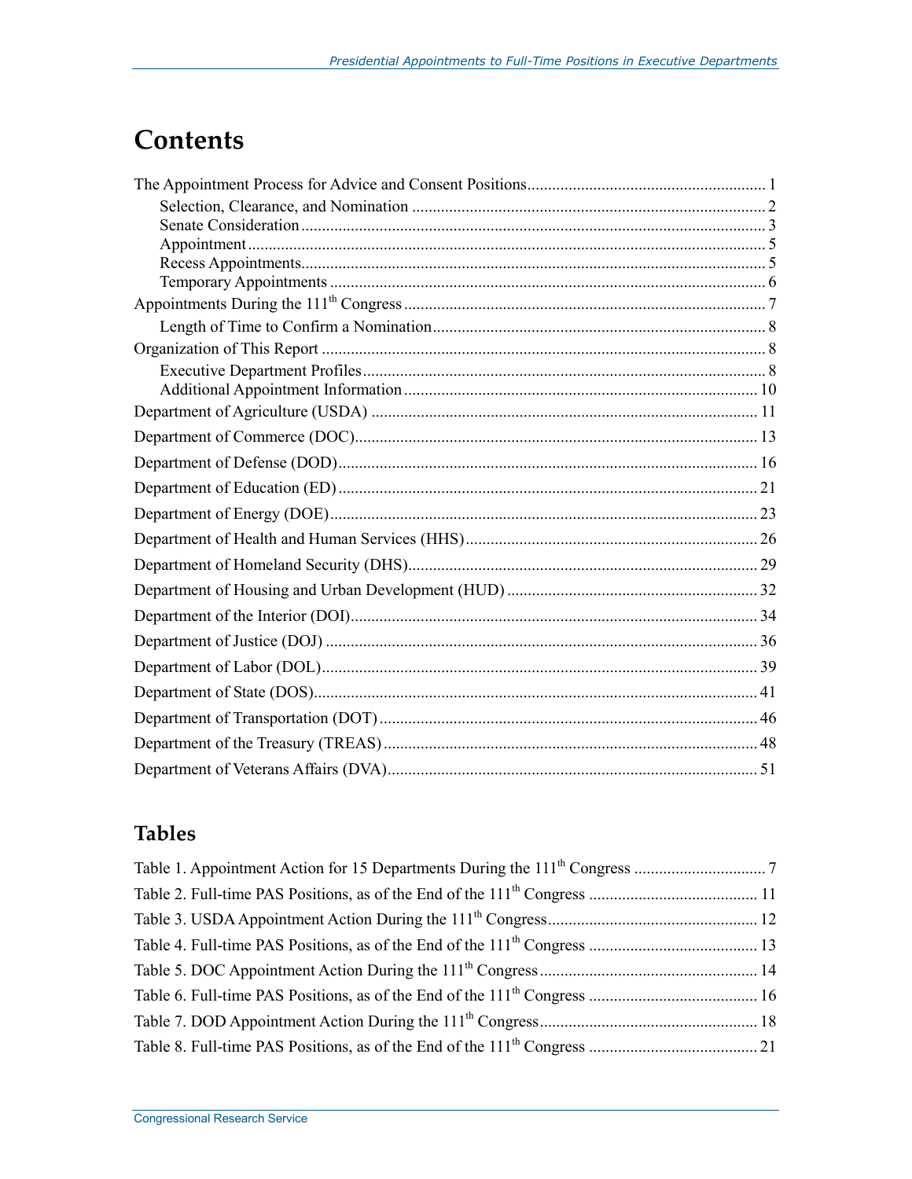# Contents

The Appointment Process for Advice and Consent Positions .......................................................... 1
- Selection, Clearance, and Nomination ..................................................................................... 2
- Senate Consideration ................................................................................................................ 3
- Appointment ............................................................................................................................. 5
- Recess Appointments................................................................................................................ 5
- Temporary Appointments ......................................................................................................... 6

Appointments During the 111th Congress ....................................................................................... 7
- Length of Time to Confirm a Nomination................................................................................. 8

Organization of This Report ........................................................................................................... 8
- Executive Department Profiles................................................................................................. 8
- Additional Appointment Information ..................................................................................... 10

Department of Agriculture (USDA) ............................................................................................. 11

Department of Commerce (DOC)................................................................................................. 13

Department of Defense (DOD).................................................................................................... 16

Department of Education (ED) .................................................................................................... 21

Department of Energy (DOE)....................................................................................................... 23

Department of Health and Human Services (HHS)...................................................................... 26

Department of Homeland Security (DHS).................................................................................... 29

Department of Housing and Urban Development (HUD) ............................................................ 32

Department of the Interior (DOI).................................................................................................. 34

Department of Justice (DOJ) ........................................................................................................ 36

Department of Labor (DOL)......................................................................................................... 39

Department of State (DOS)........................................................................................................... 41

Department of Transportation (DOT) ........................................................................................... 46

Department of the Treasury (TREAS) .......................................................................................... 48

Department of Veterans Affairs (DVA)......................................................................................... 51

## Tables

Table 1. Appointment Action for 15 Departments During the 111th Congress ................................ 7

Table 2. Full-time PAS Positions, as of the End of the 111th Congress ......................................... 11

Table 3. USDA Appointment Action During the 111th Congress................................................... 12

Table 4. Full-time PAS Positions, as of the End of the 111th Congress ......................................... 13

Table 5. DOC Appointment Action During the 111th Congress..................................................... 14

Table 6. Full-time PAS Positions, as of the End of the 111th Congress ......................................... 16

Table 7. DOD Appointment Action During the 111th Congress..................................................... 18

Table 8. Full-time PAS Positions, as of the End of the 111th Congress ......................................... 21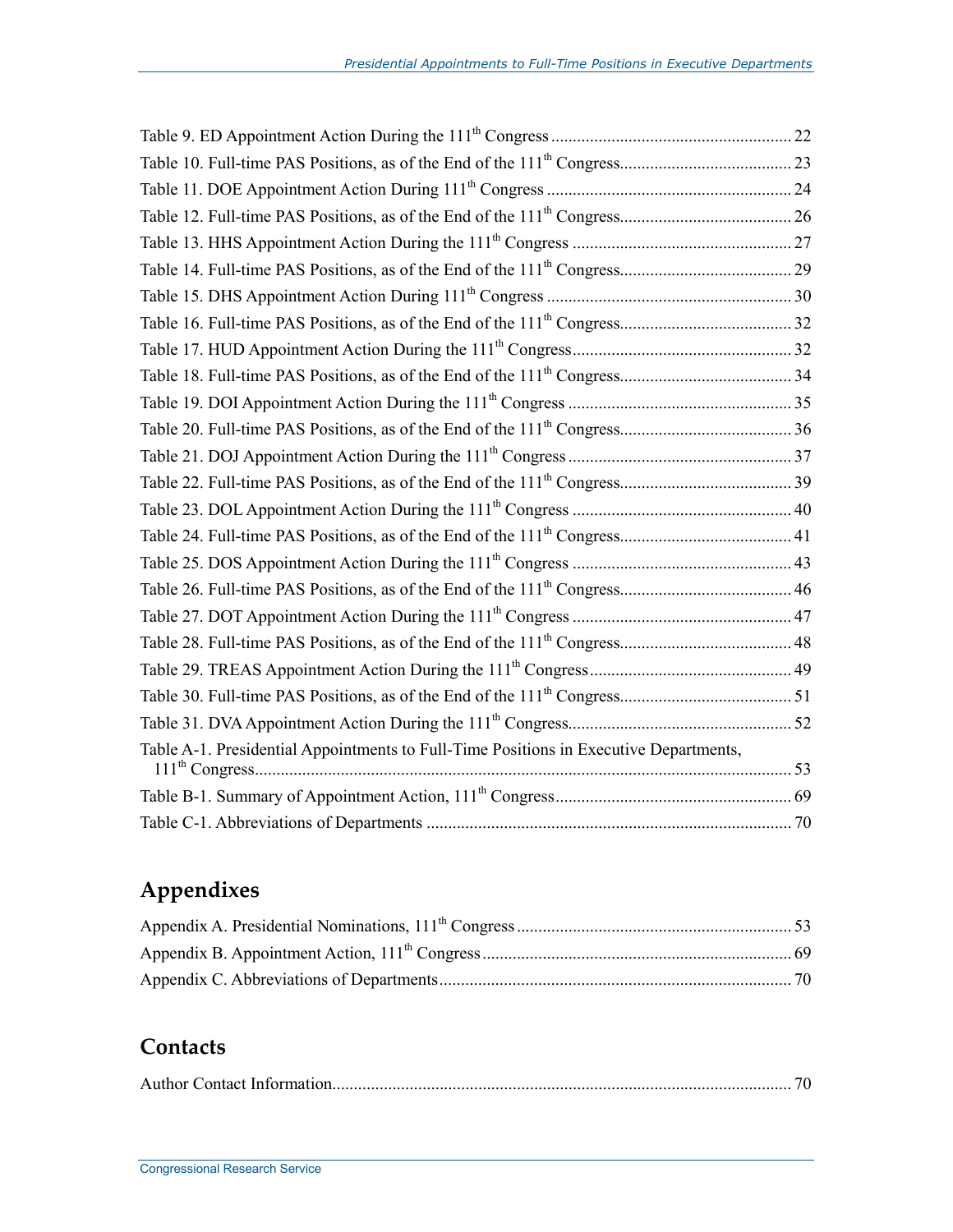Table 9. ED Appointment Action During the 111th Congress ........................................................ 22
Table 10. Full-time PAS Positions, as of the End of the 111th Congress........................................ 23
Table 11. DOE Appointment Action During 111th Congress ......................................................... 24
Table 12. Full-time PAS Positions, as of the End of the 111th Congress........................................ 26
Table 13. HHS Appointment Action During the 111th Congress ................................................... 27
Table 14. Full-time PAS Positions, as of the End of the 111th Congress........................................ 29
Table 15. DHS Appointment Action During 111th Congress ......................................................... 30
Table 16. Full-time PAS Positions, as of the End of the 111th Congress........................................ 32
Table 17. HUD Appointment Action During the 111th Congress................................................... 32
Table 18. Full-time PAS Positions, as of the End of the 111th Congress........................................ 34
Table 19. DOI Appointment Action During the 111th Congress .................................................... 35
Table 20. Full-time PAS Positions, as of the End of the 111th Congress........................................ 36
Table 21. DOJ Appointment Action During the 111th Congress .................................................... 37
Table 22. Full-time PAS Positions, as of the End of the 111th Congress........................................ 39
Table 23. DOL Appointment Action During the 111th Congress ................................................... 40
Table 24. Full-time PAS Positions, as of the End of the 111th Congress........................................ 41
Table 25. DOS Appointment Action During the 111th Congress ................................................... 43
Table 26. Full-time PAS Positions, as of the End of the 111th Congress........................................ 46
Table 27. DOT Appointment Action During the 111th Congress ................................................... 47
Table 28. Full-time PAS Positions, as of the End of the 111th Congress........................................ 48
Table 29. TREAS Appointment Action During the 111th Congress............................................... 49
Table 30. Full-time PAS Positions, as of the End of the 111th Congress........................................ 51
Table 31. DVA Appointment Action During the 111th Congress.................................................... 52
Table A-1. Presidential Appointments to Full-Time Positions in Executive Departments, 111th Congress........................................................................................................................... 53
Table B-1. Summary of Appointment Action, 111th Congress....................................................... 69
Table C-1. Abbreviations of Departments ..................................................................................... 70

## Appendixes

Appendix A. Presidential Nominations, 111th Congress ................................................................ 53
Appendix B. Appointment Action, 111th Congress........................................................................ 69
Appendix C. Abbreviations of Departments.................................................................................. 70

## Contacts

Author Contact Information........................................................................................................... 70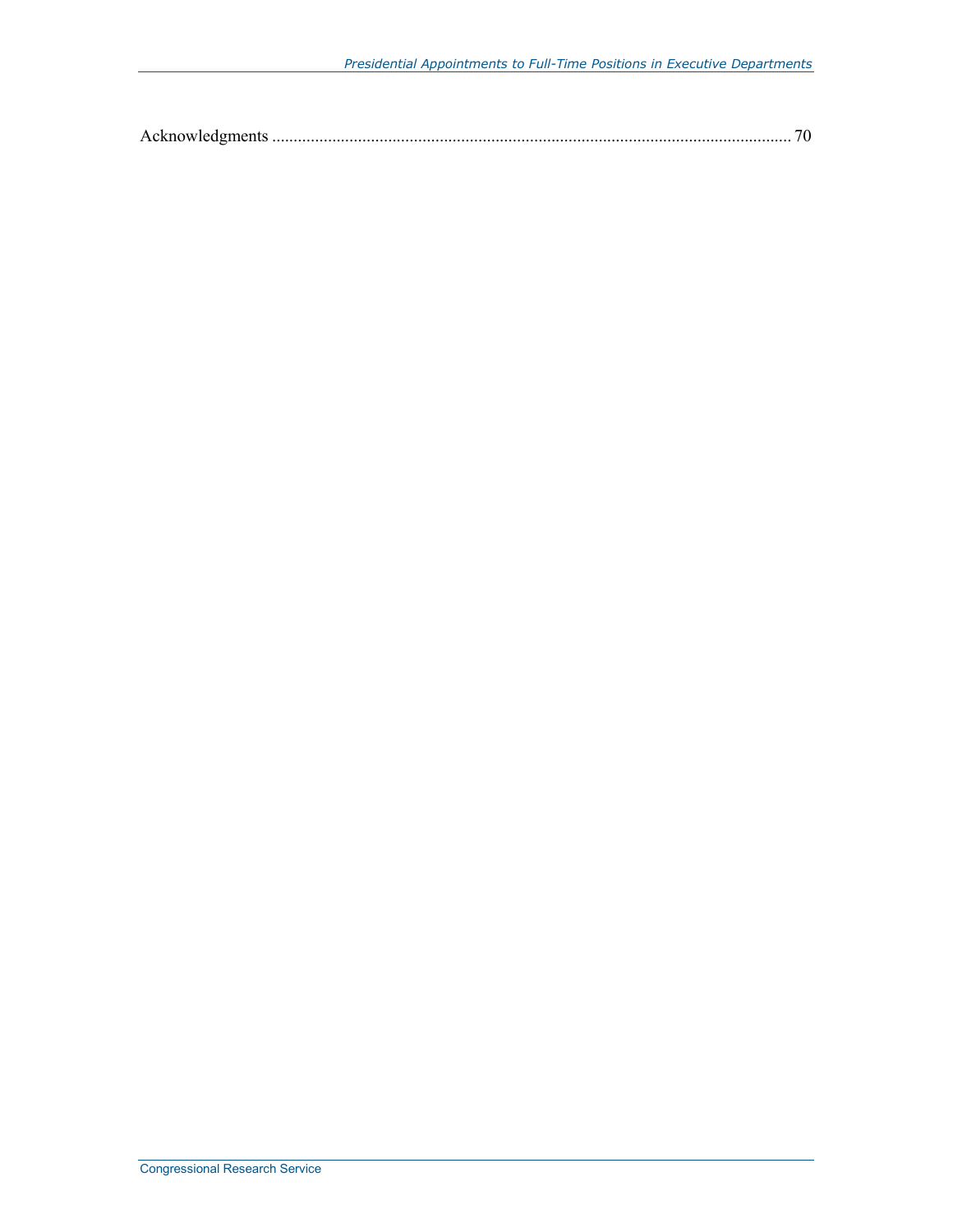Acknowledgments ........................................................................................................................ 70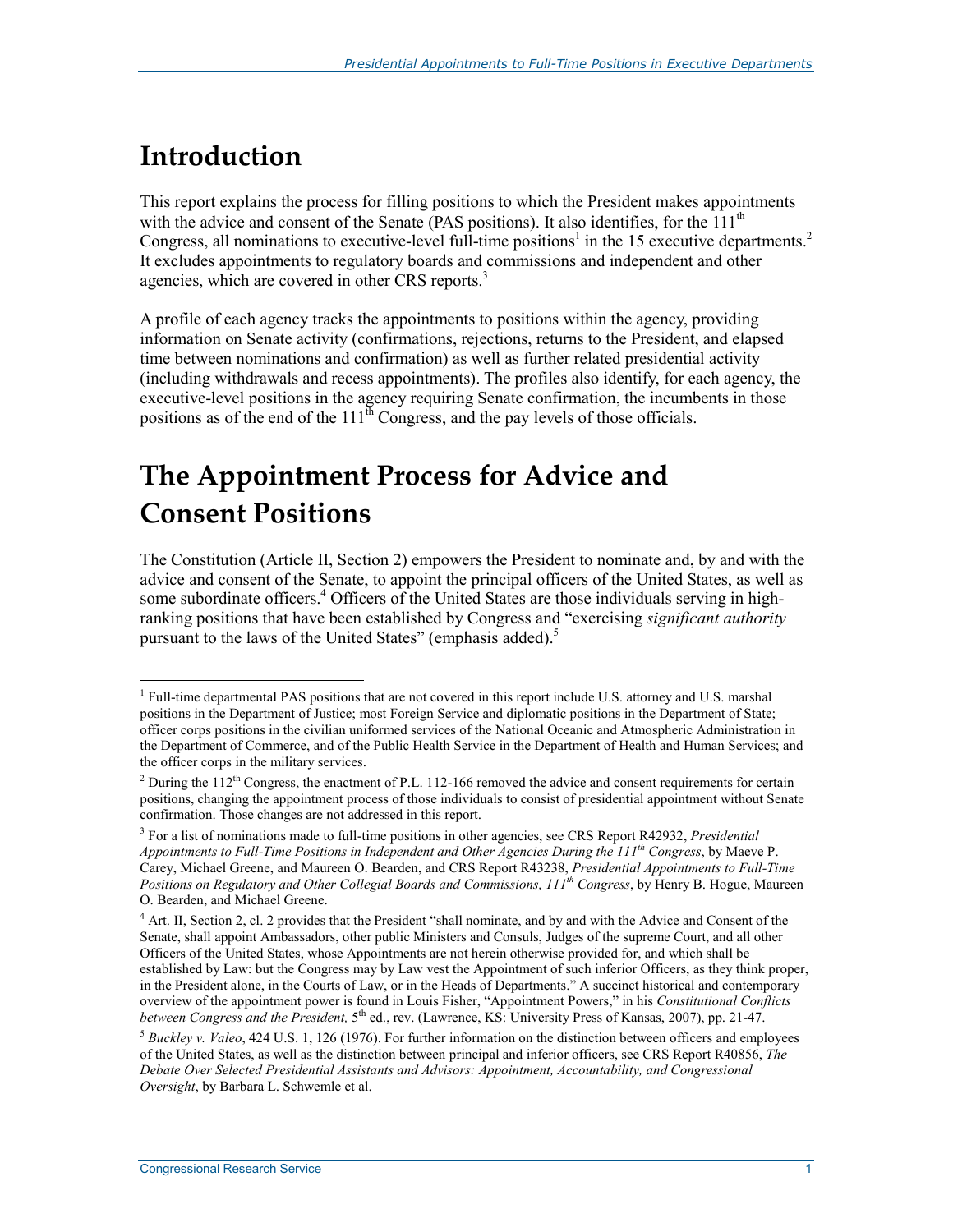# Introduction

This report explains the process for filling positions to which the President makes appointments with the advice and consent of the Senate (PAS positions). It also identifies, for the 111th Congress, all nominations to executive-level full-time positions[1] in the 15 executive departments.[2] It excludes appointments to regulatory boards and commissions and independent and other agencies, which are covered in other CRS reports.[3]

A profile of each agency tracks the appointments to positions within the agency, providing information on Senate activity (confirmations, rejections, returns to the President, and elapsed time between nominations and confirmation) as well as further related presidential activity (including withdrawals and recess appointments). The profiles also identify, for each agency, the executive-level positions in the agency requiring Senate confirmation, the incumbents in those positions as of the end of the 111th Congress, and the pay levels of those officials.

# The Appointment Process for Advice and Consent Positions

The Constitution (Article II, Section 2) empowers the President to nominate and, by and with the advice and consent of the Senate, to appoint the principal officers of the United States, as well as some subordinate officers.[4] Officers of the United States are those individuals serving in high-ranking positions that have been established by Congress and "exercising *significant authority* pursuant to the laws of the United States" (emphasis added).[5]

---

[1] Full-time departmental PAS positions that are not covered in this report include U.S. attorney and U.S. marshal positions in the Department of Justice; most Foreign Service and diplomatic positions in the Department of State; officer corps positions in the civilian uniformed services of the National Oceanic and Atmospheric Administration in the Department of Commerce, and of the Public Health Service in the Department of Health and Human Services; and the officer corps in the military services.

[2] During the 112th Congress, the enactment of P.L. 112-166 removed the advice and consent requirements for certain positions, changing the appointment process of those individuals to consist of presidential appointment without Senate confirmation. Those changes are not addressed in this report.

[3] For a list of nominations made to full-time positions in other agencies, see CRS Report R42932, *Presidential Appointments to Full-Time Positions in Independent and Other Agencies During the 111th Congress*, by Maeve P. Carey, Michael Greene, and Maureen O. Bearden, and CRS Report R43238, *Presidential Appointments to Full-Time Positions on Regulatory and Other Collegial Boards and Commissions, 111th Congress*, by Henry B. Hogue, Maureen O. Bearden, and Michael Greene.

[4] Art. II, Section 2, cl. 2 provides that the President "shall nominate, and by and with the Advice and Consent of the Senate, shall appoint Ambassadors, other public Ministers and Consuls, Judges of the supreme Court, and all other Officers of the United States, whose Appointments are not herein otherwise provided for, and which shall be established by Law: but the Congress may by Law vest the Appointment of such inferior Officers, as they think proper, in the President alone, in the Courts of Law, or in the Heads of Departments." A succinct historical and contemporary overview of the appointment power is found in Louis Fisher, "Appointment Powers," in his *Constitutional Conflicts between Congress and the President,* 5th ed., rev. (Lawrence, KS: University Press of Kansas, 2007), pp. 21-47.

[5] *Buckley v. Valeo*, 424 U.S. 1, 126 (1976). For further information on the distinction between officers and employees of the United States, as well as the distinction between principal and inferior officers, see CRS Report R40856, *The Debate Over Selected Presidential Assistants and Advisors: Appointment, Accountability, and Congressional Oversight*, by Barbara L. Schwemle et al.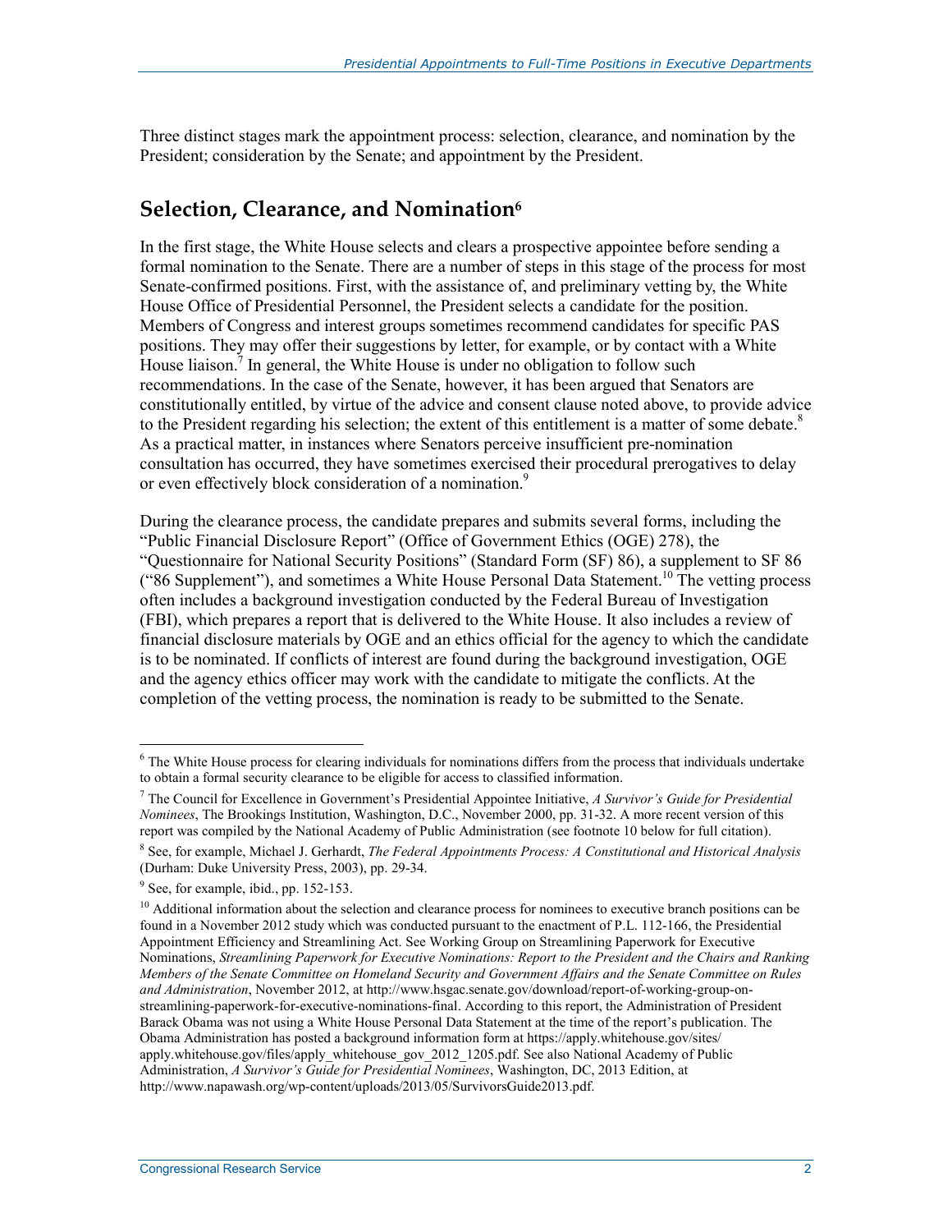Three distinct stages mark the appointment process: selection, clearance, and nomination by the President; consideration by the Senate; and appointment by the President.

## Selection, Clearance, and Nomination[6]

In the first stage, the White House selects and clears a prospective appointee before sending a formal nomination to the Senate. There are a number of steps in this stage of the process for most Senate-confirmed positions. First, with the assistance of, and preliminary vetting by, the White House Office of Presidential Personnel, the President selects a candidate for the position. Members of Congress and interest groups sometimes recommend candidates for specific PAS positions. They may offer their suggestions by letter, for example, or by contact with a White House liaison.[7] In general, the White House is under no obligation to follow such recommendations. In the case of the Senate, however, it has been argued that Senators are constitutionally entitled, by virtue of the advice and consent clause noted above, to provide advice to the President regarding his selection; the extent of this entitlement is a matter of some debate.[8] As a practical matter, in instances where Senators perceive insufficient pre-nomination consultation has occurred, they have sometimes exercised their procedural prerogatives to delay or even effectively block consideration of a nomination.[9]

During the clearance process, the candidate prepares and submits several forms, including the "Public Financial Disclosure Report" (Office of Government Ethics (OGE) 278), the "Questionnaire for National Security Positions" (Standard Form (SF) 86), a supplement to SF 86 ("86 Supplement"), and sometimes a White House Personal Data Statement.[10] The vetting process often includes a background investigation conducted by the Federal Bureau of Investigation (FBI), which prepares a report that is delivered to the White House. It also includes a review of financial disclosure materials by OGE and an ethics official for the agency to which the candidate is to be nominated. If conflicts of interest are found during the background investigation, OGE and the agency ethics officer may work with the candidate to mitigate the conflicts. At the completion of the vetting process, the nomination is ready to be submitted to the Senate.

---

[6] The White House process for clearing individuals for nominations differs from the process that individuals undertake to obtain a formal security clearance to be eligible for access to classified information.

[7] The Council for Excellence in Government's Presidential Appointee Initiative, *A Survivor's Guide for Presidential Nominees*, The Brookings Institution, Washington, D.C., November 2000, pp. 31-32. A more recent version of this report was compiled by the National Academy of Public Administration (see footnote 10 below for full citation).

[8] See, for example, Michael J. Gerhardt, *The Federal Appointments Process: A Constitutional and Historical Analysis* (Durham: Duke University Press, 2003), pp. 29-34.

[9] See, for example, ibid., pp. 152-153.

[10] Additional information about the selection and clearance process for nominees to executive branch positions can be found in a November 2012 study which was conducted pursuant to the enactment of P.L. 112-166, the Presidential Appointment Efficiency and Streamlining Act. See Working Group on Streamlining Paperwork for Executive Nominations, *Streamlining Paperwork for Executive Nominations: Report to the President and the Chairs and Ranking Members of the Senate Committee on Homeland Security and Government Affairs and the Senate Committee on Rules and Administration*, November 2012, at http://www.hsgac.senate.gov/download/report-of-working-group-on-streamlining-paperwork-for-executive-nominations-final. According to this report, the Administration of President Barack Obama was not using a White House Personal Data Statement at the time of the report's publication. The Obama Administration has posted a background information form at https://apply.whitehouse.gov/sites/apply.whitehouse.gov/files/apply_whitehouse_gov_2012_1205.pdf. See also National Academy of Public Administration, *A Survivor's Guide for Presidential Nominees*, Washington, DC, 2013 Edition, at http://www.napawash.org/wp-content/uploads/2013/05/SurvivorsGuide2013.pdf.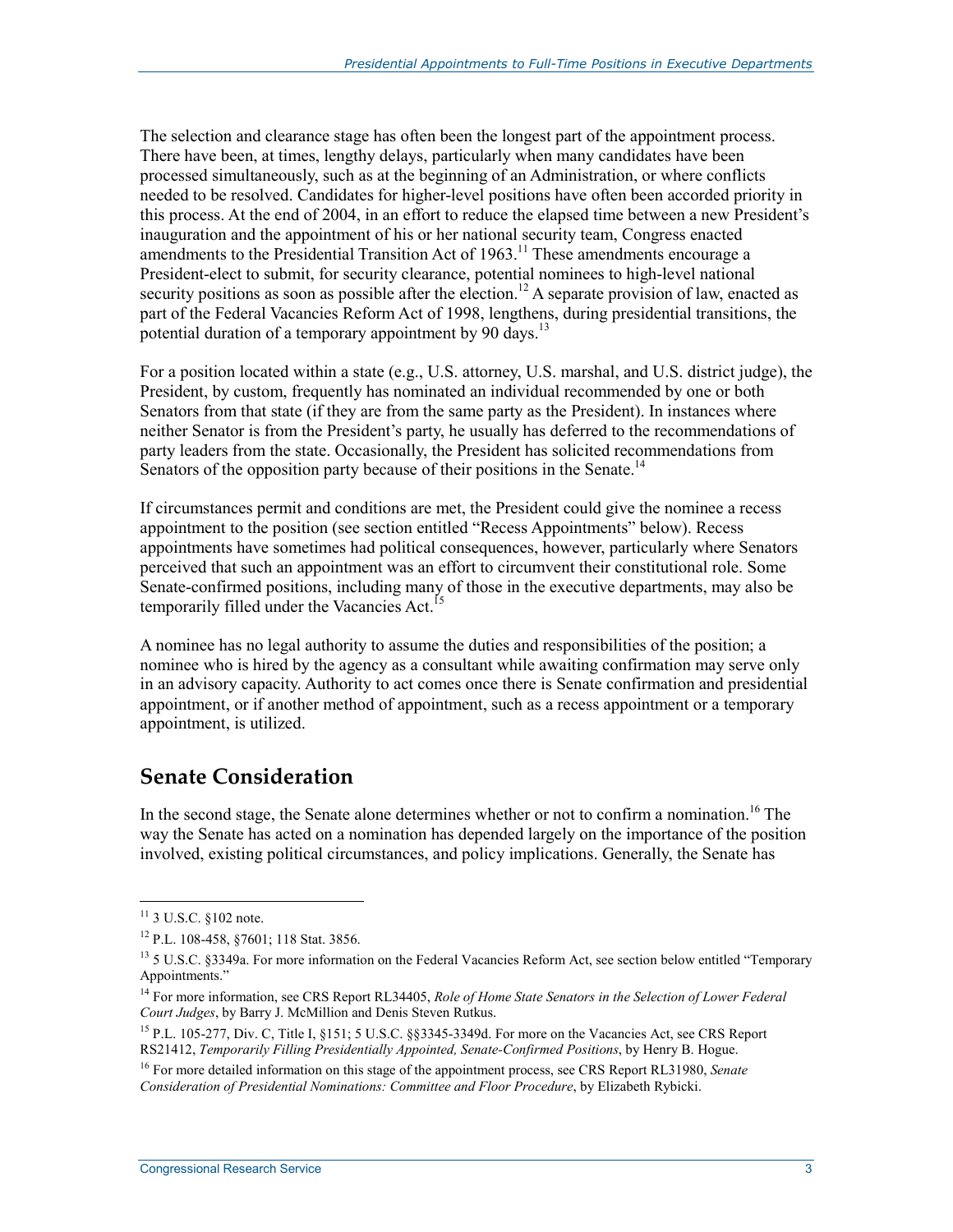The selection and clearance stage has often been the longest part of the appointment process. There have been, at times, lengthy delays, particularly when many candidates have been processed simultaneously, such as at the beginning of an Administration, or where conflicts needed to be resolved. Candidates for higher-level positions have often been accorded priority in this process. At the end of 2004, in an effort to reduce the elapsed time between a new President's inauguration and the appointment of his or her national security team, Congress enacted amendments to the Presidential Transition Act of 1963.[11] These amendments encourage a President-elect to submit, for security clearance, potential nominees to high-level national security positions as soon as possible after the election.[12] A separate provision of law, enacted as part of the Federal Vacancies Reform Act of 1998, lengthens, during presidential transitions, the potential duration of a temporary appointment by 90 days.[13]

For a position located within a state (e.g., U.S. attorney, U.S. marshal, and U.S. district judge), the President, by custom, frequently has nominated an individual recommended by one or both Senators from that state (if they are from the same party as the President). In instances where neither Senator is from the President's party, he usually has deferred to the recommendations of party leaders from the state. Occasionally, the President has solicited recommendations from Senators of the opposition party because of their positions in the Senate.[14]

If circumstances permit and conditions are met, the President could give the nominee a recess appointment to the position (see section entitled "Recess Appointments" below). Recess appointments have sometimes had political consequences, however, particularly where Senators perceived that such an appointment was an effort to circumvent their constitutional role. Some Senate-confirmed positions, including many of those in the executive departments, may also be temporarily filled under the Vacancies Act.[15]

A nominee has no legal authority to assume the duties and responsibilities of the position; a nominee who is hired by the agency as a consultant while awaiting confirmation may serve only in an advisory capacity. Authority to act comes once there is Senate confirmation and presidential appointment, or if another method of appointment, such as a recess appointment or a temporary appointment, is utilized.

## Senate Consideration

In the second stage, the Senate alone determines whether or not to confirm a nomination.[16] The way the Senate has acted on a nomination has depended largely on the importance of the position involved, existing political circumstances, and policy implications. Generally, the Senate has

---

[11] 3 U.S.C. §102 note.

[12] P.L. 108-458, §7601; 118 Stat. 3856.

[13] 5 U.S.C. §3349a. For more information on the Federal Vacancies Reform Act, see section below entitled "Temporary Appointments."

[14] For more information, see CRS Report RL34405, *Role of Home State Senators in the Selection of Lower Federal Court Judges*, by Barry J. McMillion and Denis Steven Rutkus.

[15] P.L. 105-277, Div. C, Title I, §151; 5 U.S.C. §§3345-3349d. For more on the Vacancies Act, see CRS Report RS21412, *Temporarily Filling Presidentially Appointed, Senate-Confirmed Positions*, by Henry B. Hogue.

[16] For more detailed information on this stage of the appointment process, see CRS Report RL31980, *Senate Consideration of Presidential Nominations: Committee and Floor Procedure*, by Elizabeth Rybicki.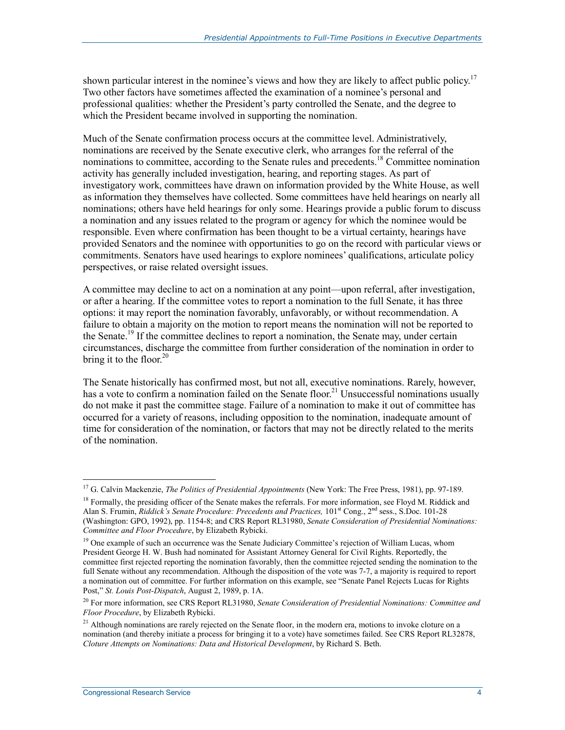shown particular interest in the nominee's views and how they are likely to affect public policy.[17] Two other factors have sometimes affected the examination of a nominee's personal and professional qualities: whether the President's party controlled the Senate, and the degree to which the President became involved in supporting the nomination.

Much of the Senate confirmation process occurs at the committee level. Administratively, nominations are received by the Senate executive clerk, who arranges for the referral of the nominations to committee, according to the Senate rules and precedents.[18] Committee nomination activity has generally included investigation, hearing, and reporting stages. As part of investigatory work, committees have drawn on information provided by the White House, as well as information they themselves have collected. Some committees have held hearings on nearly all nominations; others have held hearings for only some. Hearings provide a public forum to discuss a nomination and any issues related to the program or agency for which the nominee would be responsible. Even where confirmation has been thought to be a virtual certainty, hearings have provided Senators and the nominee with opportunities to go on the record with particular views or commitments. Senators have used hearings to explore nominees' qualifications, articulate policy perspectives, or raise related oversight issues.

A committee may decline to act on a nomination at any point—upon referral, after investigation, or after a hearing. If the committee votes to report a nomination to the full Senate, it has three options: it may report the nomination favorably, unfavorably, or without recommendation. A failure to obtain a majority on the motion to report means the nomination will not be reported to the Senate.[19] If the committee declines to report a nomination, the Senate may, under certain circumstances, discharge the committee from further consideration of the nomination in order to bring it to the floor.[20]

The Senate historically has confirmed most, but not all, executive nominations. Rarely, however, has a vote to confirm a nomination failed on the Senate floor.[21] Unsuccessful nominations usually do not make it past the committee stage. Failure of a nomination to make it out of committee has occurred for a variety of reasons, including opposition to the nomination, inadequate amount of time for consideration of the nomination, or factors that may not be directly related to the merits of the nomination.

---

[17] G. Calvin Mackenzie, *The Politics of Presidential Appointments* (New York: The Free Press, 1981), pp. 97-189.

[18] Formally, the presiding officer of the Senate makes the referrals. For more information, see Floyd M. Riddick and Alan S. Frumin, *Riddick's Senate Procedure: Precedents and Practices,* 101st Cong., 2nd sess., S.Doc. 101-28 (Washington: GPO, 1992), pp. 1154-8; and CRS Report RL31980, *Senate Consideration of Presidential Nominations: Committee and Floor Procedure*, by Elizabeth Rybicki.

[19] One example of such an occurrence was the Senate Judiciary Committee's rejection of William Lucas, whom President George H. W. Bush had nominated for Assistant Attorney General for Civil Rights. Reportedly, the committee first rejected reporting the nomination favorably, then the committee rejected sending the nomination to the full Senate without any recommendation. Although the disposition of the vote was 7-7, a majority is required to report a nomination out of committee. For further information on this example, see "Senate Panel Rejects Lucas for Rights Post," *St. Louis Post-Dispatch*, August 2, 1989, p. 1A.

[20] For more information, see CRS Report RL31980, *Senate Consideration of Presidential Nominations: Committee and Floor Procedure*, by Elizabeth Rybicki.

[21] Although nominations are rarely rejected on the Senate floor, in the modern era, motions to invoke cloture on a nomination (and thereby initiate a process for bringing it to a vote) have sometimes failed. See CRS Report RL32878, *Cloture Attempts on Nominations: Data and Historical Development*, by Richard S. Beth.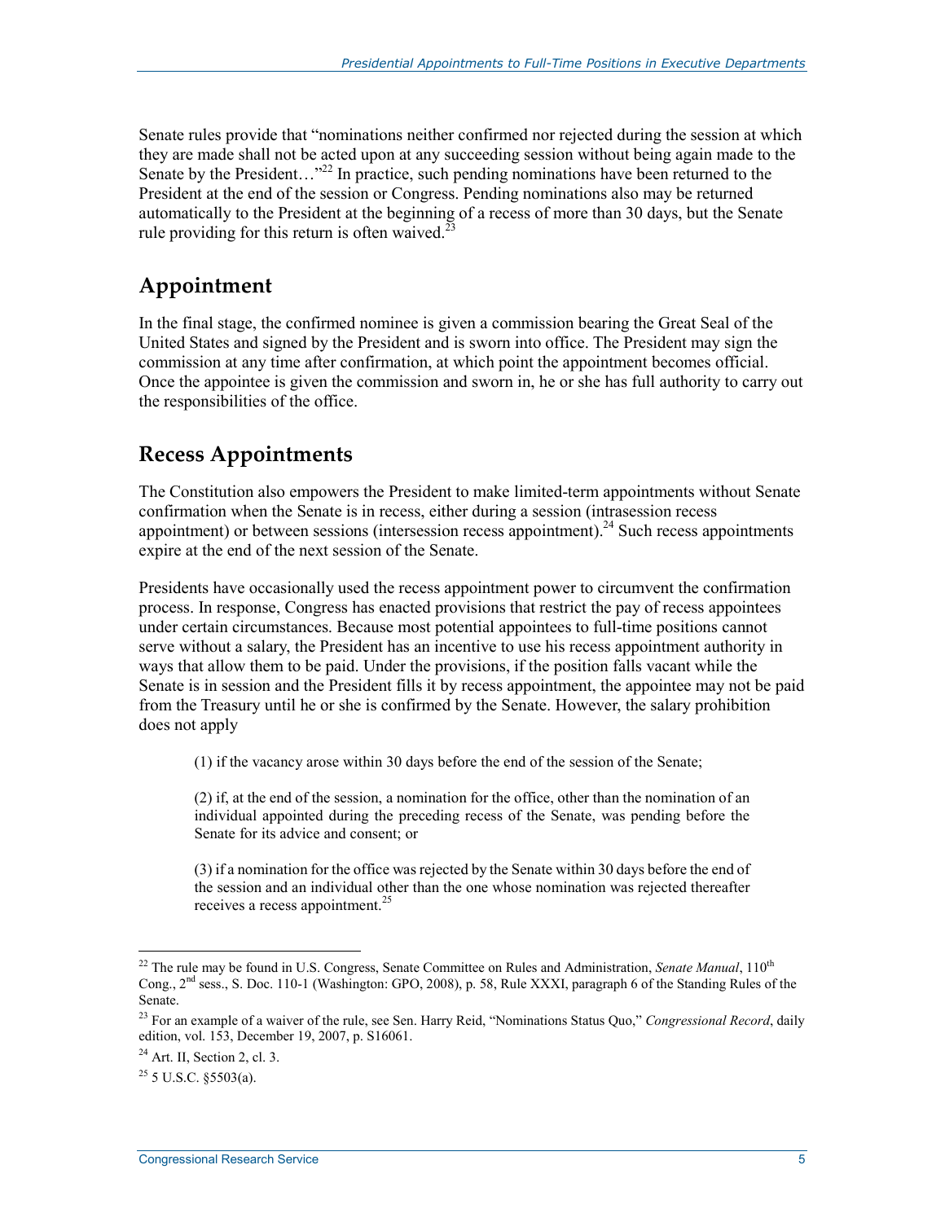Senate rules provide that "nominations neither confirmed nor rejected during the session at which they are made shall not be acted upon at any succeeding session without being again made to the Senate by the President…"[22] In practice, such pending nominations have been returned to the President at the end of the session or Congress. Pending nominations also may be returned automatically to the President at the beginning of a recess of more than 30 days, but the Senate rule providing for this return is often waived.[23]

## Appointment

In the final stage, the confirmed nominee is given a commission bearing the Great Seal of the United States and signed by the President and is sworn into office. The President may sign the commission at any time after confirmation, at which point the appointment becomes official. Once the appointee is given the commission and sworn in, he or she has full authority to carry out the responsibilities of the office.

## Recess Appointments

The Constitution also empowers the President to make limited-term appointments without Senate confirmation when the Senate is in recess, either during a session (intrasession recess appointment) or between sessions (intersession recess appointment).[24] Such recess appointments expire at the end of the next session of the Senate.

Presidents have occasionally used the recess appointment power to circumvent the confirmation process. In response, Congress has enacted provisions that restrict the pay of recess appointees under certain circumstances. Because most potential appointees to full-time positions cannot serve without a salary, the President has an incentive to use his recess appointment authority in ways that allow them to be paid. Under the provisions, if the position falls vacant while the Senate is in session and the President fills it by recess appointment, the appointee may not be paid from the Treasury until he or she is confirmed by the Senate. However, the salary prohibition does not apply

> (1) if the vacancy arose within 30 days before the end of the session of the Senate;
>
> (2) if, at the end of the session, a nomination for the office, other than the nomination of an individual appointed during the preceding recess of the Senate, was pending before the Senate for its advice and consent; or
>
> (3) if a nomination for the office was rejected by the Senate within 30 days before the end of the session and an individual other than the one whose nomination was rejected thereafter receives a recess appointment.[25]

---

[22] The rule may be found in U.S. Congress, Senate Committee on Rules and Administration, *Senate Manual*, 110th Cong., 2nd sess., S. Doc. 110-1 (Washington: GPO, 2008), p. 58, Rule XXXI, paragraph 6 of the Standing Rules of the Senate.

[23] For an example of a waiver of the rule, see Sen. Harry Reid, "Nominations Status Quo," *Congressional Record*, daily edition, vol. 153, December 19, 2007, p. S16061.

[24] Art. II, Section 2, cl. 3.

[25] 5 U.S.C. §5503(a).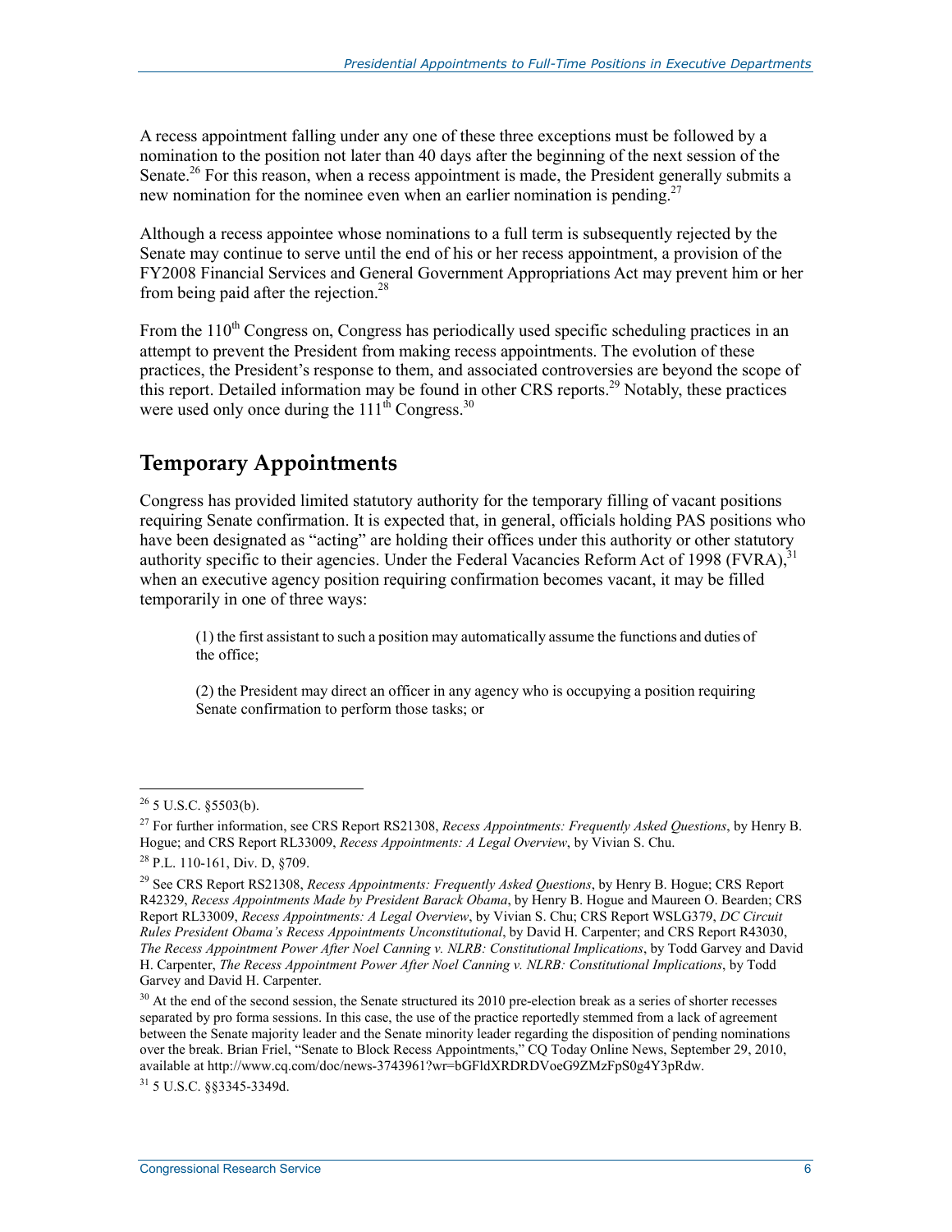A recess appointment falling under any one of these three exceptions must be followed by a nomination to the position not later than 40 days after the beginning of the next session of the Senate.[26] For this reason, when a recess appointment is made, the President generally submits a new nomination for the nominee even when an earlier nomination is pending.[27]

Although a recess appointee whose nominations to a full term is subsequently rejected by the Senate may continue to serve until the end of his or her recess appointment, a provision of the FY2008 Financial Services and General Government Appropriations Act may prevent him or her from being paid after the rejection.[28]

From the 110th Congress on, Congress has periodically used specific scheduling practices in an attempt to prevent the President from making recess appointments. The evolution of these practices, the President's response to them, and associated controversies are beyond the scope of this report. Detailed information may be found in other CRS reports.[29] Notably, these practices were used only once during the 111th Congress.[30]

## Temporary Appointments

Congress has provided limited statutory authority for the temporary filling of vacant positions requiring Senate confirmation. It is expected that, in general, officials holding PAS positions who have been designated as "acting" are holding their offices under this authority or other statutory authority specific to their agencies. Under the Federal Vacancies Reform Act of 1998 (FVRA),[31] when an executive agency position requiring confirmation becomes vacant, it may be filled temporarily in one of three ways:

> (1) the first assistant to such a position may automatically assume the functions and duties of the office;
>
> (2) the President may direct an officer in any agency who is occupying a position requiring Senate confirmation to perform those tasks; or

---

[26] 5 U.S.C. §5503(b).

[27] For further information, see CRS Report RS21308, *Recess Appointments: Frequently Asked Questions*, by Henry B. Hogue; and CRS Report RL33009, *Recess Appointments: A Legal Overview*, by Vivian S. Chu.

[28] P.L. 110-161, Div. D, §709.

[29] See CRS Report RS21308, *Recess Appointments: Frequently Asked Questions*, by Henry B. Hogue; CRS Report R42329, *Recess Appointments Made by President Barack Obama*, by Henry B. Hogue and Maureen O. Bearden; CRS Report RL33009, *Recess Appointments: A Legal Overview*, by Vivian S. Chu; CRS Report WSLG379, *DC Circuit Rules President Obama's Recess Appointments Unconstitutional*, by David H. Carpenter; and CRS Report R43030, *The Recess Appointment Power After Noel Canning v. NLRB: Constitutional Implications*, by Todd Garvey and David H. Carpenter, *The Recess Appointment Power After Noel Canning v. NLRB: Constitutional Implications*, by Todd Garvey and David H. Carpenter.

[30] At the end of the second session, the Senate structured its 2010 pre-election break as a series of shorter recesses separated by pro forma sessions. In this case, the use of the practice reportedly stemmed from a lack of agreement between the Senate majority leader and the Senate minority leader regarding the disposition of pending nominations over the break. Brian Friel, "Senate to Block Recess Appointments," CQ Today Online News, September 29, 2010, available at http://www.cq.com/doc/news-3743961?wr=bGFldXRDRDVoeG9ZMzFpS0g4Y3pRdw.

[31] 5 U.S.C. §§3345-3349d.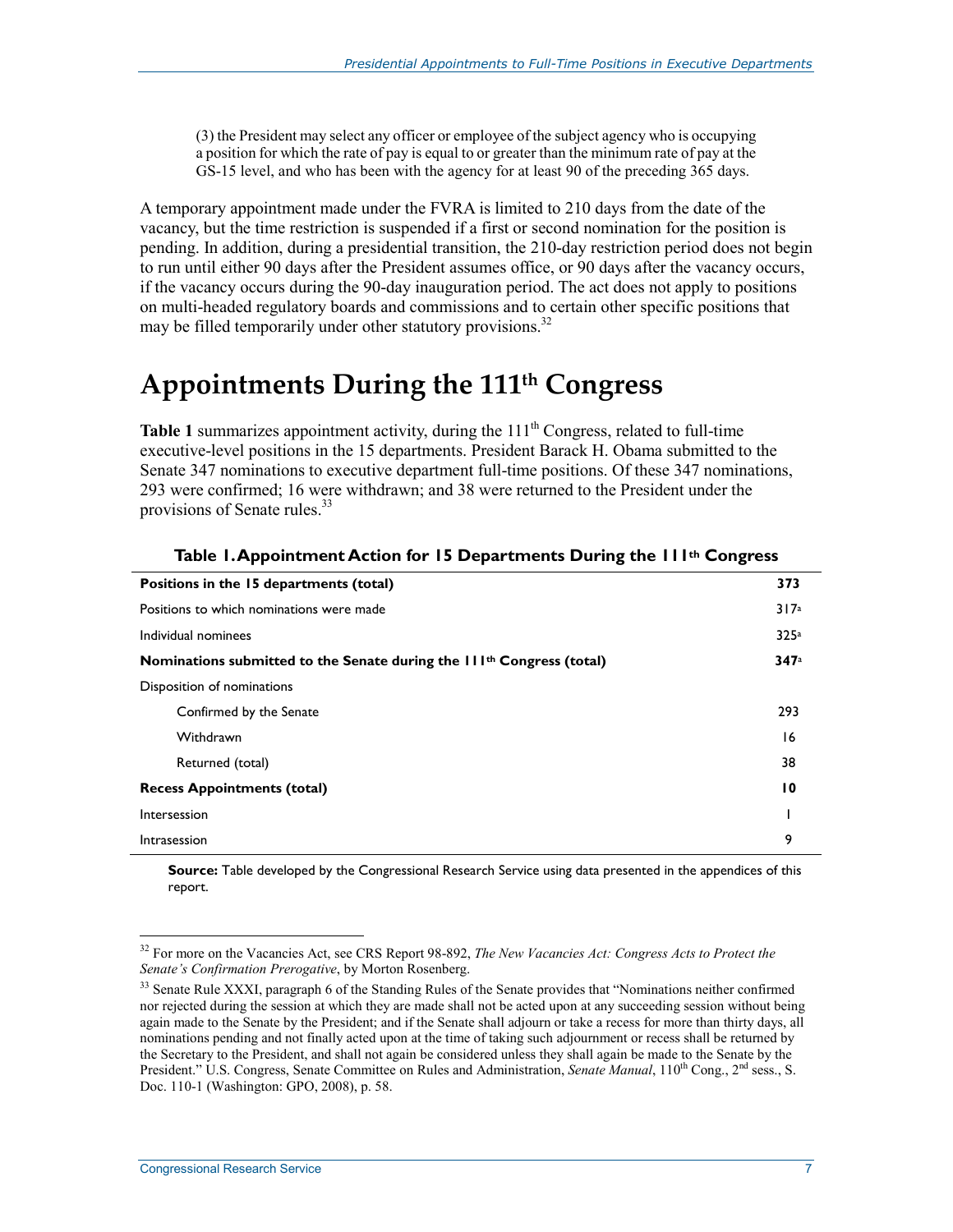(3) the President may select any officer or employee of the subject agency who is occupying a position for which the rate of pay is equal to or greater than the minimum rate of pay at the GS-15 level, and who has been with the agency for at least 90 of the preceding 365 days.

A temporary appointment made under the FVRA is limited to 210 days from the date of the vacancy, but the time restriction is suspended if a first or second nomination for the position is pending. In addition, during a presidential transition, the 210-day restriction period does not begin to run until either 90 days after the President assumes office, or 90 days after the vacancy occurs, if the vacancy occurs during the 90-day inauguration period. The act does not apply to positions on multi-headed regulatory boards and commissions and to certain other specific positions that may be filled temporarily under other statutory provisions.[32]

# Appointments During the 111th Congress

**Table 1** summarizes appointment activity, during the 111th Congress, related to full-time executive-level positions in the 15 departments. President Barack H. Obama submitted to the Senate 347 nominations to executive department full-time positions. Of these 347 nominations, 293 were confirmed; 16 were withdrawn; and 38 were returned to the President under the provisions of Senate rules.[33]

**Table 1. Appointment Action for 15 Departments During the 111th Congress**

| | |
|---|---|
| **Positions in the 15 departments (total)** | **373** |
| Positions to which nominations were made | 317[a] |
| Individual nominees | 325[a] |
| **Nominations submitted to the Senate during the 111th Congress (total)** | **347**[a] |
| Disposition of nominations | |
| Confirmed by the Senate | 293 |
| Withdrawn | 16 |
| Returned (total) | 38 |
| **Recess Appointments (total)** | **10** |
| Intersession | 1 |
| Intrasession | 9 |

**Source:** Table developed by the Congressional Research Service using data presented in the appendices of this report.

[32] For more on the Vacancies Act, see CRS Report 98-892, *The New Vacancies Act: Congress Acts to Protect the Senate's Confirmation Prerogative*, by Morton Rosenberg.

[33] Senate Rule XXXI, paragraph 6 of the Standing Rules of the Senate provides that "Nominations neither confirmed nor rejected during the session at which they are made shall not be acted upon at any succeeding session without being again made to the Senate by the President; and if the Senate shall adjourn or take a recess for more than thirty days, all nominations pending and not finally acted upon at the time of taking such adjournment or recess shall be returned by the Secretary to the President, and shall not again be considered unless they shall again be made to the Senate by the President." U.S. Congress, Senate Committee on Rules and Administration, *Senate Manual*, 110th Cong., 2nd sess., S. Doc. 110-1 (Washington: GPO, 2008), p. 58.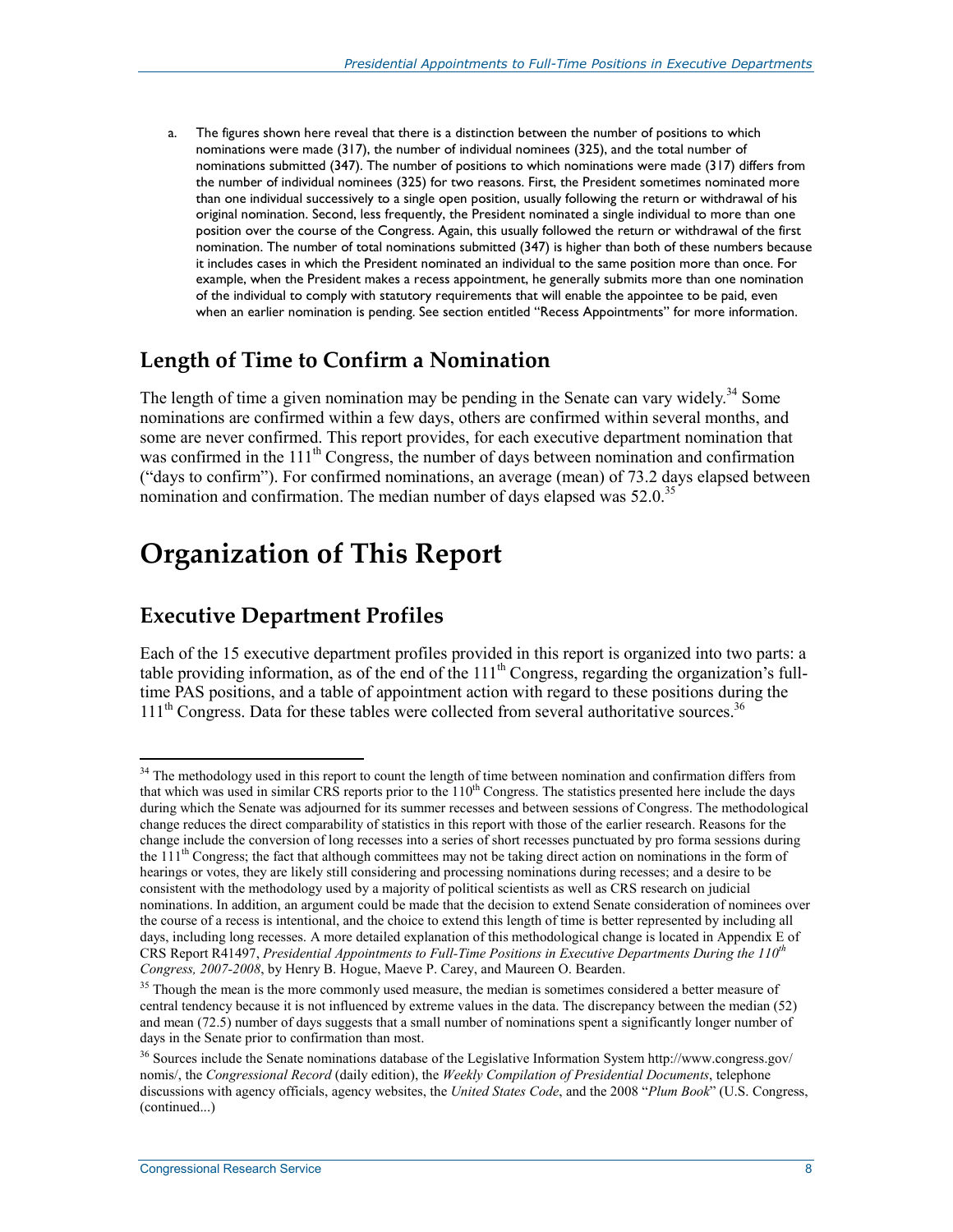a. The figures shown here reveal that there is a distinction between the number of positions to which nominations were made (317), the number of individual nominees (325), and the total number of nominations submitted (347). The number of positions to which nominations were made (317) differs from the number of individual nominees (325) for two reasons. First, the President sometimes nominated more than one individual successively to a single open position, usually following the return or withdrawal of his original nomination. Second, less frequently, the President nominated a single individual to more than one position over the course of the Congress. Again, this usually followed the return or withdrawal of the first nomination. The number of total nominations submitted (347) is higher than both of these numbers because it includes cases in which the President nominated an individual to the same position more than once. For example, when the President makes a recess appointment, he generally submits more than one nomination of the individual to comply with statutory requirements that will enable the appointee to be paid, even when an earlier nomination is pending. See section entitled "Recess Appointments" for more information.

## Length of Time to Confirm a Nomination

The length of time a given nomination may be pending in the Senate can vary widely.[34] Some nominations are confirmed within a few days, others are confirmed within several months, and some are never confirmed. This report provides, for each executive department nomination that was confirmed in the 111th Congress, the number of days between nomination and confirmation ("days to confirm"). For confirmed nominations, an average (mean) of 73.2 days elapsed between nomination and confirmation. The median number of days elapsed was 52.0.[35]

# Organization of This Report

## Executive Department Profiles

Each of the 15 executive department profiles provided in this report is organized into two parts: a table providing information, as of the end of the 111th Congress, regarding the organization's full-time PAS positions, and a table of appointment action with regard to these positions during the 111th Congress. Data for these tables were collected from several authoritative sources.[36]

---

[34] The methodology used in this report to count the length of time between nomination and confirmation differs from that which was used in similar CRS reports prior to the 110th Congress. The statistics presented here include the days during which the Senate was adjourned for its summer recesses and between sessions of Congress. The methodological change reduces the direct comparability of statistics in this report with those of the earlier research. Reasons for the change include the conversion of long recesses into a series of short recesses punctuated by pro forma sessions during the 111th Congress; the fact that although committees may not be taking direct action on nominations in the form of hearings or votes, they are likely still considering and processing nominations during recesses; and a desire to be consistent with the methodology used by a majority of political scientists as well as CRS research on judicial nominations. In addition, an argument could be made that the decision to extend Senate consideration of nominees over the course of a recess is intentional, and the choice to extend this length of time is better represented by including all days, including long recesses. A more detailed explanation of this methodological change is located in Appendix E of CRS Report R41497, *Presidential Appointments to Full-Time Positions in Executive Departments During the 110th Congress, 2007-2008*, by Henry B. Hogue, Maeve P. Carey, and Maureen O. Bearden.

[35] Though the mean is the more commonly used measure, the median is sometimes considered a better measure of central tendency because it is not influenced by extreme values in the data. The discrepancy between the median (52) and mean (72.5) number of days suggests that a small number of nominations spent a significantly longer number of days in the Senate prior to confirmation than most.

[36] Sources include the Senate nominations database of the Legislative Information System http://www.congress.gov/nomis/, the *Congressional Record* (daily edition), the *Weekly Compilation of Presidential Documents*, telephone discussions with agency officials, agency websites, the *United States Code*, and the 2008 "*Plum Book*" (U.S. Congress, (continued...)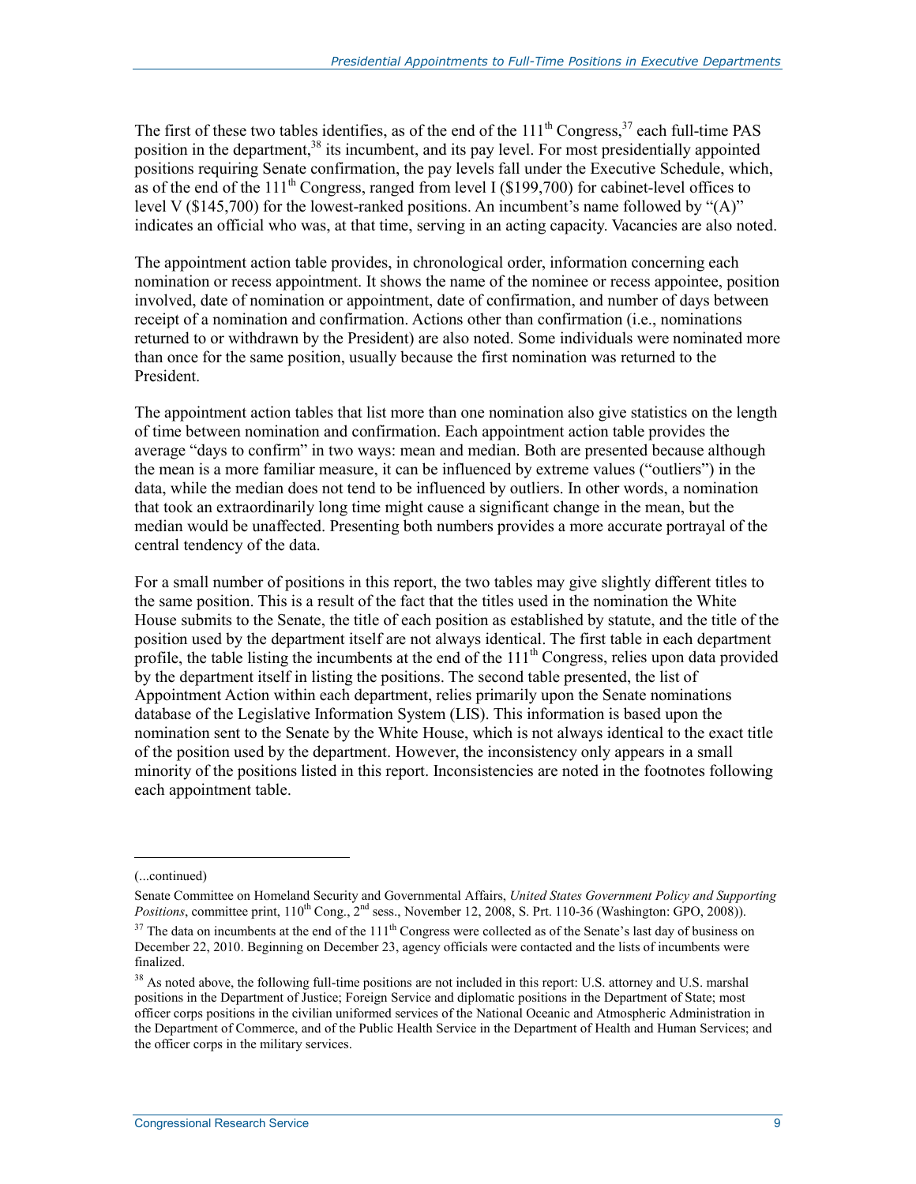The first of these two tables identifies, as of the end of the 111th Congress,[37] each full-time PAS position in the department,[38] its incumbent, and its pay level. For most presidentially appointed positions requiring Senate confirmation, the pay levels fall under the Executive Schedule, which, as of the end of the 111th Congress, ranged from level I ($199,700) for cabinet-level offices to level V ($145,700) for the lowest-ranked positions. An incumbent's name followed by "(A)" indicates an official who was, at that time, serving in an acting capacity. Vacancies are also noted.

The appointment action table provides, in chronological order, information concerning each nomination or recess appointment. It shows the name of the nominee or recess appointee, position involved, date of nomination or appointment, date of confirmation, and number of days between receipt of a nomination and confirmation. Actions other than confirmation (i.e., nominations returned to or withdrawn by the President) are also noted. Some individuals were nominated more than once for the same position, usually because the first nomination was returned to the President.

The appointment action tables that list more than one nomination also give statistics on the length of time between nomination and confirmation. Each appointment action table provides the average "days to confirm" in two ways: mean and median. Both are presented because although the mean is a more familiar measure, it can be influenced by extreme values ("outliers") in the data, while the median does not tend to be influenced by outliers. In other words, a nomination that took an extraordinarily long time might cause a significant change in the mean, but the median would be unaffected. Presenting both numbers provides a more accurate portrayal of the central tendency of the data.

For a small number of positions in this report, the two tables may give slightly different titles to the same position. This is a result of the fact that the titles used in the nomination the White House submits to the Senate, the title of each position as established by statute, and the title of the position used by the department itself are not always identical. The first table in each department profile, the table listing the incumbents at the end of the 111th Congress, relies upon data provided by the department itself in listing the positions. The second table presented, the list of Appointment Action within each department, relies primarily upon the Senate nominations database of the Legislative Information System (LIS). This information is based upon the nomination sent to the Senate by the White House, which is not always identical to the exact title of the position used by the department. However, the inconsistency only appears in a small minority of the positions listed in this report. Inconsistencies are noted in the footnotes following each appointment table.

---

(...continued)

Senate Committee on Homeland Security and Governmental Affairs, *United States Government Policy and Supporting Positions*, committee print, 110th Cong., 2nd sess., November 12, 2008, S. Prt. 110-36 (Washington: GPO, 2008)).

[37] The data on incumbents at the end of the 111th Congress were collected as of the Senate's last day of business on December 22, 2010. Beginning on December 23, agency officials were contacted and the lists of incumbents were finalized.

[38] As noted above, the following full-time positions are not included in this report: U.S. attorney and U.S. marshal positions in the Department of Justice; Foreign Service and diplomatic positions in the Department of State; most officer corps positions in the civilian uniformed services of the National Oceanic and Atmospheric Administration in the Department of Commerce, and of the Public Health Service in the Department of Health and Human Services; and the officer corps in the military services.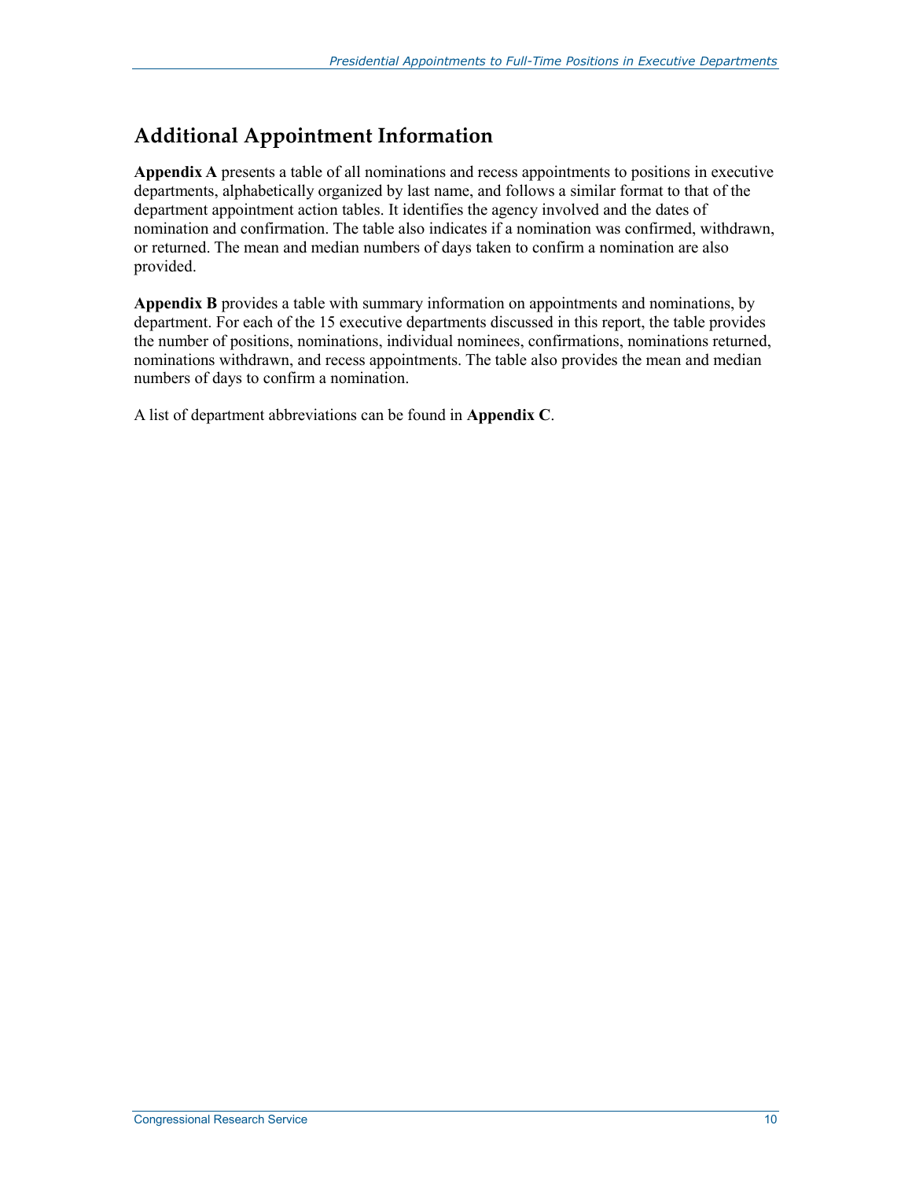## Additional Appointment Information

**Appendix A** presents a table of all nominations and recess appointments to positions in executive departments, alphabetically organized by last name, and follows a similar format to that of the department appointment action tables. It identifies the agency involved and the dates of nomination and confirmation. The table also indicates if a nomination was confirmed, withdrawn, or returned. The mean and median numbers of days taken to confirm a nomination are also provided.

**Appendix B** provides a table with summary information on appointments and nominations, by department. For each of the 15 executive departments discussed in this report, the table provides the number of positions, nominations, individual nominees, confirmations, nominations returned, nominations withdrawn, and recess appointments. The table also provides the mean and median numbers of days to confirm a nomination.

A list of department abbreviations can be found in **Appendix C**.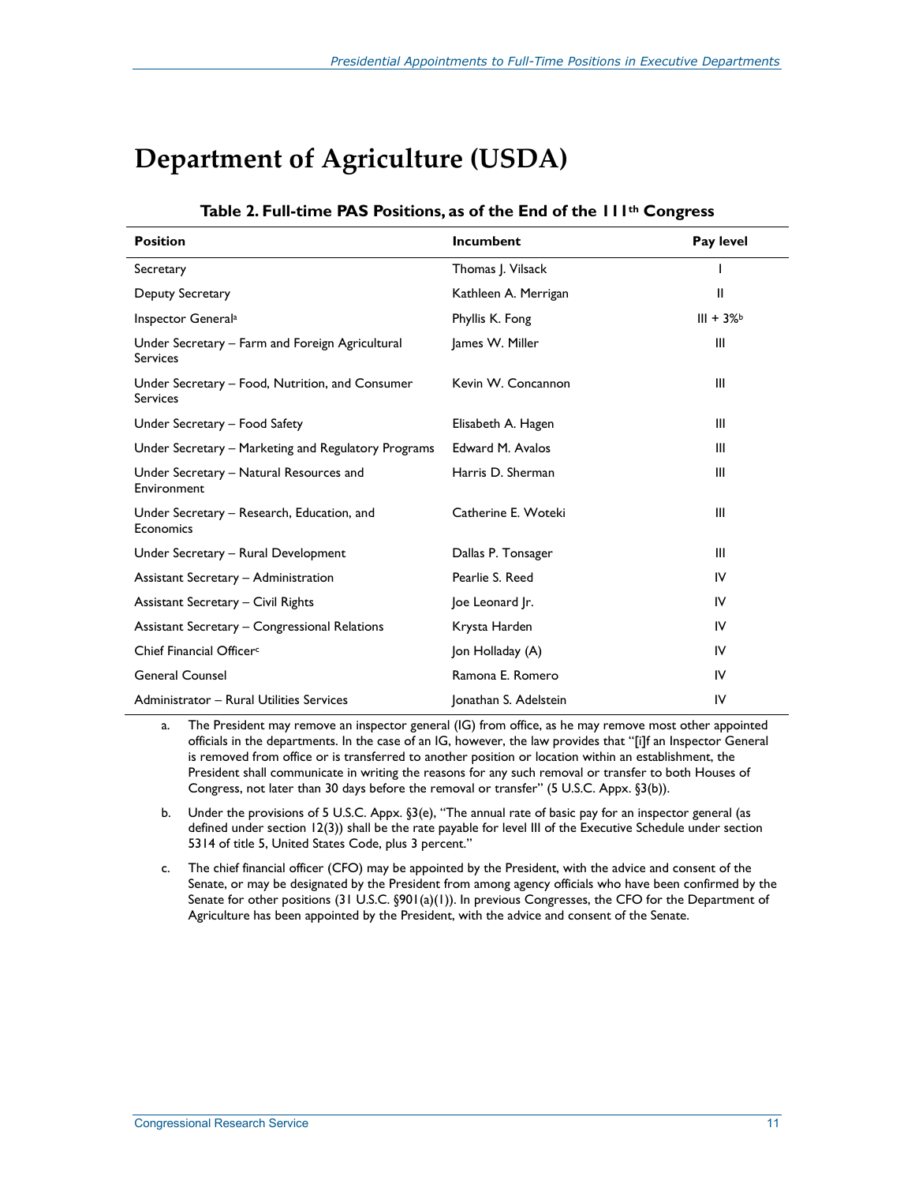# Department of Agriculture (USDA)

**Table 2. Full-time PAS Positions, as of the End of the 111th Congress**

| Position | Incumbent | Pay level |
|---|---|---|
| Secretary | Thomas J. Vilsack | I |
| Deputy Secretary | Kathleen A. Merrigan | II |
| Inspector General[a] | Phyllis K. Fong | III + 3%[b] |
| Under Secretary – Farm and Foreign Agricultural Services | James W. Miller | III |
| Under Secretary – Food, Nutrition, and Consumer Services | Kevin W. Concannon | III |
| Under Secretary – Food Safety | Elisabeth A. Hagen | III |
| Under Secretary – Marketing and Regulatory Programs | Edward M. Avalos | III |
| Under Secretary – Natural Resources and Environment | Harris D. Sherman | III |
| Under Secretary – Research, Education, and Economics | Catherine E. Woteki | III |
| Under Secretary – Rural Development | Dallas P. Tonsager | III |
| Assistant Secretary – Administration | Pearlie S. Reed | IV |
| Assistant Secretary – Civil Rights | Joe Leonard Jr. | IV |
| Assistant Secretary – Congressional Relations | Krysta Harden | IV |
| Chief Financial Officer[c] | Jon Holladay (A) | IV |
| General Counsel | Ramona E. Romero | IV |
| Administrator – Rural Utilities Services | Jonathan S. Adelstein | IV |

a. The President may remove an inspector general (IG) from office, as he may remove most other appointed officials in the departments. In the case of an IG, however, the law provides that "[i]f an Inspector General is removed from office or is transferred to another position or location within an establishment, the President shall communicate in writing the reasons for any such removal or transfer to both Houses of Congress, not later than 30 days before the removal or transfer" (5 U.S.C. Appx. §3(b)).

b. Under the provisions of 5 U.S.C. Appx. §3(e), "The annual rate of basic pay for an inspector general (as defined under section 12(3)) shall be the rate payable for level III of the Executive Schedule under section 5314 of title 5, United States Code, plus 3 percent."

c. The chief financial officer (CFO) may be appointed by the President, with the advice and consent of the Senate, or may be designated by the President from among agency officials who have been confirmed by the Senate for other positions (31 U.S.C. §901(a)(1)). In previous Congresses, the CFO for the Department of Agriculture has been appointed by the President, with the advice and consent of the Senate.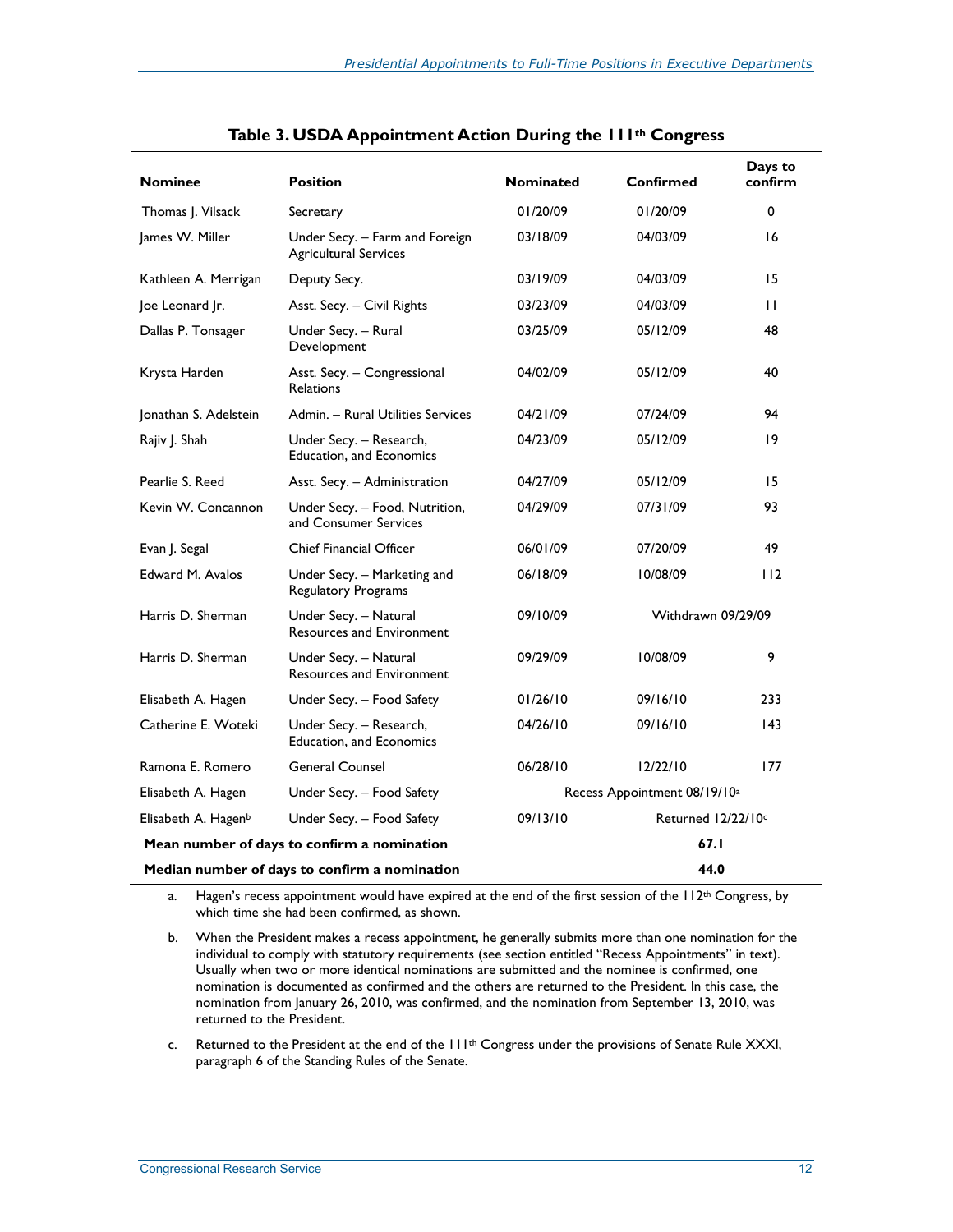**Table 3. USDA Appointment Action During the 111th Congress**

| Nominee | Position | Nominated | Confirmed | Days to confirm |
|---|---|---|---|---|
| Thomas J. Vilsack | Secretary | 01/20/09 | 01/20/09 | 0 |
| James W. Miller | Under Secy. – Farm and Foreign Agricultural Services | 03/18/09 | 04/03/09 | 16 |
| Kathleen A. Merrigan | Deputy Secy. | 03/19/09 | 04/03/09 | 15 |
| Joe Leonard Jr. | Asst. Secy. – Civil Rights | 03/23/09 | 04/03/09 | 11 |
| Dallas P. Tonsager | Under Secy. – Rural Development | 03/25/09 | 05/12/09 | 48 |
| Krysta Harden | Asst. Secy. – Congressional Relations | 04/02/09 | 05/12/09 | 40 |
| Jonathan S. Adelstein | Admin. – Rural Utilities Services | 04/21/09 | 07/24/09 | 94 |
| Rajiv J. Shah | Under Secy. – Research, Education, and Economics | 04/23/09 | 05/12/09 | 19 |
| Pearlie S. Reed | Asst. Secy. – Administration | 04/27/09 | 05/12/09 | 15 |
| Kevin W. Concannon | Under Secy. – Food, Nutrition, and Consumer Services | 04/29/09 | 07/31/09 | 93 |
| Evan J. Segal | Chief Financial Officer | 06/01/09 | 07/20/09 | 49 |
| Edward M. Avalos | Under Secy. – Marketing and Regulatory Programs | 06/18/09 | 10/08/09 | 112 |
| Harris D. Sherman | Under Secy. – Natural Resources and Environment | 09/10/09 | Withdrawn 09/29/09 | |
| Harris D. Sherman | Under Secy. – Natural Resources and Environment | 09/29/09 | 10/08/09 | 9 |
| Elisabeth A. Hagen | Under Secy. – Food Safety | 01/26/10 | 09/16/10 | 233 |
| Catherine E. Woteki | Under Secy. – Research, Education, and Economics | 04/26/10 | 09/16/10 | 143 |
| Ramona E. Romero | General Counsel | 06/28/10 | 12/22/10 | 177 |
| Elisabeth A. Hagen | Under Secy. – Food Safety | Recess Appointment 08/19/10[a] | | |
| Elisabeth A. Hagen[b] | Under Secy. – Food Safety | 09/13/10 | Returned 12/22/10[c] | |
| **Mean number of days to confirm a nomination** | | | **67.1** | |
| **Median number of days to confirm a nomination** | | | **44.0** | |

a. Hagen's recess appointment would have expired at the end of the first session of the 112th Congress, by which time she had been confirmed, as shown.

b. When the President makes a recess appointment, he generally submits more than one nomination for the individual to comply with statutory requirements (see section entitled "Recess Appointments" in text). Usually when two or more identical nominations are submitted and the nominee is confirmed, one nomination is documented as confirmed and the others are returned to the President. In this case, the nomination from January 26, 2010, was confirmed, and the nomination from September 13, 2010, was returned to the President.

c. Returned to the President at the end of the 111th Congress under the provisions of Senate Rule XXXI, paragraph 6 of the Standing Rules of the Senate.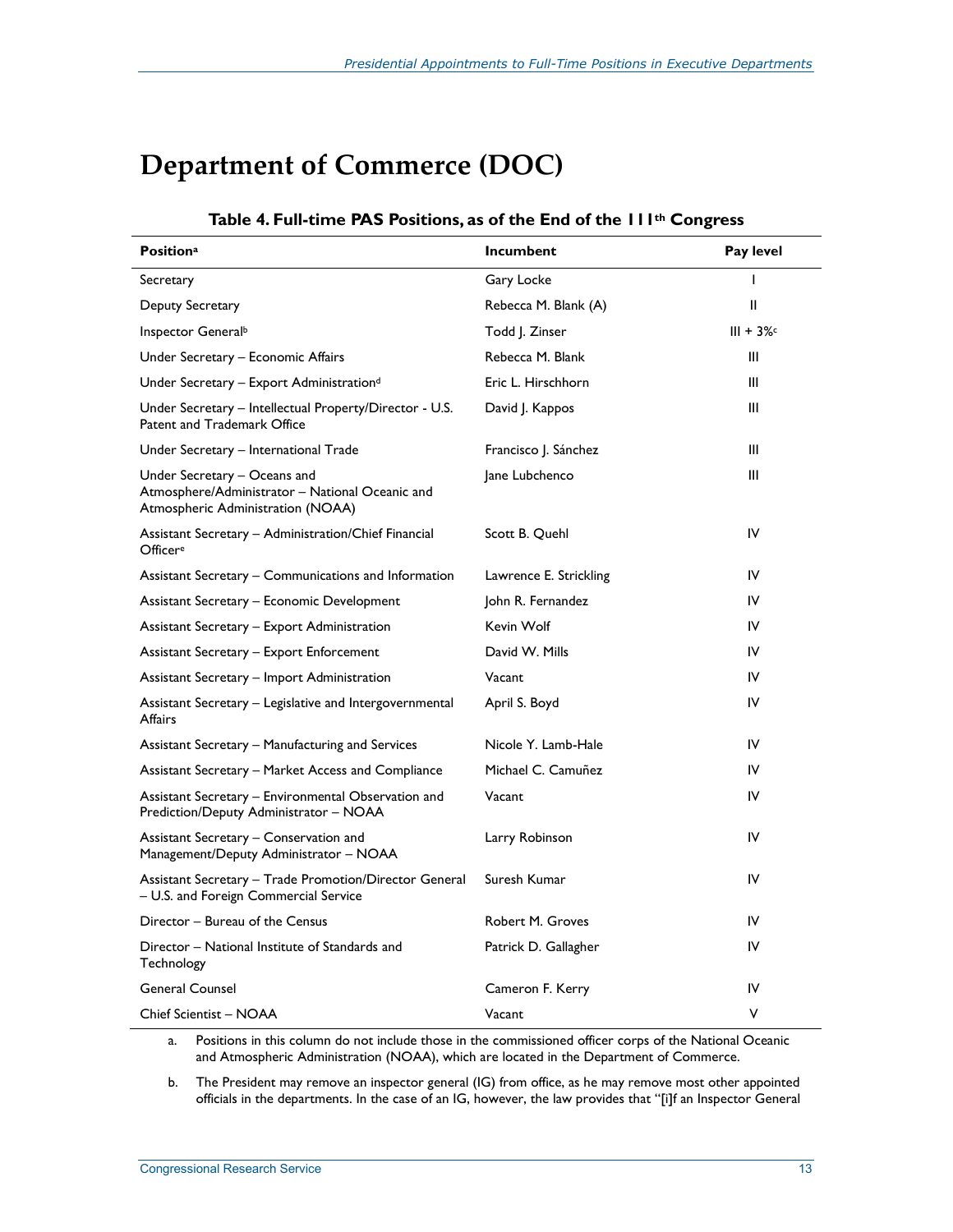# Department of Commerce (DOC)

**Table 4. Full-time PAS Positions, as of the End of the 111th Congress**

| Position[a] | Incumbent | Pay level |
|---|---|---|
| Secretary | Gary Locke | I |
| Deputy Secretary | Rebecca M. Blank (A) | II |
| Inspector General[b] | Todd J. Zinser | III + 3%[c] |
| Under Secretary – Economic Affairs | Rebecca M. Blank | III |
| Under Secretary – Export Administration[d] | Eric L. Hirschhorn | III |
| Under Secretary – Intellectual Property/Director - U.S. Patent and Trademark Office | David J. Kappos | III |
| Under Secretary – International Trade | Francisco J. Sánchez | III |
| Under Secretary – Oceans and Atmosphere/Administrator – National Oceanic and Atmospheric Administration (NOAA) | Jane Lubchenco | III |
| Assistant Secretary – Administration/Chief Financial Officer[e] | Scott B. Quehl | IV |
| Assistant Secretary – Communications and Information | Lawrence E. Strickling | IV |
| Assistant Secretary – Economic Development | John R. Fernandez | IV |
| Assistant Secretary – Export Administration | Kevin Wolf | IV |
| Assistant Secretary – Export Enforcement | David W. Mills | IV |
| Assistant Secretary – Import Administration | Vacant | IV |
| Assistant Secretary – Legislative and Intergovernmental Affairs | April S. Boyd | IV |
| Assistant Secretary – Manufacturing and Services | Nicole Y. Lamb-Hale | IV |
| Assistant Secretary – Market Access and Compliance | Michael C. Camuñez | IV |
| Assistant Secretary – Environmental Observation and Prediction/Deputy Administrator – NOAA | Vacant | IV |
| Assistant Secretary – Conservation and Management/Deputy Administrator – NOAA | Larry Robinson | IV |
| Assistant Secretary – Trade Promotion/Director General – U.S. and Foreign Commercial Service | Suresh Kumar | IV |
| Director – Bureau of the Census | Robert M. Groves | IV |
| Director – National Institute of Standards and Technology | Patrick D. Gallagher | IV |
| General Counsel | Cameron F. Kerry | IV |
| Chief Scientist – NOAA | Vacant | V |

a. Positions in this column do not include those in the commissioned officer corps of the National Oceanic and Atmospheric Administration (NOAA), which are located in the Department of Commerce.

b. The President may remove an inspector general (IG) from office, as he may remove most other appointed officials in the departments. In the case of an IG, however, the law provides that "[i]f an Inspector General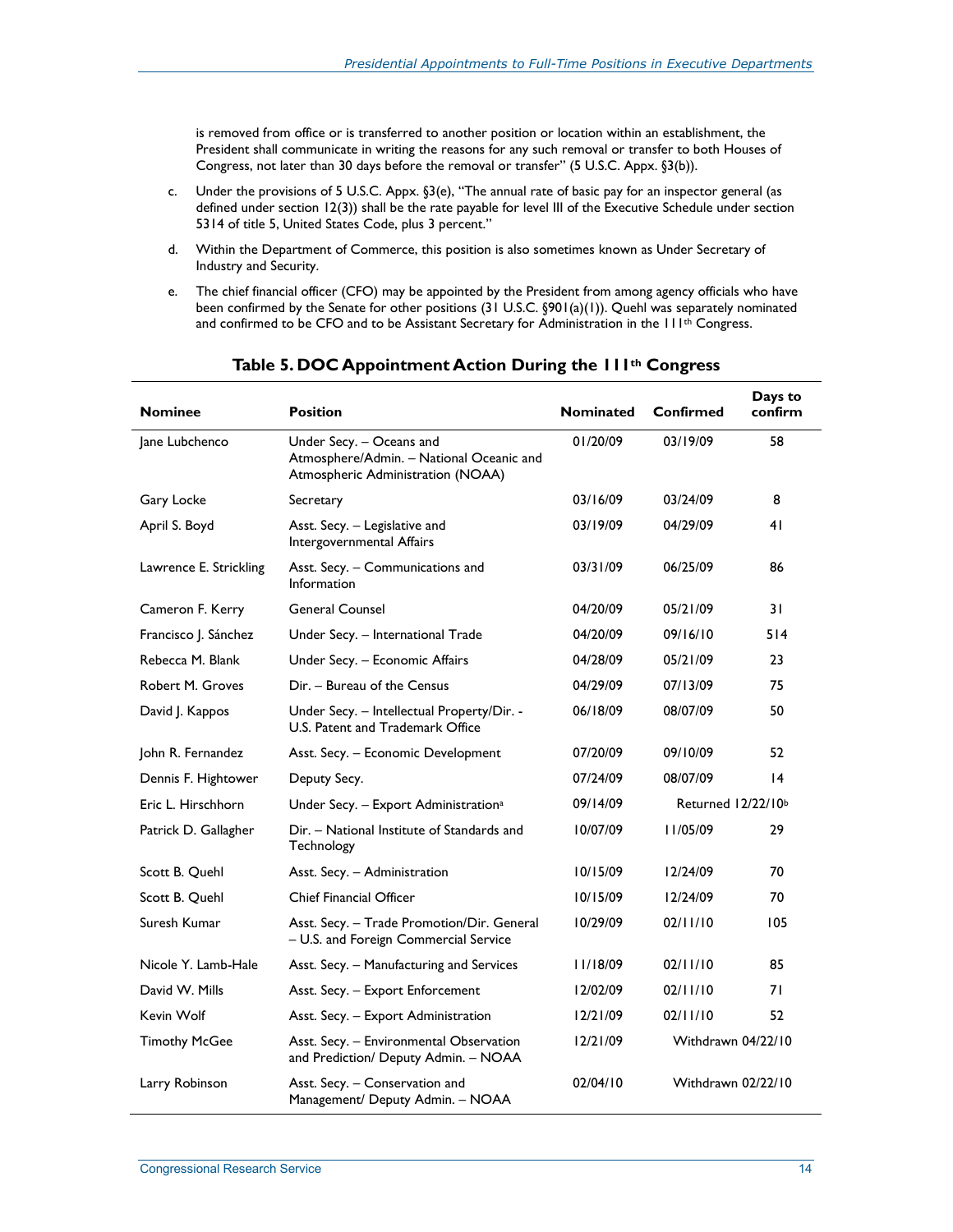is removed from office or is transferred to another position or location within an establishment, the President shall communicate in writing the reasons for any such removal or transfer to both Houses of Congress, not later than 30 days before the removal or transfer" (5 U.S.C. Appx. §3(b)).

c. Under the provisions of 5 U.S.C. Appx. §3(e), "The annual rate of basic pay for an inspector general (as defined under section 12(3)) shall be the rate payable for level III of the Executive Schedule under section 5314 of title 5, United States Code, plus 3 percent."

d. Within the Department of Commerce, this position is also sometimes known as Under Secretary of Industry and Security.

e. The chief financial officer (CFO) may be appointed by the President from among agency officials who have been confirmed by the Senate for other positions (31 U.S.C. §901(a)(1)). Quehl was separately nominated and confirmed to be CFO and to be Assistant Secretary for Administration in the 111th Congress.

**Table 5. DOC Appointment Action During the 111th Congress**

| Nominee | Position | Nominated | Confirmed | Days to confirm |
|---|---|---|---|---|
| Jane Lubchenco | Under Secy. – Oceans and Atmosphere/Admin. – National Oceanic and Atmospheric Administration (NOAA) | 01/20/09 | 03/19/09 | 58 |
| Gary Locke | Secretary | 03/16/09 | 03/24/09 | 8 |
| April S. Boyd | Asst. Secy. – Legislative and Intergovernmental Affairs | 03/19/09 | 04/29/09 | 41 |
| Lawrence E. Strickling | Asst. Secy. – Communications and Information | 03/31/09 | 06/25/09 | 86 |
| Cameron F. Kerry | General Counsel | 04/20/09 | 05/21/09 | 31 |
| Francisco J. Sánchez | Under Secy. – International Trade | 04/20/09 | 09/16/10 | 514 |
| Rebecca M. Blank | Under Secy. – Economic Affairs | 04/28/09 | 05/21/09 | 23 |
| Robert M. Groves | Dir. – Bureau of the Census | 04/29/09 | 07/13/09 | 75 |
| David J. Kappos | Under Secy. – Intellectual Property/Dir. - U.S. Patent and Trademark Office | 06/18/09 | 08/07/09 | 50 |
| John R. Fernandez | Asst. Secy. – Economic Development | 07/20/09 | 09/10/09 | 52 |
| Dennis F. Hightower | Deputy Secy. | 07/24/09 | 08/07/09 | 14 |
| Eric L. Hirschhorn | Under Secy. – Export Administration[a] | 09/14/09 | Returned 12/22/10[b] | |
| Patrick D. Gallagher | Dir. – National Institute of Standards and Technology | 10/07/09 | 11/05/09 | 29 |
| Scott B. Quehl | Asst. Secy. – Administration | 10/15/09 | 12/24/09 | 70 |
| Scott B. Quehl | Chief Financial Officer | 10/15/09 | 12/24/09 | 70 |
| Suresh Kumar | Asst. Secy. – Trade Promotion/Dir. General – U.S. and Foreign Commercial Service | 10/29/09 | 02/11/10 | 105 |
| Nicole Y. Lamb-Hale | Asst. Secy. – Manufacturing and Services | 11/18/09 | 02/11/10 | 85 |
| David W. Mills | Asst. Secy. – Export Enforcement | 12/02/09 | 02/11/10 | 71 |
| Kevin Wolf | Asst. Secy. – Export Administration | 12/21/09 | 02/11/10 | 52 |
| Timothy McGee | Asst. Secy. – Environmental Observation and Prediction/ Deputy Admin. – NOAA | 12/21/09 | Withdrawn 04/22/10 | |
| Larry Robinson | Asst. Secy. – Conservation and Management/ Deputy Admin. – NOAA | 02/04/10 | Withdrawn 02/22/10 | |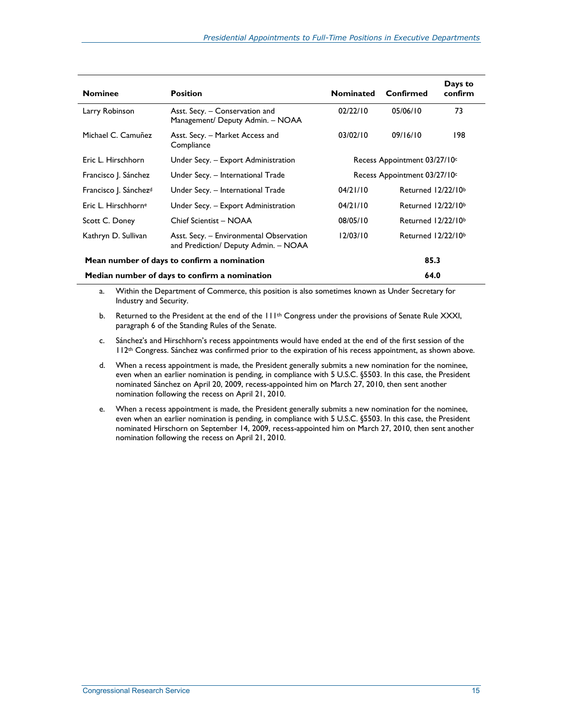| Nominee | Position | Nominated | Confirmed | Days to confirm |
| --- | --- | --- | --- | --- |
| Larry Robinson | Asst. Secy. – Conservation and Management/ Deputy Admin. – NOAA | 02/22/10 | 05/06/10 | 73 |
| Michael C. Camuñez | Asst. Secy. – Market Access and Compliance | 03/02/10 | 09/16/10 | 198 |
| Eric L. Hirschhorn | Under Secy. – Export Administration | Recess Appointment 03/27/10[c] | | |
| Francisco J. Sánchez | Under Secy. – International Trade | Recess Appointment 03/27/10[c] | | |
| Francisco J. Sánchez[d] | Under Secy. – International Trade | 04/21/10 | Returned 12/22/10[b] | |
| Eric L. Hirschhorn[e] | Under Secy. – Export Administration | 04/21/10 | Returned 12/22/10[b] | |
| Scott C. Doney | Chief Scientist – NOAA | 08/05/10 | Returned 12/22/10[b] | |
| Kathryn D. Sullivan | Asst. Secy. – Environmental Observation and Prediction/ Deputy Admin. – NOAA | 12/03/10 | Returned 12/22/10[b] | |
| **Mean number of days to confirm a nomination** | | | | **85.3** |
| **Median number of days to confirm a nomination** | | | | **64.0** |

a. Within the Department of Commerce, this position is also sometimes known as Under Secretary for Industry and Security.

b. Returned to the President at the end of the 111th Congress under the provisions of Senate Rule XXXI, paragraph 6 of the Standing Rules of the Senate.

c. Sánchez's and Hirschhorn's recess appointments would have ended at the end of the first session of the 112th Congress. Sánchez was confirmed prior to the expiration of his recess appointment, as shown above.

d. When a recess appointment is made, the President generally submits a new nomination for the nominee, even when an earlier nomination is pending, in compliance with 5 U.S.C. §5503. In this case, the President nominated Sánchez on April 20, 2009, recess-appointed him on March 27, 2010, then sent another nomination following the recess on April 21, 2010.

e. When a recess appointment is made, the President generally submits a new nomination for the nominee, even when an earlier nomination is pending, in compliance with 5 U.S.C. §5503. In this case, the President nominated Hirschorn on September 14, 2009, recess-appointed him on March 27, 2010, then sent another nomination following the recess on April 21, 2010.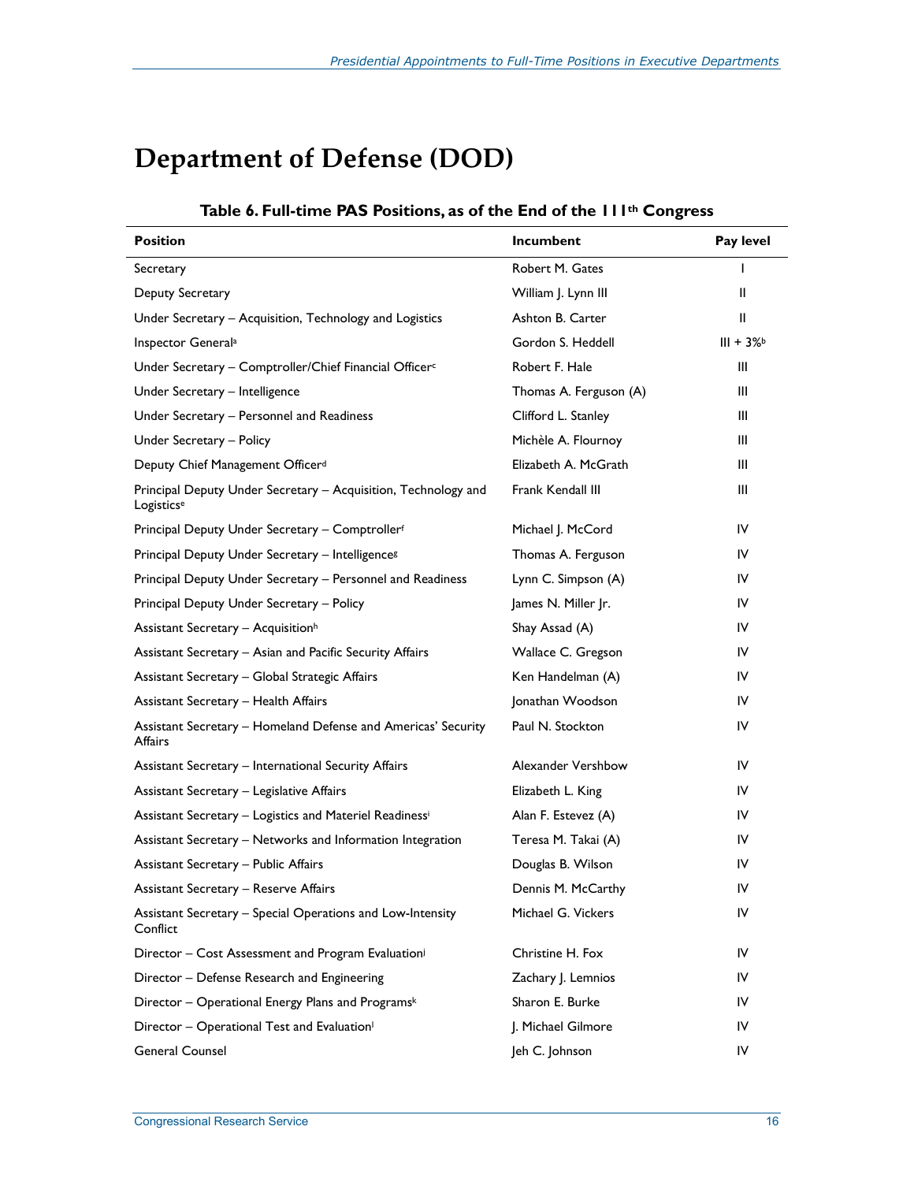# Department of Defense (DOD)

**Table 6. Full-time PAS Positions, as of the End of the 111th Congress**

| Position | Incumbent | Pay level |
|---|---|---|
| Secretary | Robert M. Gates | I |
| Deputy Secretary | William J. Lynn III | II |
| Under Secretary – Acquisition, Technology and Logistics | Ashton B. Carter | II |
| Inspector General[a] | Gordon S. Heddell | III + 3%[b] |
| Under Secretary – Comptroller/Chief Financial Officer[c] | Robert F. Hale | III |
| Under Secretary – Intelligence | Thomas A. Ferguson (A) | III |
| Under Secretary – Personnel and Readiness | Clifford L. Stanley | III |
| Under Secretary – Policy | Michèle A. Flournoy | III |
| Deputy Chief Management Officer[d] | Elizabeth A. McGrath | III |
| Principal Deputy Under Secretary – Acquisition, Technology and Logistics[e] | Frank Kendall III | III |
| Principal Deputy Under Secretary – Comptroller[f] | Michael J. McCord | IV |
| Principal Deputy Under Secretary – Intelligence[g] | Thomas A. Ferguson | IV |
| Principal Deputy Under Secretary – Personnel and Readiness | Lynn C. Simpson (A) | IV |
| Principal Deputy Under Secretary – Policy | James N. Miller Jr. | IV |
| Assistant Secretary – Acquisition[h] | Shay Assad (A) | IV |
| Assistant Secretary – Asian and Pacific Security Affairs | Wallace C. Gregson | IV |
| Assistant Secretary – Global Strategic Affairs | Ken Handelman (A) | IV |
| Assistant Secretary – Health Affairs | Jonathan Woodson | IV |
| Assistant Secretary – Homeland Defense and Americas' Security Affairs | Paul N. Stockton | IV |
| Assistant Secretary – International Security Affairs | Alexander Vershbow | IV |
| Assistant Secretary – Legislative Affairs | Elizabeth L. King | IV |
| Assistant Secretary – Logistics and Materiel Readiness[i] | Alan F. Estevez (A) | IV |
| Assistant Secretary – Networks and Information Integration | Teresa M. Takai (A) | IV |
| Assistant Secretary – Public Affairs | Douglas B. Wilson | IV |
| Assistant Secretary – Reserve Affairs | Dennis M. McCarthy | IV |
| Assistant Secretary – Special Operations and Low-Intensity Conflict | Michael G. Vickers | IV |
| Director – Cost Assessment and Program Evaluation[j] | Christine H. Fox | IV |
| Director – Defense Research and Engineering | Zachary J. Lemnios | IV |
| Director – Operational Energy Plans and Programs[k] | Sharon E. Burke | IV |
| Director – Operational Test and Evaluation[l] | J. Michael Gilmore | IV |
| General Counsel | Jeh C. Johnson | IV |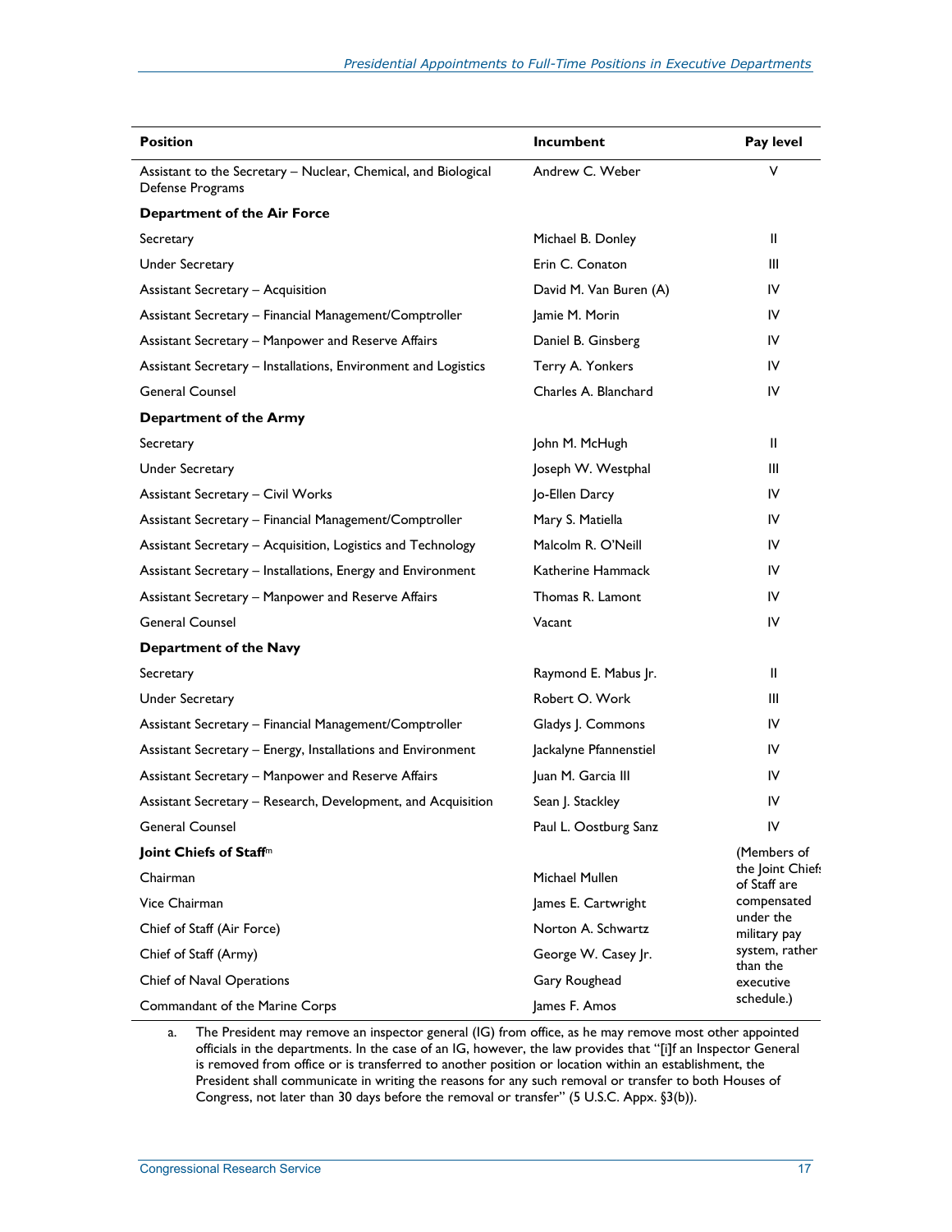| Position | Incumbent | Pay level |
| --- | --- | --- |
| Assistant to the Secretary – Nuclear, Chemical, and Biological Defense Programs | Andrew C. Weber | V |
| **Department of the Air Force** | | |
| Secretary | Michael B. Donley | II |
| Under Secretary | Erin C. Conaton | III |
| Assistant Secretary – Acquisition | David M. Van Buren (A) | IV |
| Assistant Secretary – Financial Management/Comptroller | Jamie M. Morin | IV |
| Assistant Secretary – Manpower and Reserve Affairs | Daniel B. Ginsberg | IV |
| Assistant Secretary – Installations, Environment and Logistics | Terry A. Yonkers | IV |
| General Counsel | Charles A. Blanchard | IV |
| **Department of the Army** | | |
| Secretary | John M. McHugh | II |
| Under Secretary | Joseph W. Westphal | III |
| Assistant Secretary – Civil Works | Jo-Ellen Darcy | IV |
| Assistant Secretary – Financial Management/Comptroller | Mary S. Matiella | IV |
| Assistant Secretary – Acquisition, Logistics and Technology | Malcolm R. O'Neill | IV |
| Assistant Secretary – Installations, Energy and Environment | Katherine Hammack | IV |
| Assistant Secretary – Manpower and Reserve Affairs | Thomas R. Lamont | IV |
| General Counsel | Vacant | IV |
| **Department of the Navy** | | |
| Secretary | Raymond E. Mabus Jr. | II |
| Under Secretary | Robert O. Work | III |
| Assistant Secretary – Financial Management/Comptroller | Gladys J. Commons | IV |
| Assistant Secretary – Energy, Installations and Environment | Jackalyne Pfannenstiel | IV |
| Assistant Secretary – Manpower and Reserve Affairs | Juan M. Garcia III | IV |
| Assistant Secretary – Research, Development, and Acquisition | Sean J. Stackley | IV |
| General Counsel | Paul L. Oostburg Sanz | IV |
| **Joint Chiefs of Staff**[m] | | (Members of the Joint Chiefs of Staff are compensated under the military pay system, rather than the executive schedule.) |
| Chairman | Michael Mullen | |
| Vice Chairman | James E. Cartwright | |
| Chief of Staff (Air Force) | Norton A. Schwartz | |
| Chief of Staff (Army) | George W. Casey Jr. | |
| Chief of Naval Operations | Gary Roughead | |
| Commandant of the Marine Corps | James F. Amos | |

a. The President may remove an inspector general (IG) from office, as he may remove most other appointed officials in the departments. In the case of an IG, however, the law provides that "[i]f an Inspector General is removed from office or is transferred to another position or location within an establishment, the President shall communicate in writing the reasons for any such removal or transfer to both Houses of Congress, not later than 30 days before the removal or transfer" (5 U.S.C. Appx. §3(b)).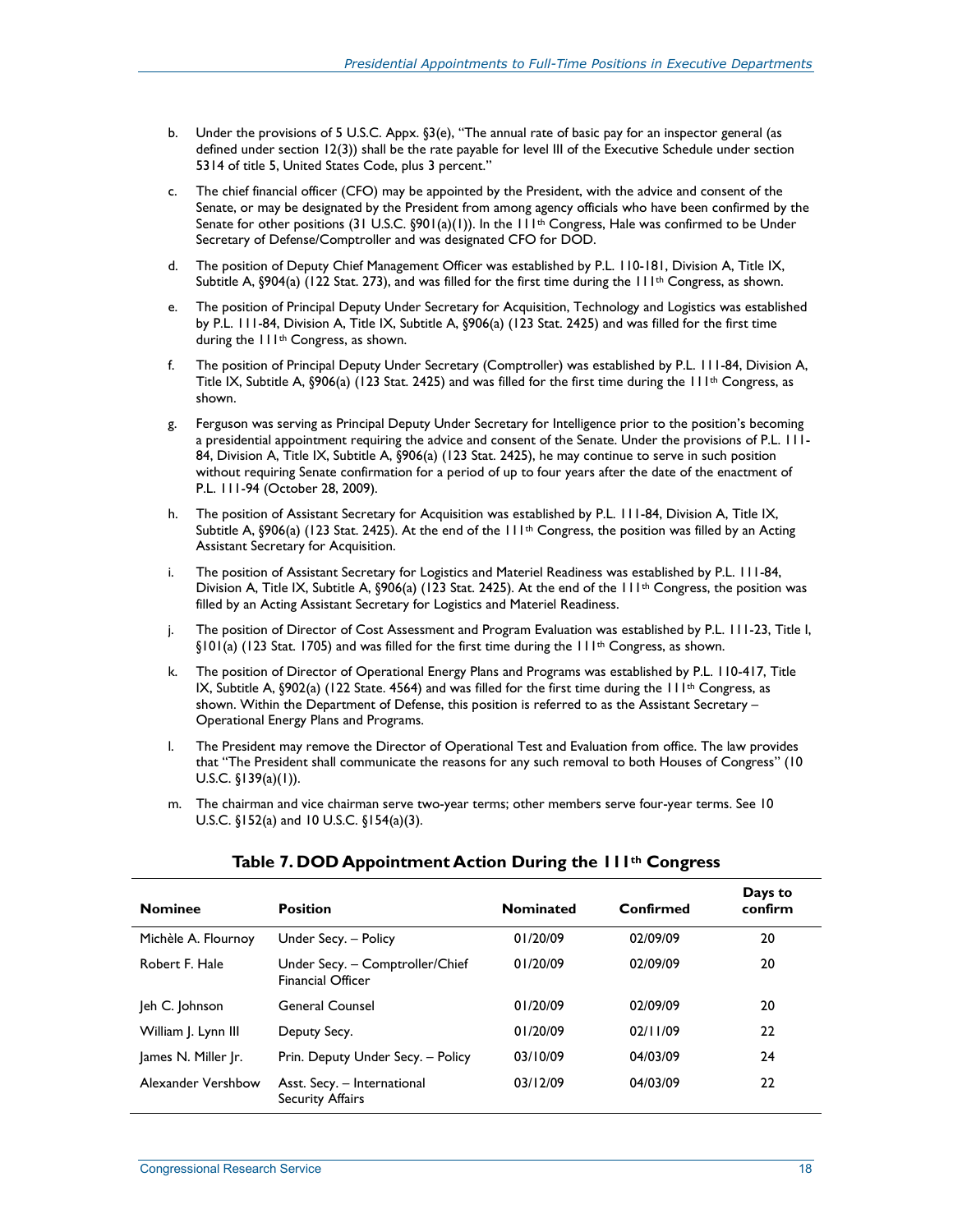b. Under the provisions of 5 U.S.C. Appx. §3(e), "The annual rate of basic pay for an inspector general (as defined under section 12(3)) shall be the rate payable for level III of the Executive Schedule under section 5314 of title 5, United States Code, plus 3 percent."

c. The chief financial officer (CFO) may be appointed by the President, with the advice and consent of the Senate, or may be designated by the President from among agency officials who have been confirmed by the Senate for other positions (31 U.S.C. §901(a)(1)). In the 111th Congress, Hale was confirmed to be Under Secretary of Defense/Comptroller and was designated CFO for DOD.

d. The position of Deputy Chief Management Officer was established by P.L. 110-181, Division A, Title IX, Subtitle A, §904(a) (122 Stat. 273), and was filled for the first time during the 111th Congress, as shown.

e. The position of Principal Deputy Under Secretary for Acquisition, Technology and Logistics was established by P.L. 111-84, Division A, Title IX, Subtitle A, §906(a) (123 Stat. 2425) and was filled for the first time during the 111th Congress, as shown.

f. The position of Principal Deputy Under Secretary (Comptroller) was established by P.L. 111-84, Division A, Title IX, Subtitle A, §906(a) (123 Stat. 2425) and was filled for the first time during the 111th Congress, as shown.

g. Ferguson was serving as Principal Deputy Under Secretary for Intelligence prior to the position's becoming a presidential appointment requiring the advice and consent of the Senate. Under the provisions of P.L. 111-84, Division A, Title IX, Subtitle A, §906(a) (123 Stat. 2425), he may continue to serve in such position without requiring Senate confirmation for a period of up to four years after the date of the enactment of P.L. 111-94 (October 28, 2009).

h. The position of Assistant Secretary for Acquisition was established by P.L. 111-84, Division A, Title IX, Subtitle A, §906(a) (123 Stat. 2425). At the end of the 111th Congress, the position was filled by an Acting Assistant Secretary for Acquisition.

i. The position of Assistant Secretary for Logistics and Materiel Readiness was established by P.L. 111-84, Division A, Title IX, Subtitle A, §906(a) (123 Stat. 2425). At the end of the 111th Congress, the position was filled by an Acting Assistant Secretary for Logistics and Materiel Readiness.

j. The position of Director of Cost Assessment and Program Evaluation was established by P.L. 111-23, Title I, §101(a) (123 Stat. 1705) and was filled for the first time during the 111th Congress, as shown.

k. The position of Director of Operational Energy Plans and Programs was established by P.L. 110-417, Title IX, Subtitle A, §902(a) (122 State. 4564) and was filled for the first time during the 111th Congress, as shown. Within the Department of Defense, this position is referred to as the Assistant Secretary – Operational Energy Plans and Programs.

l. The President may remove the Director of Operational Test and Evaluation from office. The law provides that "The President shall communicate the reasons for any such removal to both Houses of Congress" (10 U.S.C. §139(a)(1)).

m. The chairman and vice chairman serve two-year terms; other members serve four-year terms. See 10 U.S.C. §152(a) and 10 U.S.C. §154(a)(3).

## Table 7. DOD Appointment Action During the 111th Congress

| Nominee | Position | Nominated | Confirmed | Days to confirm |
|---|---|---|---|---|
| Michèle A. Flournoy | Under Secy. – Policy | 01/20/09 | 02/09/09 | 20 |
| Robert F. Hale | Under Secy. – Comptroller/Chief Financial Officer | 01/20/09 | 02/09/09 | 20 |
| Jeh C. Johnson | General Counsel | 01/20/09 | 02/09/09 | 20 |
| William J. Lynn III | Deputy Secy. | 01/20/09 | 02/11/09 | 22 |
| James N. Miller Jr. | Prin. Deputy Under Secy. – Policy | 03/10/09 | 04/03/09 | 24 |
| Alexander Vershbow | Asst. Secy. – International Security Affairs | 03/12/09 | 04/03/09 | 22 |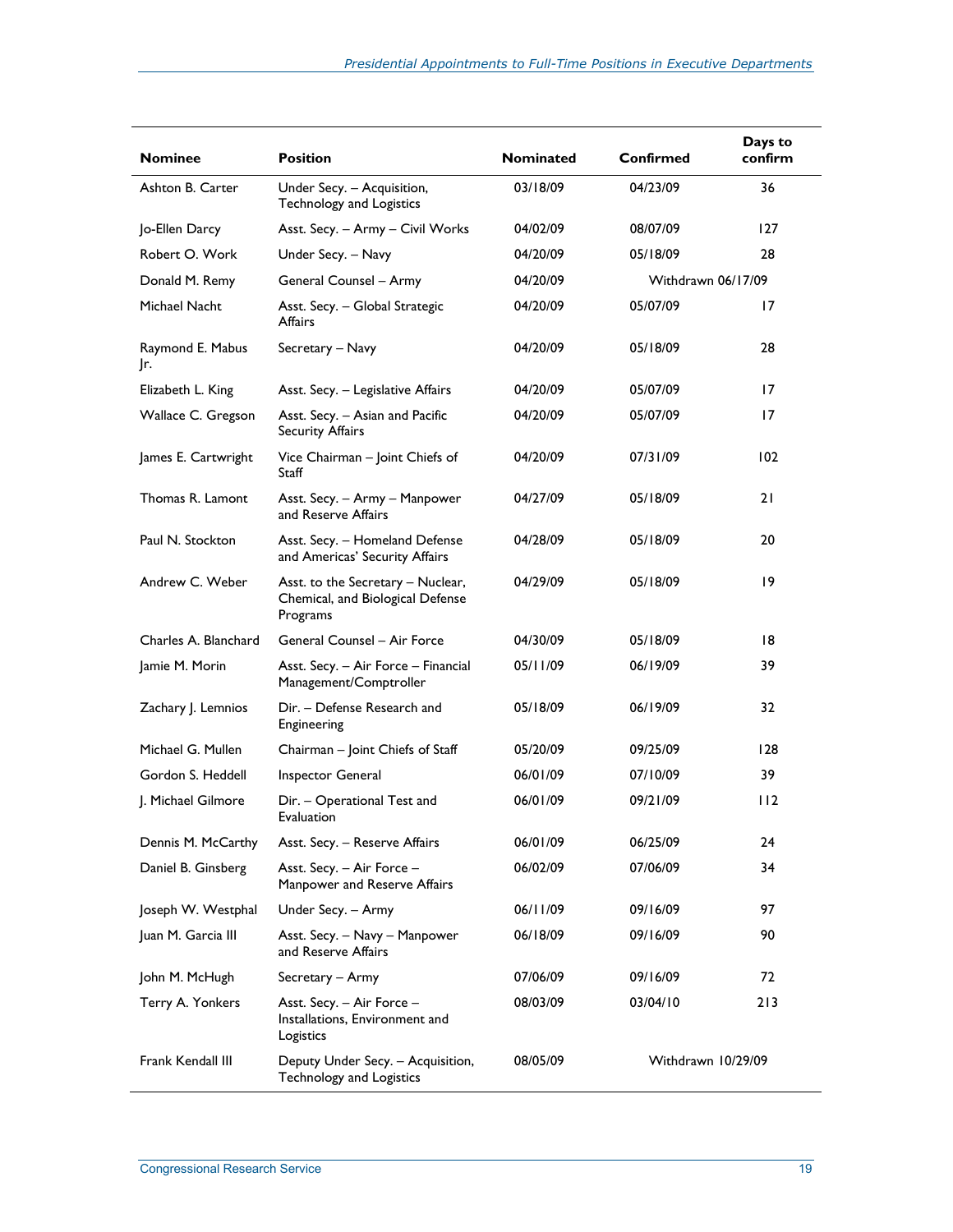| Nominee | Position | Nominated | Confirmed | Days to confirm |
|---|---|---|---|---|
| Ashton B. Carter | Under Secy. – Acquisition, Technology and Logistics | 03/18/09 | 04/23/09 | 36 |
| Jo-Ellen Darcy | Asst. Secy. – Army – Civil Works | 04/02/09 | 08/07/09 | 127 |
| Robert O. Work | Under Secy. – Navy | 04/20/09 | 05/18/09 | 28 |
| Donald M. Remy | General Counsel – Army | 04/20/09 | Withdrawn 06/17/09 | |
| Michael Nacht | Asst. Secy. – Global Strategic Affairs | 04/20/09 | 05/07/09 | 17 |
| Raymond E. Mabus Jr. | Secretary – Navy | 04/20/09 | 05/18/09 | 28 |
| Elizabeth L. King | Asst. Secy. – Legislative Affairs | 04/20/09 | 05/07/09 | 17 |
| Wallace C. Gregson | Asst. Secy. – Asian and Pacific Security Affairs | 04/20/09 | 05/07/09 | 17 |
| James E. Cartwright | Vice Chairman – Joint Chiefs of Staff | 04/20/09 | 07/31/09 | 102 |
| Thomas R. Lamont | Asst. Secy. – Army – Manpower and Reserve Affairs | 04/27/09 | 05/18/09 | 21 |
| Paul N. Stockton | Asst. Secy. – Homeland Defense and Americas' Security Affairs | 04/28/09 | 05/18/09 | 20 |
| Andrew C. Weber | Asst. to the Secretary – Nuclear, Chemical, and Biological Defense Programs | 04/29/09 | 05/18/09 | 19 |
| Charles A. Blanchard | General Counsel – Air Force | 04/30/09 | 05/18/09 | 18 |
| Jamie M. Morin | Asst. Secy. – Air Force – Financial Management/Comptroller | 05/11/09 | 06/19/09 | 39 |
| Zachary J. Lemnios | Dir. – Defense Research and Engineering | 05/18/09 | 06/19/09 | 32 |
| Michael G. Mullen | Chairman – Joint Chiefs of Staff | 05/20/09 | 09/25/09 | 128 |
| Gordon S. Heddell | Inspector General | 06/01/09 | 07/10/09 | 39 |
| J. Michael Gilmore | Dir. – Operational Test and Evaluation | 06/01/09 | 09/21/09 | 112 |
| Dennis M. McCarthy | Asst. Secy. – Reserve Affairs | 06/01/09 | 06/25/09 | 24 |
| Daniel B. Ginsberg | Asst. Secy. – Air Force – Manpower and Reserve Affairs | 06/02/09 | 07/06/09 | 34 |
| Joseph W. Westphal | Under Secy. – Army | 06/11/09 | 09/16/09 | 97 |
| Juan M. Garcia III | Asst. Secy. – Navy – Manpower and Reserve Affairs | 06/18/09 | 09/16/09 | 90 |
| John M. McHugh | Secretary – Army | 07/06/09 | 09/16/09 | 72 |
| Terry A. Yonkers | Asst. Secy. – Air Force – Installations, Environment and Logistics | 08/03/09 | 03/04/10 | 213 |
| Frank Kendall III | Deputy Under Secy. – Acquisition, Technology and Logistics | 08/05/09 | Withdrawn 10/29/09 | |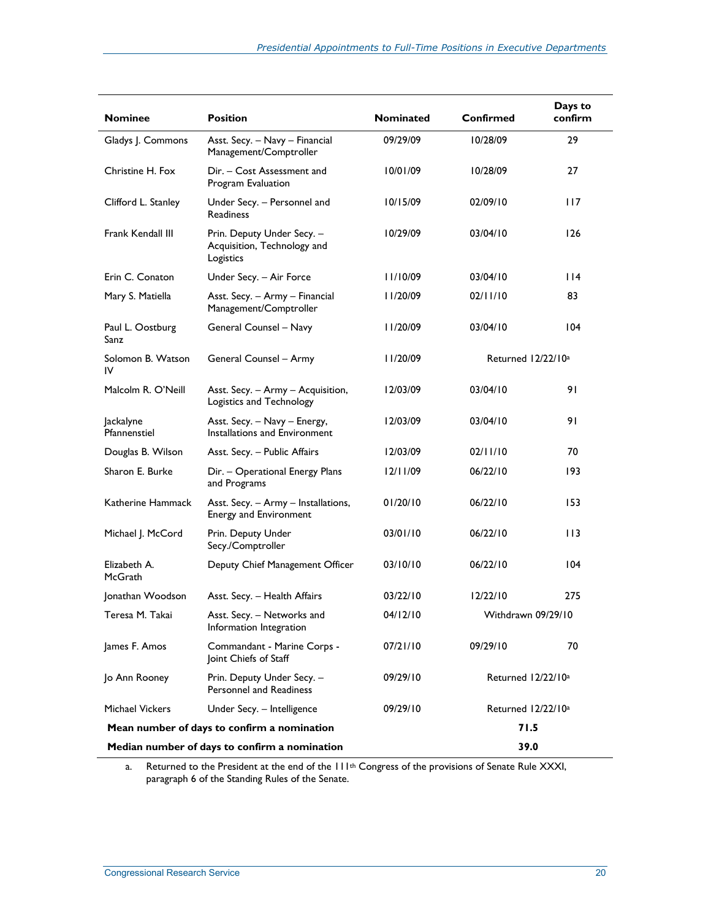| Nominee | Position | Nominated | Confirmed | Days to confirm |
| --- | --- | --- | --- | --- |
| Gladys J. Commons | Asst. Secy. – Navy – Financial Management/Comptroller | 09/29/09 | 10/28/09 | 29 |
| Christine H. Fox | Dir. – Cost Assessment and Program Evaluation | 10/01/09 | 10/28/09 | 27 |
| Clifford L. Stanley | Under Secy. – Personnel and Readiness | 10/15/09 | 02/09/10 | 117 |
| Frank Kendall III | Prin. Deputy Under Secy. – Acquisition, Technology and Logistics | 10/29/09 | 03/04/10 | 126 |
| Erin C. Conaton | Under Secy. – Air Force | 11/10/09 | 03/04/10 | 114 |
| Mary S. Matiella | Asst. Secy. – Army – Financial Management/Comptroller | 11/20/09 | 02/11/10 | 83 |
| Paul L. Oostburg Sanz | General Counsel – Navy | 11/20/09 | 03/04/10 | 104 |
| Solomon B. Watson IV | General Counsel – Army | 11/20/09 | Returned 12/22/10[a] | |
| Malcolm R. O'Neill | Asst. Secy. – Army – Acquisition, Logistics and Technology | 12/03/09 | 03/04/10 | 91 |
| Jackalyne Pfannenstiel | Asst. Secy. – Navy – Energy, Installations and Environment | 12/03/09 | 03/04/10 | 91 |
| Douglas B. Wilson | Asst. Secy. – Public Affairs | 12/03/09 | 02/11/10 | 70 |
| Sharon E. Burke | Dir. – Operational Energy Plans and Programs | 12/11/09 | 06/22/10 | 193 |
| Katherine Hammack | Asst. Secy. – Army – Installations, Energy and Environment | 01/20/10 | 06/22/10 | 153 |
| Michael J. McCord | Prin. Deputy Under Secy./Comptroller | 03/01/10 | 06/22/10 | 113 |
| Elizabeth A. McGrath | Deputy Chief Management Officer | 03/10/10 | 06/22/10 | 104 |
| Jonathan Woodson | Asst. Secy. – Health Affairs | 03/22/10 | 12/22/10 | 275 |
| Teresa M. Takai | Asst. Secy. – Networks and Information Integration | 04/12/10 | Withdrawn 09/29/10 | |
| James F. Amos | Commandant - Marine Corps - Joint Chiefs of Staff | 07/21/10 | 09/29/10 | 70 |
| Jo Ann Rooney | Prin. Deputy Under Secy. – Personnel and Readiness | 09/29/10 | Returned 12/22/10[a] | |
| Michael Vickers | Under Secy. – Intelligence | 09/29/10 | Returned 12/22/10[a] | |
| **Mean number of days to confirm a nomination** | | | **71.5** | |
| **Median number of days to confirm a nomination** | | | **39.0** | |

a. Returned to the President at the end of the 111th Congress of the provisions of Senate Rule XXXI, paragraph 6 of the Standing Rules of the Senate.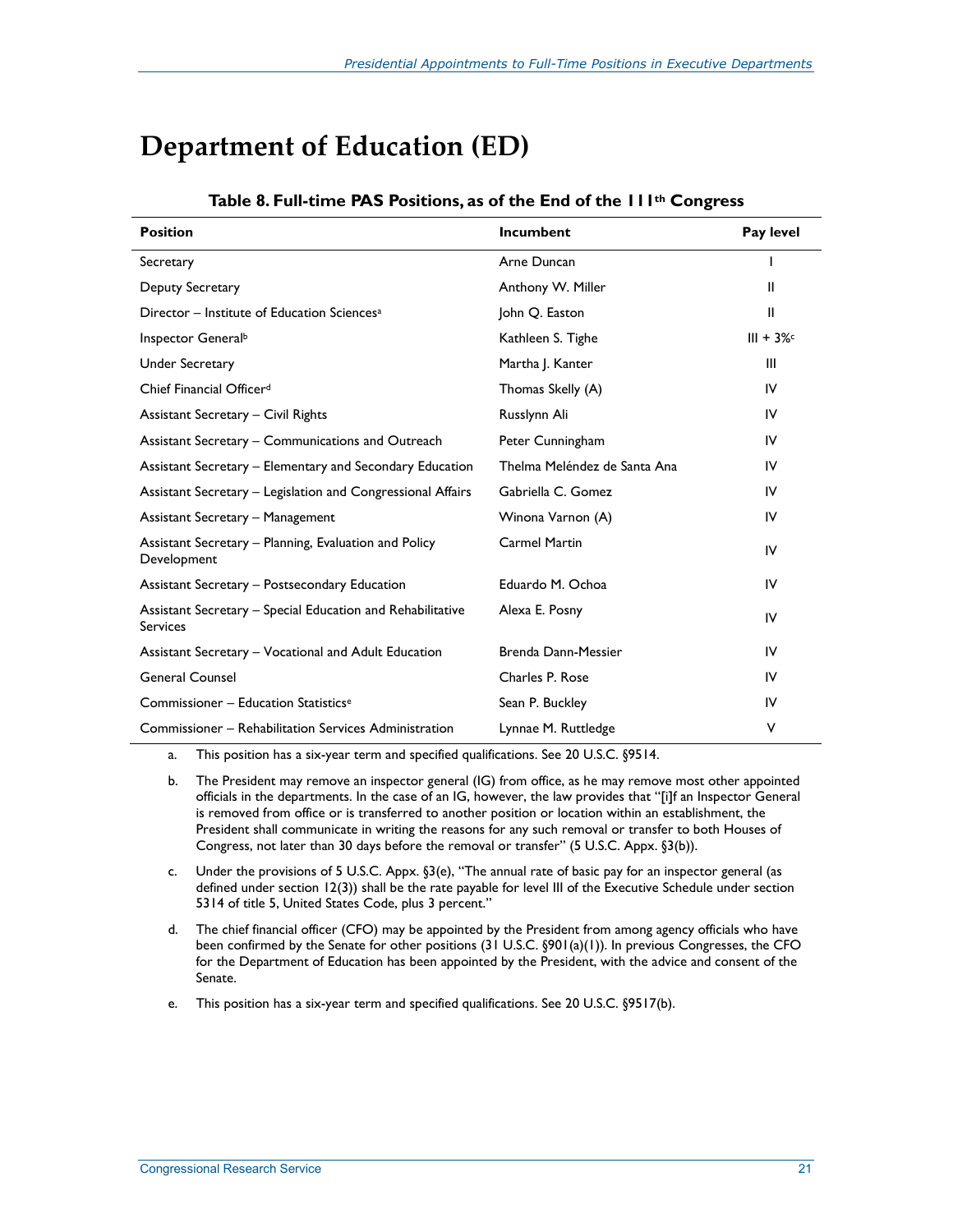# Department of Education (ED)

**Table 8. Full-time PAS Positions, as of the End of the 111th Congress**

| Position | Incumbent | Pay level |
|---|---|---|
| Secretary | Arne Duncan | I |
| Deputy Secretary | Anthony W. Miller | II |
| Director – Institute of Education Sciences[a] | John Q. Easton | II |
| Inspector General[b] | Kathleen S. Tighe | III + 3%[c] |
| Under Secretary | Martha J. Kanter | III |
| Chief Financial Officer[d] | Thomas Skelly (A) | IV |
| Assistant Secretary – Civil Rights | Russlynn Ali | IV |
| Assistant Secretary – Communications and Outreach | Peter Cunningham | IV |
| Assistant Secretary – Elementary and Secondary Education | Thelma Meléndez de Santa Ana | IV |
| Assistant Secretary – Legislation and Congressional Affairs | Gabriella C. Gomez | IV |
| Assistant Secretary – Management | Winona Varnon (A) | IV |
| Assistant Secretary – Planning, Evaluation and Policy Development | Carmel Martin | IV |
| Assistant Secretary – Postsecondary Education | Eduardo M. Ochoa | IV |
| Assistant Secretary – Special Education and Rehabilitative Services | Alexa E. Posny | IV |
| Assistant Secretary – Vocational and Adult Education | Brenda Dann-Messier | IV |
| General Counsel | Charles P. Rose | IV |
| Commissioner – Education Statistics[e] | Sean P. Buckley | IV |
| Commissioner – Rehabilitation Services Administration | Lynnae M. Ruttledge | V |

a. This position has a six-year term and specified qualifications. See 20 U.S.C. §9514.

b. The President may remove an inspector general (IG) from office, as he may remove most other appointed officials in the departments. In the case of an IG, however, the law provides that "[i]f an Inspector General is removed from office or is transferred to another position or location within an establishment, the President shall communicate in writing the reasons for any such removal or transfer to both Houses of Congress, not later than 30 days before the removal or transfer" (5 U.S.C. Appx. §3(b)).

c. Under the provisions of 5 U.S.C. Appx. §3(e), "The annual rate of basic pay for an inspector general (as defined under section 12(3)) shall be the rate payable for level III of the Executive Schedule under section 5314 of title 5, United States Code, plus 3 percent."

d. The chief financial officer (CFO) may be appointed by the President from among agency officials who have been confirmed by the Senate for other positions (31 U.S.C. §901(a)(1)). In previous Congresses, the CFO for the Department of Education has been appointed by the President, with the advice and consent of the Senate.

e. This position has a six-year term and specified qualifications. See 20 U.S.C. §9517(b).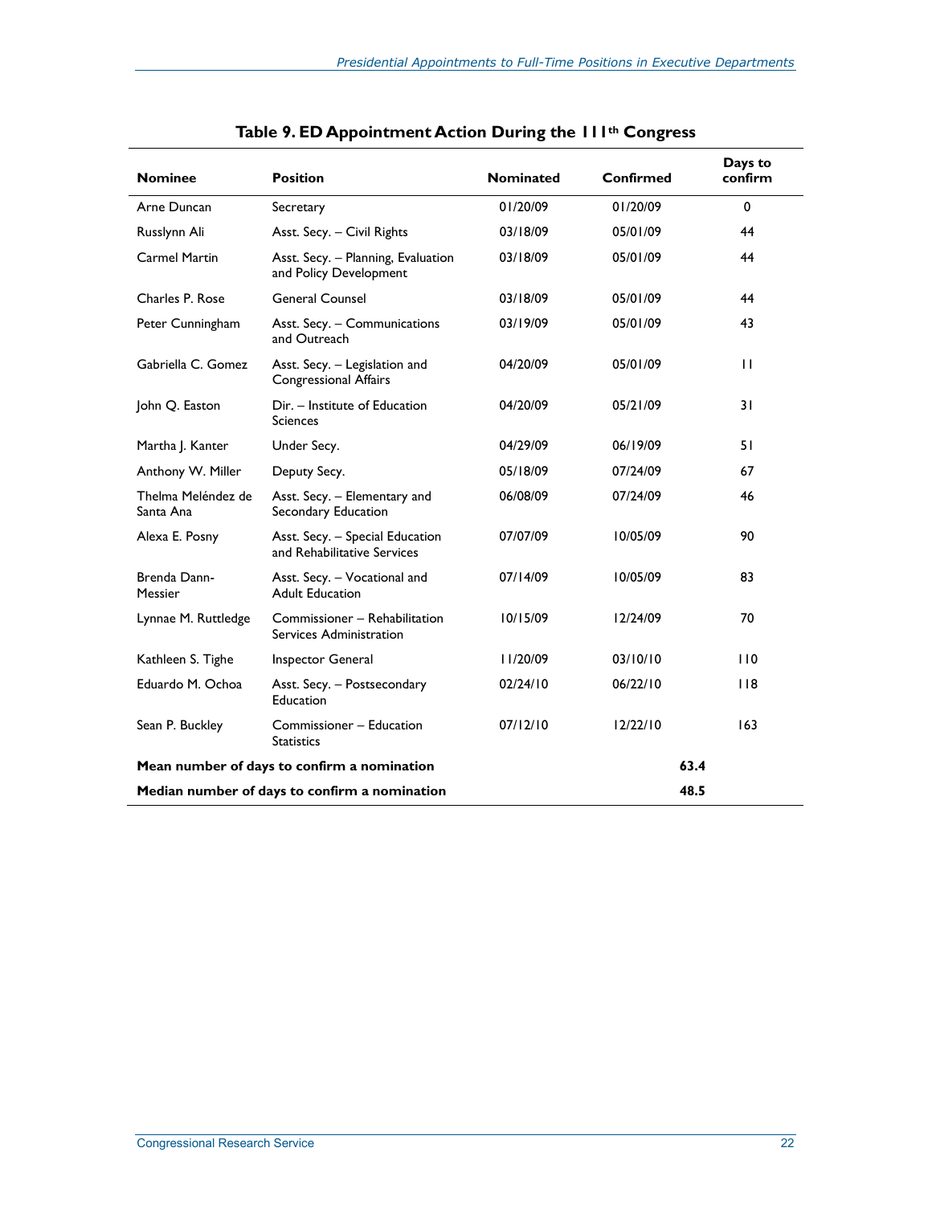**Table 9. ED Appointment Action During the 111th Congress**

| Nominee | Position | Nominated | Confirmed | Days to confirm |
|---|---|---|---|---|
| Arne Duncan | Secretary | 01/20/09 | 01/20/09 | 0 |
| Russlynn Ali | Asst. Secy. – Civil Rights | 03/18/09 | 05/01/09 | 44 |
| Carmel Martin | Asst. Secy. – Planning, Evaluation and Policy Development | 03/18/09 | 05/01/09 | 44 |
| Charles P. Rose | General Counsel | 03/18/09 | 05/01/09 | 44 |
| Peter Cunningham | Asst. Secy. – Communications and Outreach | 03/19/09 | 05/01/09 | 43 |
| Gabriella C. Gomez | Asst. Secy. – Legislation and Congressional Affairs | 04/20/09 | 05/01/09 | 11 |
| John Q. Easton | Dir. – Institute of Education Sciences | 04/20/09 | 05/21/09 | 31 |
| Martha J. Kanter | Under Secy. | 04/29/09 | 06/19/09 | 51 |
| Anthony W. Miller | Deputy Secy. | 05/18/09 | 07/24/09 | 67 |
| Thelma Meléndez de Santa Ana | Asst. Secy. – Elementary and Secondary Education | 06/08/09 | 07/24/09 | 46 |
| Alexa E. Posny | Asst. Secy. – Special Education and Rehabilitative Services | 07/07/09 | 10/05/09 | 90 |
| Brenda Dann-Messier | Asst. Secy. – Vocational and Adult Education | 07/14/09 | 10/05/09 | 83 |
| Lynnae M. Ruttledge | Commissioner – Rehabilitation Services Administration | 10/15/09 | 12/24/09 | 70 |
| Kathleen S. Tighe | Inspector General | 11/20/09 | 03/10/10 | 110 |
| Eduardo M. Ochoa | Asst. Secy. – Postsecondary Education | 02/24/10 | 06/22/10 | 118 |
| Sean P. Buckley | Commissioner – Education Statistics | 07/12/10 | 12/22/10 | 163 |
| **Mean number of days to confirm a nomination** | | | **63.4** | |
| **Median number of days to confirm a nomination** | | | **48.5** | |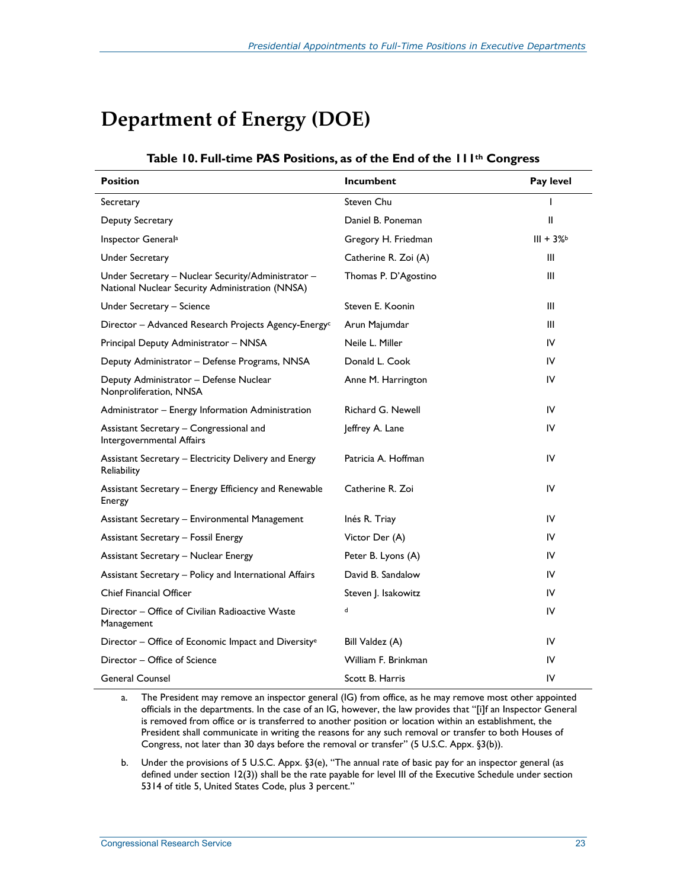# Department of Energy (DOE)

**Table 10. Full-time PAS Positions, as of the End of the 111th Congress**

| Position | Incumbent | Pay level |
|---|---|---|
| Secretary | Steven Chu | I |
| Deputy Secretary | Daniel B. Poneman | II |
| Inspector General[a] | Gregory H. Friedman | III + 3%[b] |
| Under Secretary | Catherine R. Zoi (A) | III |
| Under Secretary – Nuclear Security/Administrator – National Nuclear Security Administration (NNSA) | Thomas P. D'Agostino | III |
| Under Secretary – Science | Steven E. Koonin | III |
| Director – Advanced Research Projects Agency-Energy[c] | Arun Majumdar | III |
| Principal Deputy Administrator – NNSA | Neile L. Miller | IV |
| Deputy Administrator – Defense Programs, NNSA | Donald L. Cook | IV |
| Deputy Administrator – Defense Nuclear Nonproliferation, NNSA | Anne M. Harrington | IV |
| Administrator – Energy Information Administration | Richard G. Newell | IV |
| Assistant Secretary – Congressional and Intergovernmental Affairs | Jeffrey A. Lane | IV |
| Assistant Secretary – Electricity Delivery and Energy Reliability | Patricia A. Hoffman | IV |
| Assistant Secretary – Energy Efficiency and Renewable Energy | Catherine R. Zoi | IV |
| Assistant Secretary – Environmental Management | Inés R. Triay | IV |
| Assistant Secretary – Fossil Energy | Victor Der (A) | IV |
| Assistant Secretary – Nuclear Energy | Peter B. Lyons (A) | IV |
| Assistant Secretary – Policy and International Affairs | David B. Sandalow | IV |
| Chief Financial Officer | Steven J. Isakowitz | IV |
| Director – Office of Civilian Radioactive Waste Management | [d] | IV |
| Director – Office of Economic Impact and Diversity[e] | Bill Valdez (A) | IV |
| Director – Office of Science | William F. Brinkman | IV |
| General Counsel | Scott B. Harris | IV |

a. The President may remove an inspector general (IG) from office, as he may remove most other appointed officials in the departments. In the case of an IG, however, the law provides that "[i]f an Inspector General is removed from office or is transferred to another position or location within an establishment, the President shall communicate in writing the reasons for any such removal or transfer to both Houses of Congress, not later than 30 days before the removal or transfer" (5 U.S.C. Appx. §3(b)).

b. Under the provisions of 5 U.S.C. Appx. §3(e), "The annual rate of basic pay for an inspector general (as defined under section 12(3)) shall be the rate payable for level III of the Executive Schedule under section 5314 of title 5, United States Code, plus 3 percent."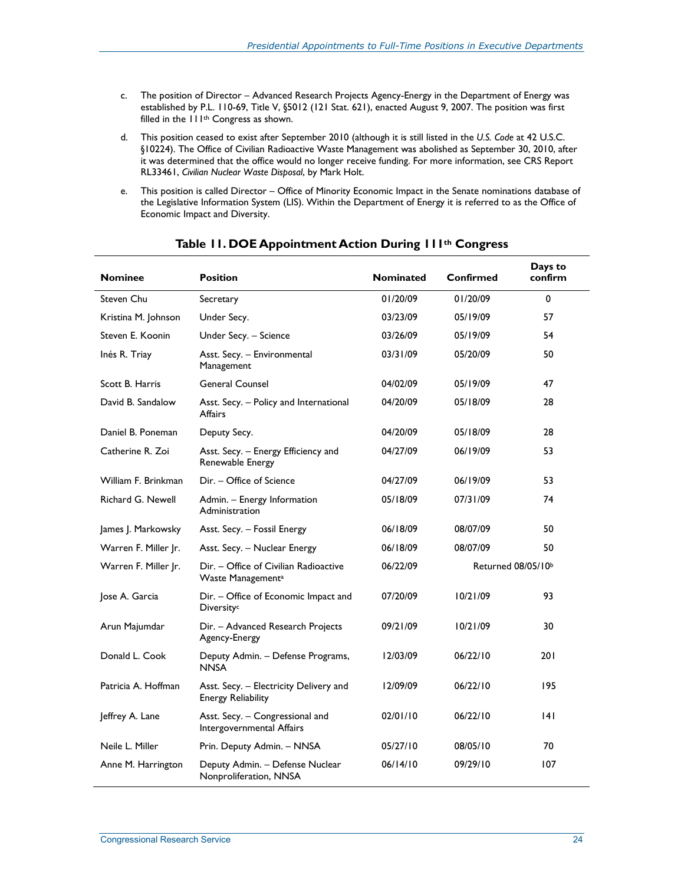c. The position of Director – Advanced Research Projects Agency-Energy in the Department of Energy was established by P.L. 110-69, Title V, §5012 (121 Stat. 621), enacted August 9, 2007. The position was first filled in the 111th Congress as shown.

d. This position ceased to exist after September 2010 (although it is still listed in the *U.S. Code* at 42 U.S.C. §10224). The Office of Civilian Radioactive Waste Management was abolished as September 30, 2010, after it was determined that the office would no longer receive funding. For more information, see CRS Report RL33461, *Civilian Nuclear Waste Disposal*, by Mark Holt.

e. This position is called Director – Office of Minority Economic Impact in the Senate nominations database of the Legislative Information System (LIS). Within the Department of Energy it is referred to as the Office of Economic Impact and Diversity.

## Table 11. DOE Appointment Action During 111th Congress

| Nominee | Position | Nominated | Confirmed | Days to confirm |
|---|---|---|---|---|
| Steven Chu | Secretary | 01/20/09 | 01/20/09 | 0 |
| Kristina M. Johnson | Under Secy. | 03/23/09 | 05/19/09 | 57 |
| Steven E. Koonin | Under Secy. – Science | 03/26/09 | 05/19/09 | 54 |
| Inés R. Triay | Asst. Secy. – Environmental Management | 03/31/09 | 05/20/09 | 50 |
| Scott B. Harris | General Counsel | 04/02/09 | 05/19/09 | 47 |
| David B. Sandalow | Asst. Secy. – Policy and International Affairs | 04/20/09 | 05/18/09 | 28 |
| Daniel B. Poneman | Deputy Secy. | 04/20/09 | 05/18/09 | 28 |
| Catherine R. Zoi | Asst. Secy. – Energy Efficiency and Renewable Energy | 04/27/09 | 06/19/09 | 53 |
| William F. Brinkman | Dir. – Office of Science | 04/27/09 | 06/19/09 | 53 |
| Richard G. Newell | Admin. – Energy Information Administration | 05/18/09 | 07/31/09 | 74 |
| James J. Markowsky | Asst. Secy. – Fossil Energy | 06/18/09 | 08/07/09 | 50 |
| Warren F. Miller Jr. | Asst. Secy. – Nuclear Energy | 06/18/09 | 08/07/09 | 50 |
| Warren F. Miller Jr. | Dir. – Office of Civilian Radioactive Waste Management[a] | 06/22/09 | Returned 08/05/10[b] | |
| Jose A. Garcia | Dir. – Office of Economic Impact and Diversity[c] | 07/20/09 | 10/21/09 | 93 |
| Arun Majumdar | Dir. – Advanced Research Projects Agency-Energy | 09/21/09 | 10/21/09 | 30 |
| Donald L. Cook | Deputy Admin. – Defense Programs, NNSA | 12/03/09 | 06/22/10 | 201 |
| Patricia A. Hoffman | Asst. Secy. – Electricity Delivery and Energy Reliability | 12/09/09 | 06/22/10 | 195 |
| Jeffrey A. Lane | Asst. Secy. – Congressional and Intergovernmental Affairs | 02/01/10 | 06/22/10 | 141 |
| Neile L. Miller | Prin. Deputy Admin. – NNSA | 05/27/10 | 08/05/10 | 70 |
| Anne M. Harrington | Deputy Admin. – Defense Nuclear Nonproliferation, NNSA | 06/14/10 | 09/29/10 | 107 |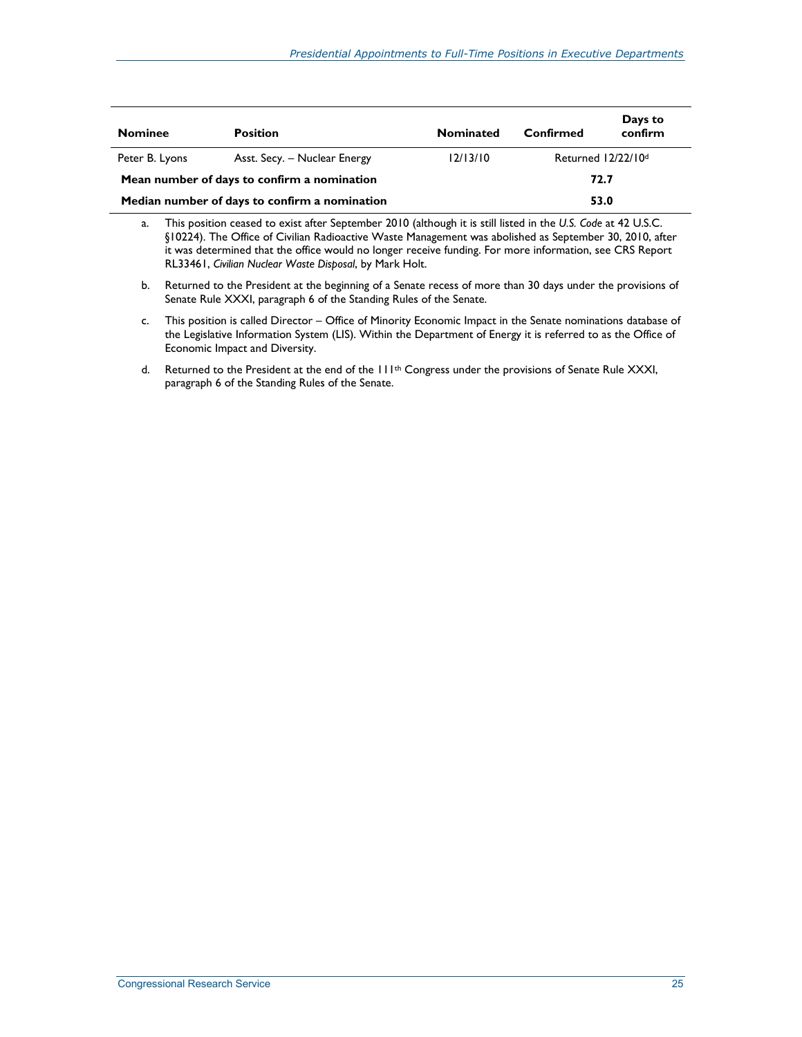| Nominee | Position | Nominated | Confirmed | Days to confirm |
| --- | --- | --- | --- | --- |
| Peter B. Lyons | Asst. Secy. – Nuclear Energy | 12/13/10 | Returned 12/22/10[d] | |
| **Mean number of days to confirm a nomination** | | | **72.7** | |
| **Median number of days to confirm a nomination** | | | **53.0** | |

a. This position ceased to exist after September 2010 (although it is still listed in the *U.S. Code* at 42 U.S.C. §10224). The Office of Civilian Radioactive Waste Management was abolished as September 30, 2010, after it was determined that the office would no longer receive funding. For more information, see CRS Report RL33461, *Civilian Nuclear Waste Disposal*, by Mark Holt.

b. Returned to the President at the beginning of a Senate recess of more than 30 days under the provisions of Senate Rule XXXI, paragraph 6 of the Standing Rules of the Senate.

c. This position is called Director – Office of Minority Economic Impact in the Senate nominations database of the Legislative Information System (LIS). Within the Department of Energy it is referred to as the Office of Economic Impact and Diversity.

d. Returned to the President at the end of the 111th Congress under the provisions of Senate Rule XXXI, paragraph 6 of the Standing Rules of the Senate.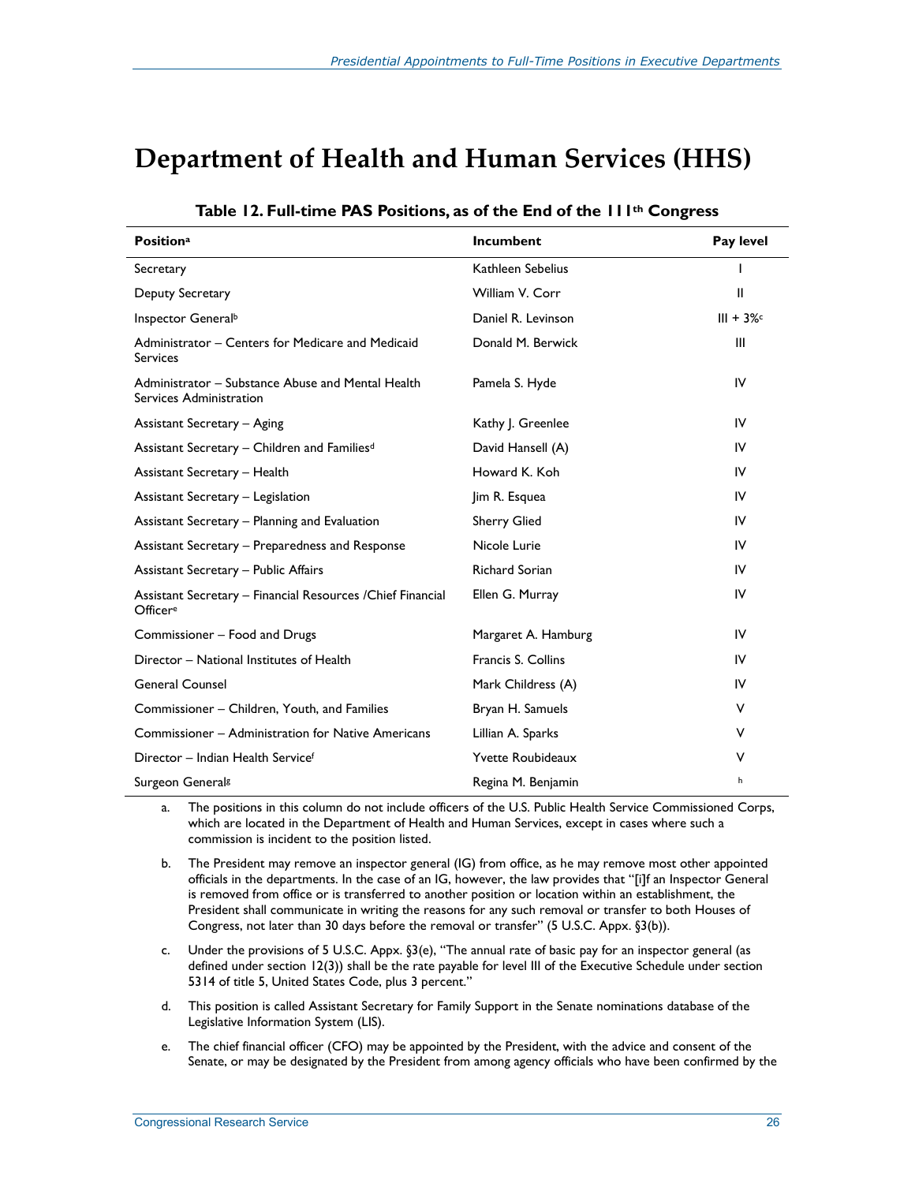# Department of Health and Human Services (HHS)

**Table 12. Full-time PAS Positions, as of the End of the 111th Congress**

| Position[a] | Incumbent | Pay level |
|---|---|---|
| Secretary | Kathleen Sebelius | I |
| Deputy Secretary | William V. Corr | II |
| Inspector General[b] | Daniel R. Levinson | III + 3%[c] |
| Administrator – Centers for Medicare and Medicaid Services | Donald M. Berwick | III |
| Administrator – Substance Abuse and Mental Health Services Administration | Pamela S. Hyde | IV |
| Assistant Secretary – Aging | Kathy J. Greenlee | IV |
| Assistant Secretary – Children and Families[d] | David Hansell (A) | IV |
| Assistant Secretary – Health | Howard K. Koh | IV |
| Assistant Secretary – Legislation | Jim R. Esquea | IV |
| Assistant Secretary – Planning and Evaluation | Sherry Glied | IV |
| Assistant Secretary – Preparedness and Response | Nicole Lurie | IV |
| Assistant Secretary – Public Affairs | Richard Sorian | IV |
| Assistant Secretary – Financial Resources /Chief Financial Officer[e] | Ellen G. Murray | IV |
| Commissioner – Food and Drugs | Margaret A. Hamburg | IV |
| Director – National Institutes of Health | Francis S. Collins | IV |
| General Counsel | Mark Childress (A) | IV |
| Commissioner – Children, Youth, and Families | Bryan H. Samuels | V |
| Commissioner – Administration for Native Americans | Lillian A. Sparks | V |
| Director – Indian Health Service[f] | Yvette Roubideaux | V |
| Surgeon General[g] | Regina M. Benjamin | [h] |

a. The positions in this column do not include officers of the U.S. Public Health Service Commissioned Corps, which are located in the Department of Health and Human Services, except in cases where such a commission is incident to the position listed.

b. The President may remove an inspector general (IG) from office, as he may remove most other appointed officials in the departments. In the case of an IG, however, the law provides that "[i]f an Inspector General is removed from office or is transferred to another position or location within an establishment, the President shall communicate in writing the reasons for any such removal or transfer to both Houses of Congress, not later than 30 days before the removal or transfer" (5 U.S.C. Appx. §3(b)).

c. Under the provisions of 5 U.S.C. Appx. §3(e), "The annual rate of basic pay for an inspector general (as defined under section 12(3)) shall be the rate payable for level III of the Executive Schedule under section 5314 of title 5, United States Code, plus 3 percent."

d. This position is called Assistant Secretary for Family Support in the Senate nominations database of the Legislative Information System (LIS).

e. The chief financial officer (CFO) may be appointed by the President, with the advice and consent of the Senate, or may be designated by the President from among agency officials who have been confirmed by the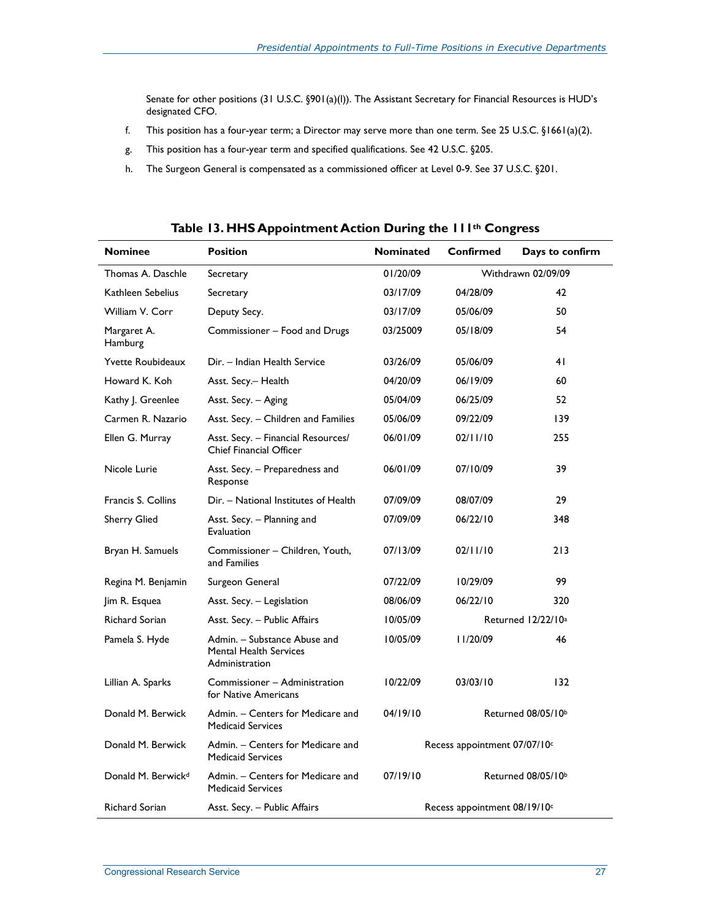Senate for other positions (31 U.S.C. §901(a)(l)). The Assistant Secretary for Financial Resources is HUD's designated CFO.

f. This position has a four-year term; a Director may serve more than one term. See 25 U.S.C. §1661(a)(2).

g. This position has a four-year term and specified qualifications. See 42 U.S.C. §205.

h. The Surgeon General is compensated as a commissioned officer at Level 0-9. See 37 U.S.C. §201.

**Table 13. HHS Appointment Action During the 111th Congress**

| Nominee | Position | Nominated | Confirmed | Days to confirm |
|---|---|---|---|---|
| Thomas A. Daschle | Secretary | 01/20/09 | Withdrawn 02/09/09 | |
| Kathleen Sebelius | Secretary | 03/17/09 | 04/28/09 | 42 |
| William V. Corr | Deputy Secy. | 03/17/09 | 05/06/09 | 50 |
| Margaret A. Hamburg | Commissioner – Food and Drugs | 03/25009 | 05/18/09 | 54 |
| Yvette Roubideaux | Dir. – Indian Health Service | 03/26/09 | 05/06/09 | 41 |
| Howard K. Koh | Asst. Secy.– Health | 04/20/09 | 06/19/09 | 60 |
| Kathy J. Greenlee | Asst. Secy. – Aging | 05/04/09 | 06/25/09 | 52 |
| Carmen R. Nazario | Asst. Secy. – Children and Families | 05/06/09 | 09/22/09 | 139 |
| Ellen G. Murray | Asst. Secy. – Financial Resources/ Chief Financial Officer | 06/01/09 | 02/11/10 | 255 |
| Nicole Lurie | Asst. Secy. – Preparedness and Response | 06/01/09 | 07/10/09 | 39 |
| Francis S. Collins | Dir. – National Institutes of Health | 07/09/09 | 08/07/09 | 29 |
| Sherry Glied | Asst. Secy. – Planning and Evaluation | 07/09/09 | 06/22/10 | 348 |
| Bryan H. Samuels | Commissioner – Children, Youth, and Families | 07/13/09 | 02/11/10 | 213 |
| Regina M. Benjamin | Surgeon General | 07/22/09 | 10/29/09 | 99 |
| Jim R. Esquea | Asst. Secy. – Legislation | 08/06/09 | 06/22/10 | 320 |
| Richard Sorian | Asst. Secy. – Public Affairs | 10/05/09 | Returned 12/22/10[a] | |
| Pamela S. Hyde | Admin. – Substance Abuse and Mental Health Services Administration | 10/05/09 | 11/20/09 | 46 |
| Lillian A. Sparks | Commissioner – Administration for Native Americans | 10/22/09 | 03/03/10 | 132 |
| Donald M. Berwick | Admin. – Centers for Medicare and Medicaid Services | 04/19/10 | Returned 08/05/10[b] | |
| Donald M. Berwick | Admin. – Centers for Medicare and Medicaid Services | Recess appointment 07/07/10[c] | | |
| Donald M. Berwick[d] | Admin. – Centers for Medicare and Medicaid Services | 07/19/10 | Returned 08/05/10[b] | |
| Richard Sorian | Asst. Secy. – Public Affairs | Recess appointment 08/19/10[c] | | |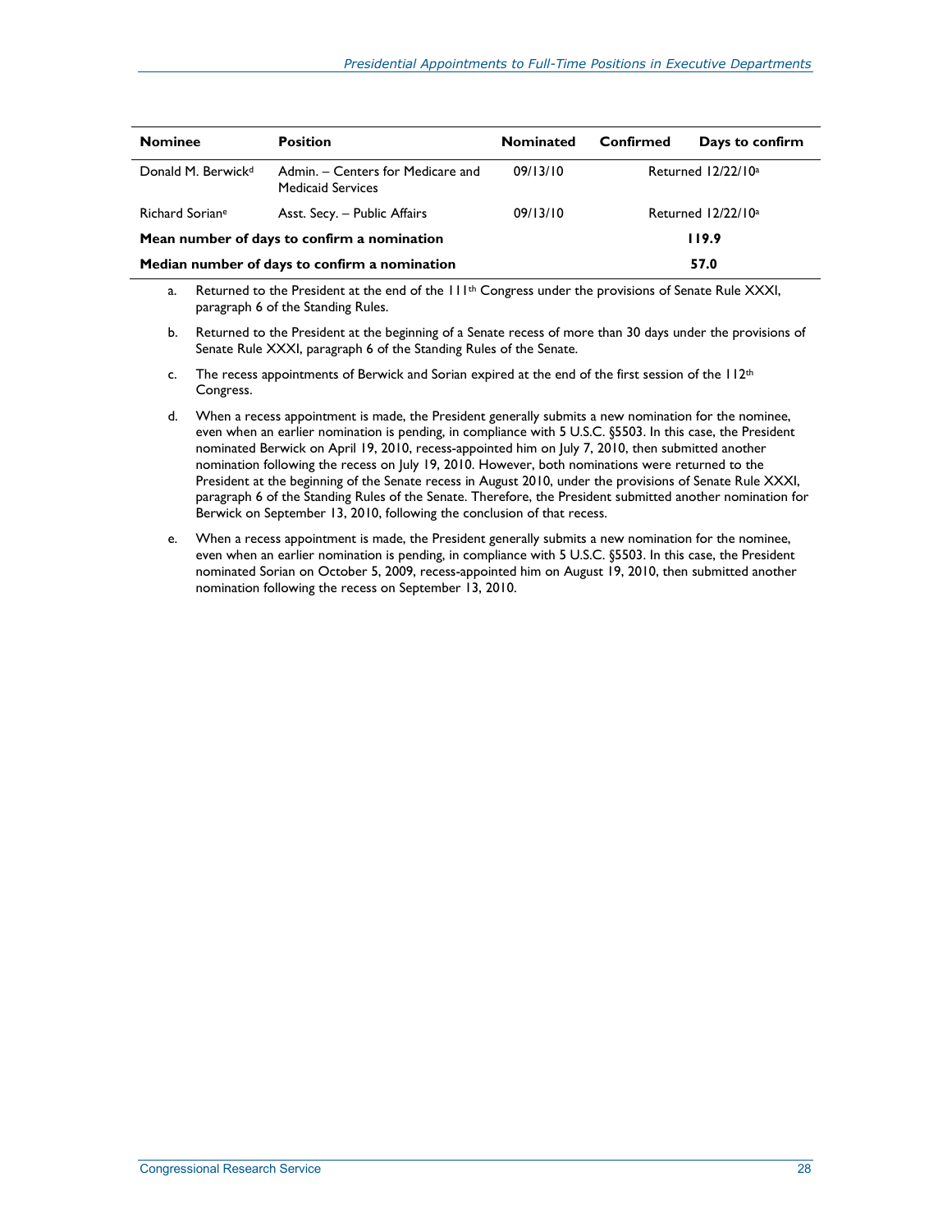| Nominee | Position | Nominated | Confirmed | Days to confirm |
| --- | --- | --- | --- | --- |
| Donald M. Berwick[d] | Admin. – Centers for Medicare and Medicaid Services | 09/13/10 | Returned 12/22/10[a] | |
| Richard Sorian[e] | Asst. Secy. – Public Affairs | 09/13/10 | Returned 12/22/10[a] | |
| **Mean number of days to confirm a nomination** | | | **119.9** | |
| **Median number of days to confirm a nomination** | | | **57.0** | |

a. Returned to the President at the end of the 111th Congress under the provisions of Senate Rule XXXI, paragraph 6 of the Standing Rules.

b. Returned to the President at the beginning of a Senate recess of more than 30 days under the provisions of Senate Rule XXXI, paragraph 6 of the Standing Rules of the Senate.

c. The recess appointments of Berwick and Sorian expired at the end of the first session of the 112th Congress.

d. When a recess appointment is made, the President generally submits a new nomination for the nominee, even when an earlier nomination is pending, in compliance with 5 U.S.C. §5503. In this case, the President nominated Berwick on April 19, 2010, recess-appointed him on July 7, 2010, then submitted another nomination following the recess on July 19, 2010. However, both nominations were returned to the President at the beginning of the Senate recess in August 2010, under the provisions of Senate Rule XXXI, paragraph 6 of the Standing Rules of the Senate. Therefore, the President submitted another nomination for Berwick on September 13, 2010, following the conclusion of that recess.

e. When a recess appointment is made, the President generally submits a new nomination for the nominee, even when an earlier nomination is pending, in compliance with 5 U.S.C. §5503. In this case, the President nominated Sorian on October 5, 2009, recess-appointed him on August 19, 2010, then submitted another nomination following the recess on September 13, 2010.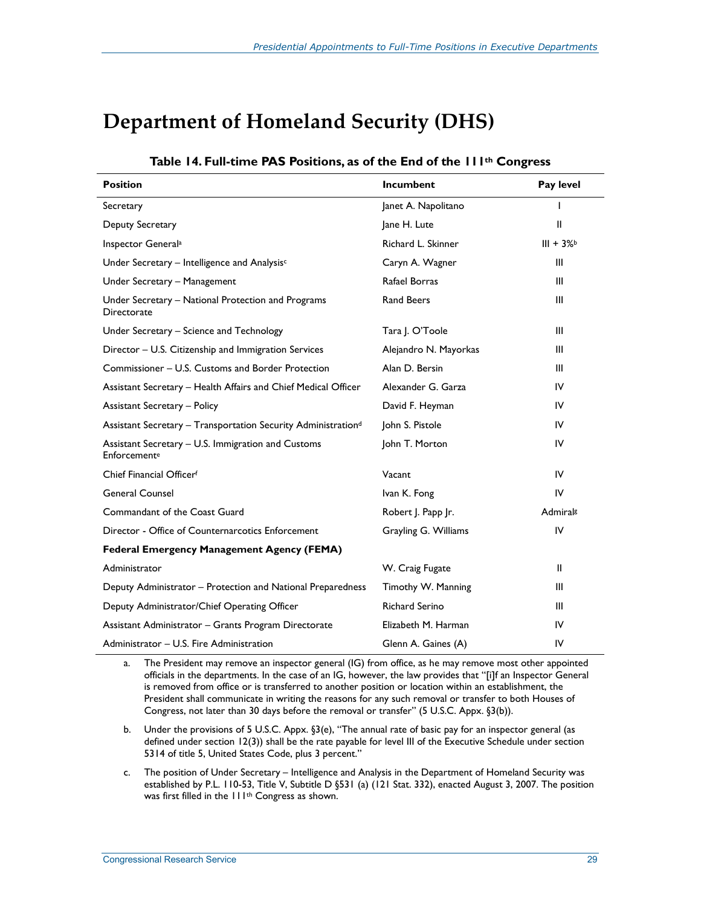# Department of Homeland Security (DHS)

**Table 14. Full-time PAS Positions, as of the End of the 111th Congress**

| Position | Incumbent | Pay level |
|---|---|---|
| Secretary | Janet A. Napolitano | I |
| Deputy Secretary | Jane H. Lute | II |
| Inspector General[a] | Richard L. Skinner | III + 3%[b] |
| Under Secretary – Intelligence and Analysis[c] | Caryn A. Wagner | III |
| Under Secretary – Management | Rafael Borras | III |
| Under Secretary – National Protection and Programs Directorate | Rand Beers | III |
| Under Secretary – Science and Technology | Tara J. O'Toole | III |
| Director – U.S. Citizenship and Immigration Services | Alejandro N. Mayorkas | III |
| Commissioner – U.S. Customs and Border Protection | Alan D. Bersin | III |
| Assistant Secretary – Health Affairs and Chief Medical Officer | Alexander G. Garza | IV |
| Assistant Secretary – Policy | David F. Heyman | IV |
| Assistant Secretary – Transportation Security Administration[d] | John S. Pistole | IV |
| Assistant Secretary – U.S. Immigration and Customs Enforcement[e] | John T. Morton | IV |
| Chief Financial Officer[f] | Vacant | IV |
| General Counsel | Ivan K. Fong | IV |
| Commandant of the Coast Guard | Robert J. Papp Jr. | Admiral[g] |
| Director - Office of Counternarcotics Enforcement | Grayling G. Williams | IV |
| **Federal Emergency Management Agency (FEMA)** | | |
| Administrator | W. Craig Fugate | II |
| Deputy Administrator – Protection and National Preparedness | Timothy W. Manning | III |
| Deputy Administrator/Chief Operating Officer | Richard Serino | III |
| Assistant Administrator – Grants Program Directorate | Elizabeth M. Harman | IV |
| Administrator – U.S. Fire Administration | Glenn A. Gaines (A) | IV |

a. The President may remove an inspector general (IG) from office, as he may remove most other appointed officials in the departments. In the case of an IG, however, the law provides that "[i]f an Inspector General is removed from office or is transferred to another position or location within an establishment, the President shall communicate in writing the reasons for any such removal or transfer to both Houses of Congress, not later than 30 days before the removal or transfer" (5 U.S.C. Appx. §3(b)).

b. Under the provisions of 5 U.S.C. Appx. §3(e), "The annual rate of basic pay for an inspector general (as defined under section 12(3)) shall be the rate payable for level III of the Executive Schedule under section 5314 of title 5, United States Code, plus 3 percent."

c. The position of Under Secretary – Intelligence and Analysis in the Department of Homeland Security was established by P.L. 110-53, Title V, Subtitle D §531 (a) (121 Stat. 332), enacted August 3, 2007. The position was first filled in the 111th Congress as shown.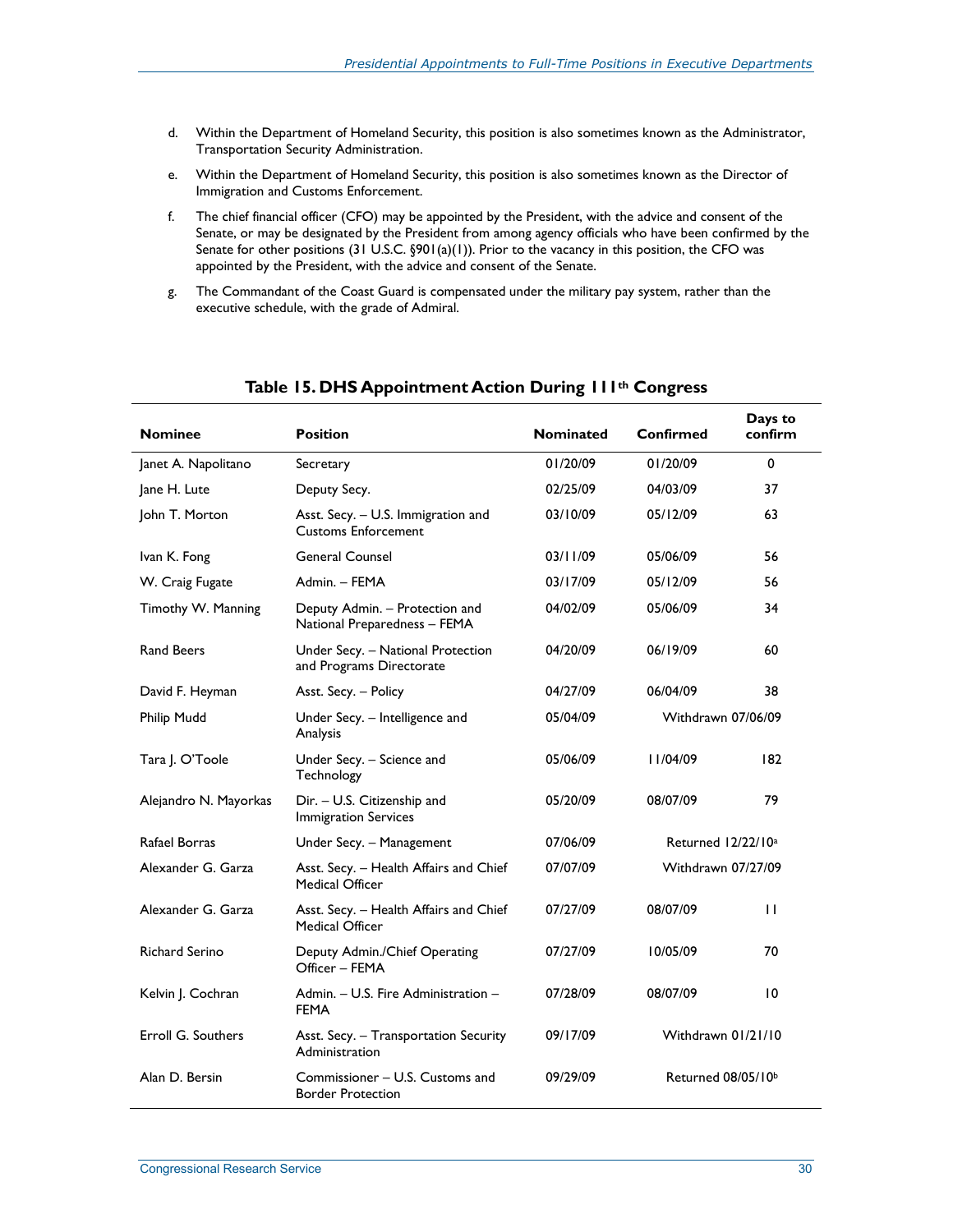d. Within the Department of Homeland Security, this position is also sometimes known as the Administrator, Transportation Security Administration.

e. Within the Department of Homeland Security, this position is also sometimes known as the Director of Immigration and Customs Enforcement.

f. The chief financial officer (CFO) may be appointed by the President, with the advice and consent of the Senate, or may be designated by the President from among agency officials who have been confirmed by the Senate for other positions (31 U.S.C. §901(a)(1)). Prior to the vacancy in this position, the CFO was appointed by the President, with the advice and consent of the Senate.

g. The Commandant of the Coast Guard is compensated under the military pay system, rather than the executive schedule, with the grade of Admiral.

**Table 15. DHS Appointment Action During 111th Congress**

| Nominee | Position | Nominated | Confirmed | Days to confirm |
|---|---|---|---|---|
| Janet A. Napolitano | Secretary | 01/20/09 | 01/20/09 | 0 |
| Jane H. Lute | Deputy Secy. | 02/25/09 | 04/03/09 | 37 |
| John T. Morton | Asst. Secy. – U.S. Immigration and Customs Enforcement | 03/10/09 | 05/12/09 | 63 |
| Ivan K. Fong | General Counsel | 03/11/09 | 05/06/09 | 56 |
| W. Craig Fugate | Admin. – FEMA | 03/17/09 | 05/12/09 | 56 |
| Timothy W. Manning | Deputy Admin. – Protection and National Preparedness – FEMA | 04/02/09 | 05/06/09 | 34 |
| Rand Beers | Under Secy. – National Protection and Programs Directorate | 04/20/09 | 06/19/09 | 60 |
| David F. Heyman | Asst. Secy. – Policy | 04/27/09 | 06/04/09 | 38 |
| Philip Mudd | Under Secy. – Intelligence and Analysis | 05/04/09 | Withdrawn 07/06/09 | |
| Tara J. O'Toole | Under Secy. – Science and Technology | 05/06/09 | 11/04/09 | 182 |
| Alejandro N. Mayorkas | Dir. – U.S. Citizenship and Immigration Services | 05/20/09 | 08/07/09 | 79 |
| Rafael Borras | Under Secy. – Management | 07/06/09 | Returned 12/22/10[a] | |
| Alexander G. Garza | Asst. Secy. – Health Affairs and Chief Medical Officer | 07/07/09 | Withdrawn 07/27/09 | |
| Alexander G. Garza | Asst. Secy. – Health Affairs and Chief Medical Officer | 07/27/09 | 08/07/09 | 11 |
| Richard Serino | Deputy Admin./Chief Operating Officer – FEMA | 07/27/09 | 10/05/09 | 70 |
| Kelvin J. Cochran | Admin. – U.S. Fire Administration – FEMA | 07/28/09 | 08/07/09 | 10 |
| Erroll G. Southers | Asst. Secy. – Transportation Security Administration | 09/17/09 | Withdrawn 01/21/10 | |
| Alan D. Bersin | Commissioner – U.S. Customs and Border Protection | 09/29/09 | Returned 08/05/10[b] | |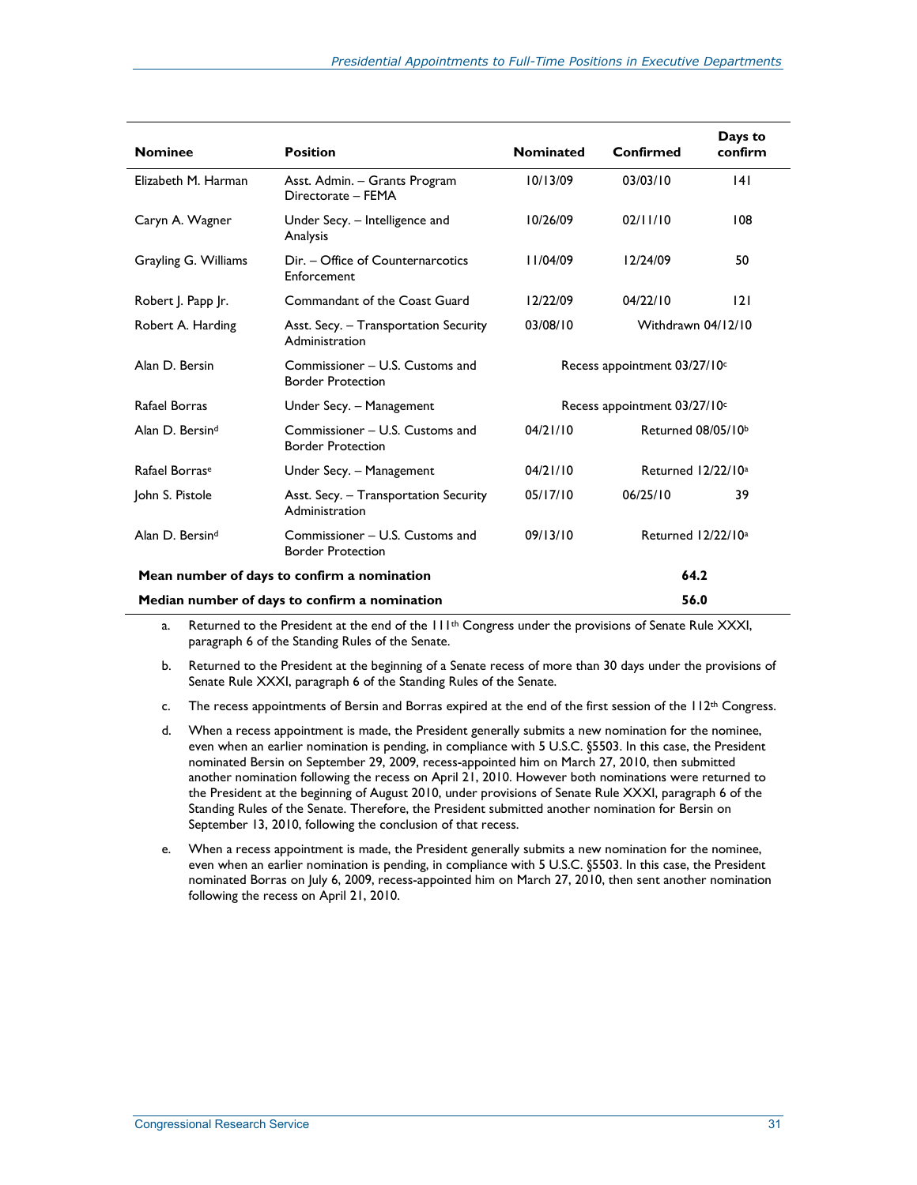| Nominee | Position | Nominated | Confirmed | Days to confirm |
| --- | --- | --- | --- | --- |
| Elizabeth M. Harman | Asst. Admin. – Grants Program Directorate – FEMA | 10/13/09 | 03/03/10 | 141 |
| Caryn A. Wagner | Under Secy. – Intelligence and Analysis | 10/26/09 | 02/11/10 | 108 |
| Grayling G. Williams | Dir. – Office of Counternarcotics Enforcement | 11/04/09 | 12/24/09 | 50 |
| Robert J. Papp Jr. | Commandant of the Coast Guard | 12/22/09 | 04/22/10 | 121 |
| Robert A. Harding | Asst. Secy. – Transportation Security Administration | 03/08/10 | Withdrawn 04/12/10 | |
| Alan D. Bersin | Commissioner – U.S. Customs and Border Protection | Recess appointment 03/27/10[c] | | |
| Rafael Borras | Under Secy. – Management | Recess appointment 03/27/10[c] | | |
| Alan D. Bersin[d] | Commissioner – U.S. Customs and Border Protection | 04/21/10 | Returned 08/05/10[b] | |
| Rafael Borras[e] | Under Secy. – Management | 04/21/10 | Returned 12/22/10[a] | |
| John S. Pistole | Asst. Secy. – Transportation Security Administration | 05/17/10 | 06/25/10 | 39 |
| Alan D. Bersin[d] | Commissioner – U.S. Customs and Border Protection | 09/13/10 | Returned 12/22/10[a] | |
| **Mean number of days to confirm a nomination** | | | | **64.2** |
| **Median number of days to confirm a nomination** | | | | **56.0** |

a. Returned to the President at the end of the 111th Congress under the provisions of Senate Rule XXXI, paragraph 6 of the Standing Rules of the Senate.

b. Returned to the President at the beginning of a Senate recess of more than 30 days under the provisions of Senate Rule XXXI, paragraph 6 of the Standing Rules of the Senate.

c. The recess appointments of Bersin and Borras expired at the end of the first session of the 112th Congress.

d. When a recess appointment is made, the President generally submits a new nomination for the nominee, even when an earlier nomination is pending, in compliance with 5 U.S.C. §5503. In this case, the President nominated Bersin on September 29, 2009, recess-appointed him on March 27, 2010, then submitted another nomination following the recess on April 21, 2010. However both nominations were returned to the President at the beginning of August 2010, under provisions of Senate Rule XXXI, paragraph 6 of the Standing Rules of the Senate. Therefore, the President submitted another nomination for Bersin on September 13, 2010, following the conclusion of that recess.

e. When a recess appointment is made, the President generally submits a new nomination for the nominee, even when an earlier nomination is pending, in compliance with 5 U.S.C. §5503. In this case, the President nominated Borras on July 6, 2009, recess-appointed him on March 27, 2010, then sent another nomination following the recess on April 21, 2010.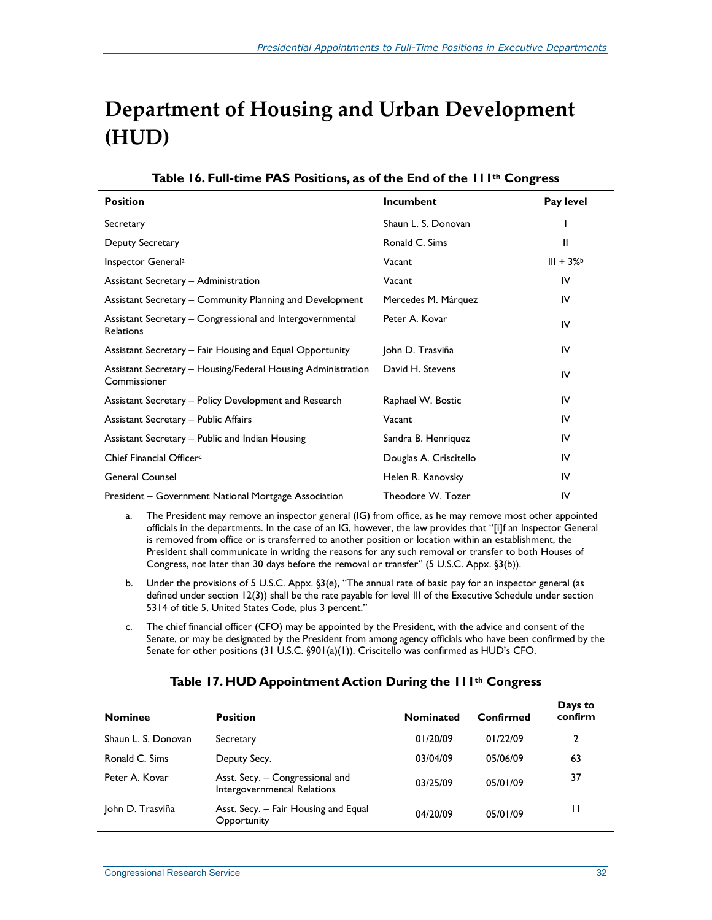# Department of Housing and Urban Development (HUD)

**Table 16. Full-time PAS Positions, as of the End of the 111th Congress**

| Position | Incumbent | Pay level |
|---|---|---|
| Secretary | Shaun L. S. Donovan | I |
| Deputy Secretary | Ronald C. Sims | II |
| Inspector General[a] | Vacant | III + 3%[b] |
| Assistant Secretary – Administration | Vacant | IV |
| Assistant Secretary – Community Planning and Development | Mercedes M. Márquez | IV |
| Assistant Secretary – Congressional and Intergovernmental Relations | Peter A. Kovar | IV |
| Assistant Secretary – Fair Housing and Equal Opportunity | John D. Trasviña | IV |
| Assistant Secretary – Housing/Federal Housing Administration Commissioner | David H. Stevens | IV |
| Assistant Secretary – Policy Development and Research | Raphael W. Bostic | IV |
| Assistant Secretary – Public Affairs | Vacant | IV |
| Assistant Secretary – Public and Indian Housing | Sandra B. Henriquez | IV |
| Chief Financial Officer[c] | Douglas A. Criscitello | IV |
| General Counsel | Helen R. Kanovsky | IV |
| President – Government National Mortgage Association | Theodore W. Tozer | IV |

a. The President may remove an inspector general (IG) from office, as he may remove most other appointed officials in the departments. In the case of an IG, however, the law provides that "[i]f an Inspector General is removed from office or is transferred to another position or location within an establishment, the President shall communicate in writing the reasons for any such removal or transfer to both Houses of Congress, not later than 30 days before the removal or transfer" (5 U.S.C. Appx. §3(b)).

b. Under the provisions of 5 U.S.C. Appx. §3(e), "The annual rate of basic pay for an inspector general (as defined under section 12(3)) shall be the rate payable for level III of the Executive Schedule under section 5314 of title 5, United States Code, plus 3 percent."

c. The chief financial officer (CFO) may be appointed by the President, with the advice and consent of the Senate, or may be designated by the President from among agency officials who have been confirmed by the Senate for other positions (31 U.S.C. §901(a)(1)). Criscitello was confirmed as HUD's CFO.

**Table 17. HUD Appointment Action During the 111th Congress**

| Nominee | Position | Nominated | Confirmed | Days to confirm |
|---|---|---|---|---|
| Shaun L. S. Donovan | Secretary | 01/20/09 | 01/22/09 | 2 |
| Ronald C. Sims | Deputy Secy. | 03/04/09 | 05/06/09 | 63 |
| Peter A. Kovar | Asst. Secy. – Congressional and Intergovernmental Relations | 03/25/09 | 05/01/09 | 37 |
| John D. Trasviña | Asst. Secy. – Fair Housing and Equal Opportunity | 04/20/09 | 05/01/09 | 11 |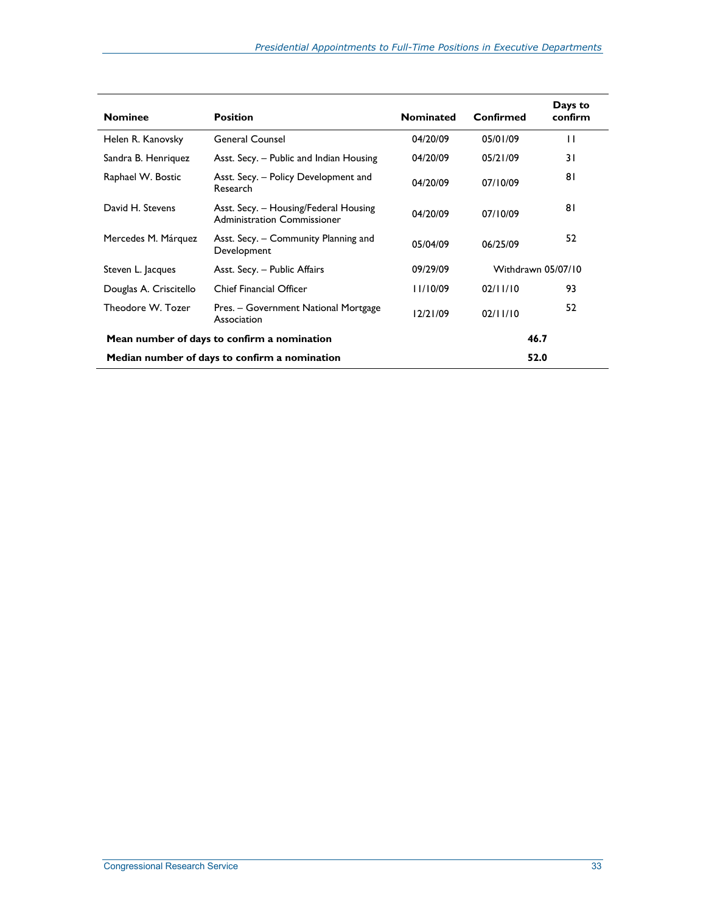| Nominee | Position | Nominated | Confirmed | Days to confirm |
|---|---|---|---|---|
| Helen R. Kanovsky | General Counsel | 04/20/09 | 05/01/09 | 11 |
| Sandra B. Henriquez | Asst. Secy. – Public and Indian Housing | 04/20/09 | 05/21/09 | 31 |
| Raphael W. Bostic | Asst. Secy. – Policy Development and Research | 04/20/09 | 07/10/09 | 81 |
| David H. Stevens | Asst. Secy. – Housing/Federal Housing Administration Commissioner | 04/20/09 | 07/10/09 | 81 |
| Mercedes M. Márquez | Asst. Secy. – Community Planning and Development | 05/04/09 | 06/25/09 | 52 |
| Steven L. Jacques | Asst. Secy. – Public Affairs | 09/29/09 | Withdrawn 05/07/10 | |
| Douglas A. Criscitello | Chief Financial Officer | 11/10/09 | 02/11/10 | 93 |
| Theodore W. Tozer | Pres. – Government National Mortgage Association | 12/21/09 | 02/11/10 | 52 |
| **Mean number of days to confirm a nomination** | | | **46.7** | |
| **Median number of days to confirm a nomination** | | | **52.0** | |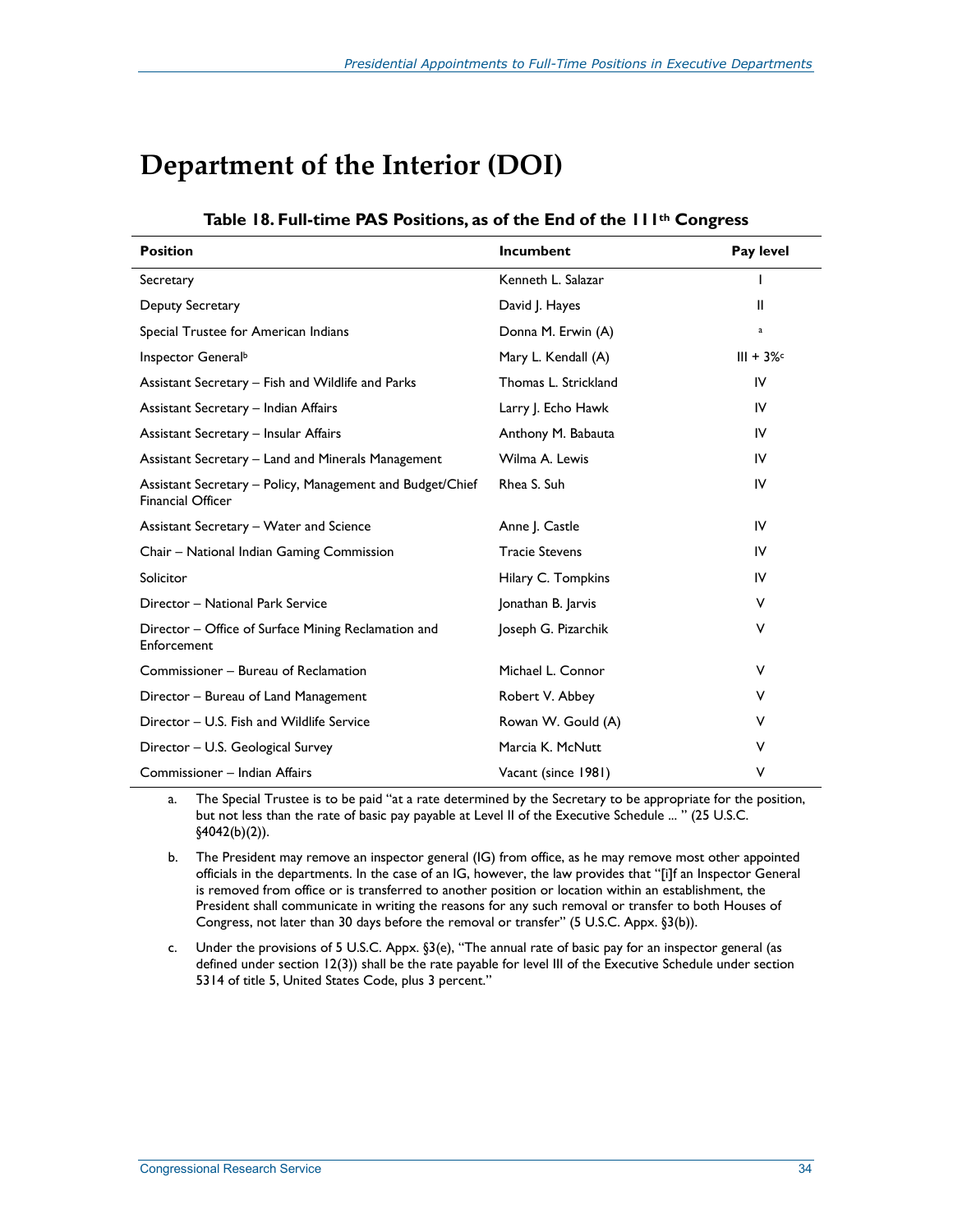# Department of the Interior (DOI)

**Table 18. Full-time PAS Positions, as of the End of the 111th Congress**

| Position | Incumbent | Pay level |
|---|---|---|
| Secretary | Kenneth L. Salazar | I |
| Deputy Secretary | David J. Hayes | II |
| Special Trustee for American Indians | Donna M. Erwin (A) | [a] |
| Inspector General[b] | Mary L. Kendall (A) | III + 3%[c] |
| Assistant Secretary – Fish and Wildlife and Parks | Thomas L. Strickland | IV |
| Assistant Secretary – Indian Affairs | Larry J. Echo Hawk | IV |
| Assistant Secretary – Insular Affairs | Anthony M. Babauta | IV |
| Assistant Secretary – Land and Minerals Management | Wilma A. Lewis | IV |
| Assistant Secretary – Policy, Management and Budget/Chief Financial Officer | Rhea S. Suh | IV |
| Assistant Secretary – Water and Science | Anne J. Castle | IV |
| Chair – National Indian Gaming Commission | Tracie Stevens | IV |
| Solicitor | Hilary C. Tompkins | IV |
| Director – National Park Service | Jonathan B. Jarvis | V |
| Director – Office of Surface Mining Reclamation and Enforcement | Joseph G. Pizarchik | V |
| Commissioner – Bureau of Reclamation | Michael L. Connor | V |
| Director – Bureau of Land Management | Robert V. Abbey | V |
| Director – U.S. Fish and Wildlife Service | Rowan W. Gould (A) | V |
| Director – U.S. Geological Survey | Marcia K. McNutt | V |
| Commissioner – Indian Affairs | Vacant (since 1981) | V |

a. The Special Trustee is to be paid "at a rate determined by the Secretary to be appropriate for the position, but not less than the rate of basic pay payable at Level II of the Executive Schedule ... " (25 U.S.C. §4042(b)(2)).

b. The President may remove an inspector general (IG) from office, as he may remove most other appointed officials in the departments. In the case of an IG, however, the law provides that "[i]f an Inspector General is removed from office or is transferred to another position or location within an establishment, the President shall communicate in writing the reasons for any such removal or transfer to both Houses of Congress, not later than 30 days before the removal or transfer" (5 U.S.C. Appx. §3(b)).

c. Under the provisions of 5 U.S.C. Appx. §3(e), "The annual rate of basic pay for an inspector general (as defined under section 12(3)) shall be the rate payable for level III of the Executive Schedule under section 5314 of title 5, United States Code, plus 3 percent."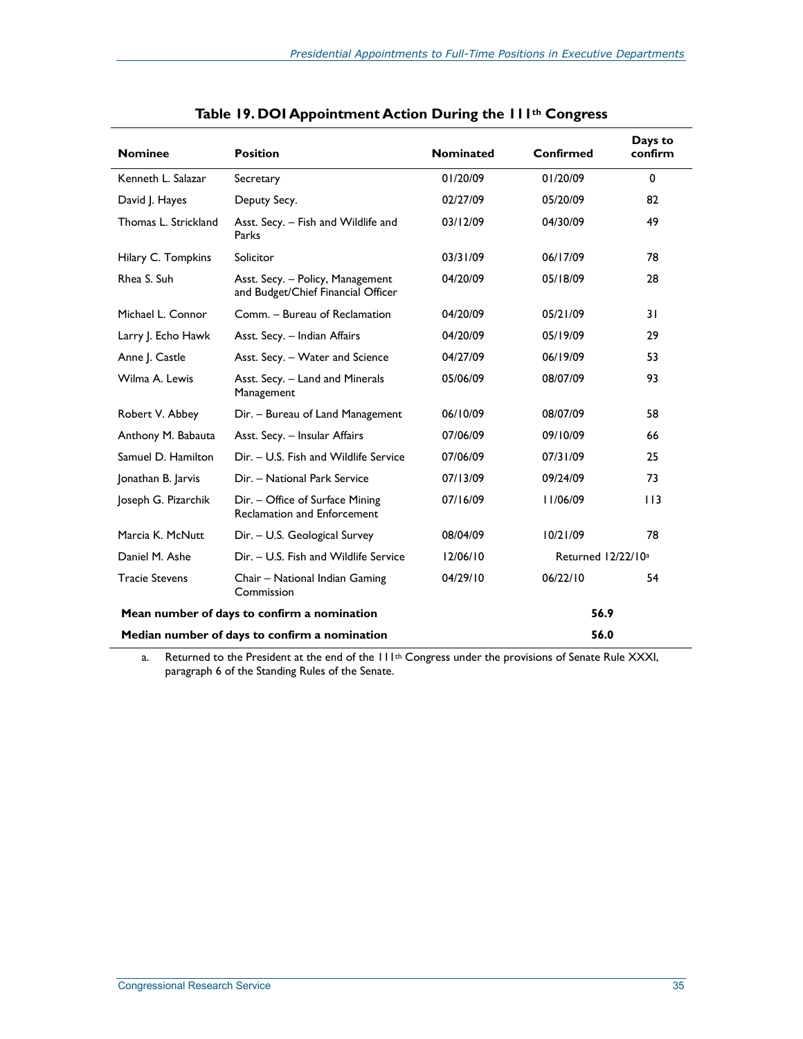## Table 19. DOI Appointment Action During the 111th Congress

| Nominee | Position | Nominated | Confirmed | Days to confirm |
|---|---|---|---|---|
| Kenneth L. Salazar | Secretary | 01/20/09 | 01/20/09 | 0 |
| David J. Hayes | Deputy Secy. | 02/27/09 | 05/20/09 | 82 |
| Thomas L. Strickland | Asst. Secy. – Fish and Wildlife and Parks | 03/12/09 | 04/30/09 | 49 |
| Hilary C. Tompkins | Solicitor | 03/31/09 | 06/17/09 | 78 |
| Rhea S. Suh | Asst. Secy. – Policy, Management and Budget/Chief Financial Officer | 04/20/09 | 05/18/09 | 28 |
| Michael L. Connor | Comm. – Bureau of Reclamation | 04/20/09 | 05/21/09 | 31 |
| Larry J. Echo Hawk | Asst. Secy. – Indian Affairs | 04/20/09 | 05/19/09 | 29 |
| Anne J. Castle | Asst. Secy. – Water and Science | 04/27/09 | 06/19/09 | 53 |
| Wilma A. Lewis | Asst. Secy. – Land and Minerals Management | 05/06/09 | 08/07/09 | 93 |
| Robert V. Abbey | Dir. – Bureau of Land Management | 06/10/09 | 08/07/09 | 58 |
| Anthony M. Babauta | Asst. Secy. – Insular Affairs | 07/06/09 | 09/10/09 | 66 |
| Samuel D. Hamilton | Dir. – U.S. Fish and Wildlife Service | 07/06/09 | 07/31/09 | 25 |
| Jonathan B. Jarvis | Dir. – National Park Service | 07/13/09 | 09/24/09 | 73 |
| Joseph G. Pizarchik | Dir. – Office of Surface Mining Reclamation and Enforcement | 07/16/09 | 11/06/09 | 113 |
| Marcia K. McNutt | Dir. – U.S. Geological Survey | 08/04/09 | 10/21/09 | 78 |
| Daniel M. Ashe | Dir. – U.S. Fish and Wildlife Service | 12/06/10 | Returned 12/22/10[a] | |
| Tracie Stevens | Chair – National Indian Gaming Commission | 04/29/10 | 06/22/10 | 54 |
| **Mean number of days to confirm a nomination** | | | **56.9** | |
| **Median number of days to confirm a nomination** | | | **56.0** | |

a. Returned to the President at the end of the 111th Congress under the provisions of Senate Rule XXXI, paragraph 6 of the Standing Rules of the Senate.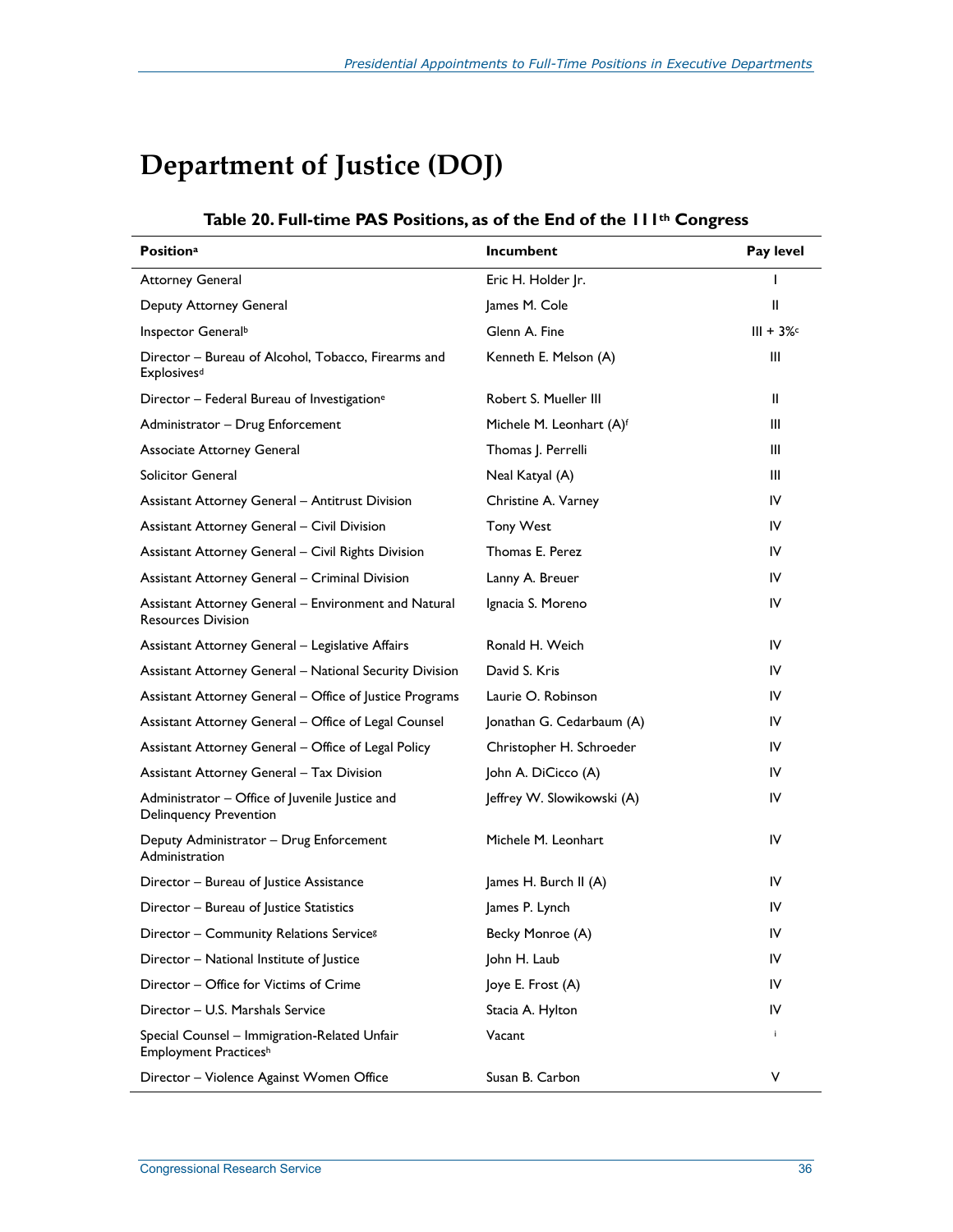# Department of Justice (DOJ)

**Table 20. Full-time PAS Positions, as of the End of the 111th Congress**

| Position[a] | Incumbent | Pay level |
|---|---|---|
| Attorney General | Eric H. Holder Jr. | I |
| Deputy Attorney General | James M. Cole | II |
| Inspector General[b] | Glenn A. Fine | III + 3%[c] |
| Director – Bureau of Alcohol, Tobacco, Firearms and Explosives[d] | Kenneth E. Melson (A) | III |
| Director – Federal Bureau of Investigation[e] | Robert S. Mueller III | II |
| Administrator – Drug Enforcement | Michele M. Leonhart (A)[f] | III |
| Associate Attorney General | Thomas J. Perrelli | III |
| Solicitor General | Neal Katyal (A) | III |
| Assistant Attorney General – Antitrust Division | Christine A. Varney | IV |
| Assistant Attorney General – Civil Division | Tony West | IV |
| Assistant Attorney General – Civil Rights Division | Thomas E. Perez | IV |
| Assistant Attorney General – Criminal Division | Lanny A. Breuer | IV |
| Assistant Attorney General – Environment and Natural Resources Division | Ignacia S. Moreno | IV |
| Assistant Attorney General – Legislative Affairs | Ronald H. Weich | IV |
| Assistant Attorney General – National Security Division | David S. Kris | IV |
| Assistant Attorney General – Office of Justice Programs | Laurie O. Robinson | IV |
| Assistant Attorney General – Office of Legal Counsel | Jonathan G. Cedarbaum (A) | IV |
| Assistant Attorney General – Office of Legal Policy | Christopher H. Schroeder | IV |
| Assistant Attorney General – Tax Division | John A. DiCicco (A) | IV |
| Administrator – Office of Juvenile Justice and Delinquency Prevention | Jeffrey W. Slowikowski (A) | IV |
| Deputy Administrator – Drug Enforcement Administration | Michele M. Leonhart | IV |
| Director – Bureau of Justice Assistance | James H. Burch II (A) | IV |
| Director – Bureau of Justice Statistics | James P. Lynch | IV |
| Director – Community Relations Service[g] | Becky Monroe (A) | IV |
| Director – National Institute of Justice | John H. Laub | IV |
| Director – Office for Victims of Crime | Joye E. Frost (A) | IV |
| Director – U.S. Marshals Service | Stacia A. Hylton | IV |
| Special Counsel – Immigration-Related Unfair Employment Practices[h] | Vacant | [i] |
| Director – Violence Against Women Office | Susan B. Carbon | V |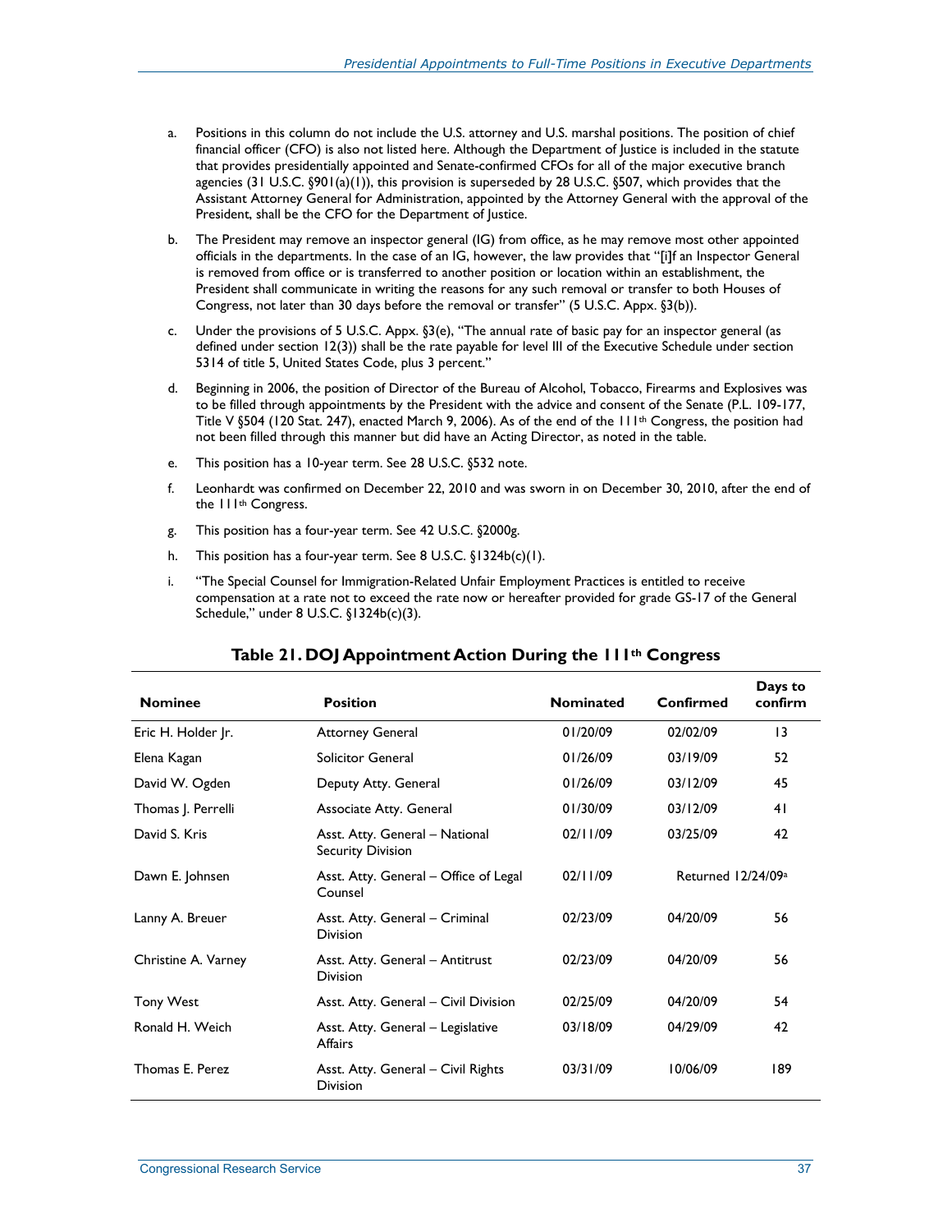a. Positions in this column do not include the U.S. attorney and U.S. marshal positions. The position of chief financial officer (CFO) is also not listed here. Although the Department of Justice is included in the statute that provides presidentially appointed and Senate-confirmed CFOs for all of the major executive branch agencies (31 U.S.C. §901(a)(1)), this provision is superseded by 28 U.S.C. §507, which provides that the Assistant Attorney General for Administration, appointed by the Attorney General with the approval of the President, shall be the CFO for the Department of Justice.

b. The President may remove an inspector general (IG) from office, as he may remove most other appointed officials in the departments. In the case of an IG, however, the law provides that "[i]f an Inspector General is removed from office or is transferred to another position or location within an establishment, the President shall communicate in writing the reasons for any such removal or transfer to both Houses of Congress, not later than 30 days before the removal or transfer" (5 U.S.C. Appx. §3(b)).

c. Under the provisions of 5 U.S.C. Appx. §3(e), "The annual rate of basic pay for an inspector general (as defined under section 12(3)) shall be the rate payable for level III of the Executive Schedule under section 5314 of title 5, United States Code, plus 3 percent."

d. Beginning in 2006, the position of Director of the Bureau of Alcohol, Tobacco, Firearms and Explosives was to be filled through appointments by the President with the advice and consent of the Senate (P.L. 109-177, Title V §504 (120 Stat. 247), enacted March 9, 2006). As of the end of the 111th Congress, the position had not been filled through this manner but did have an Acting Director, as noted in the table.

e. This position has a 10-year term. See 28 U.S.C. §532 note.

f. Leonhardt was confirmed on December 22, 2010 and was sworn in on December 30, 2010, after the end of the 111th Congress.

g. This position has a four-year term. See 42 U.S.C. §2000g.

h. This position has a four-year term. See 8 U.S.C. §1324b(c)(1).

i. "The Special Counsel for Immigration-Related Unfair Employment Practices is entitled to receive compensation at a rate not to exceed the rate now or hereafter provided for grade GS-17 of the General Schedule," under 8 U.S.C. §1324b(c)(3).

## Table 21. DOJ Appointment Action During the 111th Congress

| Nominee | Position | Nominated | Confirmed | Days to confirm |
|---|---|---|---|---|
| Eric H. Holder Jr. | Attorney General | 01/20/09 | 02/02/09 | 13 |
| Elena Kagan | Solicitor General | 01/26/09 | 03/19/09 | 52 |
| David W. Ogden | Deputy Atty. General | 01/26/09 | 03/12/09 | 45 |
| Thomas J. Perrelli | Associate Atty. General | 01/30/09 | 03/12/09 | 41 |
| David S. Kris | Asst. Atty. General – National Security Division | 02/11/09 | 03/25/09 | 42 |
| Dawn E. Johnsen | Asst. Atty. General – Office of Legal Counsel | 02/11/09 | Returned 12/24/09[a] | |
| Lanny A. Breuer | Asst. Atty. General – Criminal Division | 02/23/09 | 04/20/09 | 56 |
| Christine A. Varney | Asst. Atty. General – Antitrust Division | 02/23/09 | 04/20/09 | 56 |
| Tony West | Asst. Atty. General – Civil Division | 02/25/09 | 04/20/09 | 54 |
| Ronald H. Weich | Asst. Atty. General – Legislative Affairs | 03/18/09 | 04/29/09 | 42 |
| Thomas E. Perez | Asst. Atty. General – Civil Rights Division | 03/31/09 | 10/06/09 | 189 |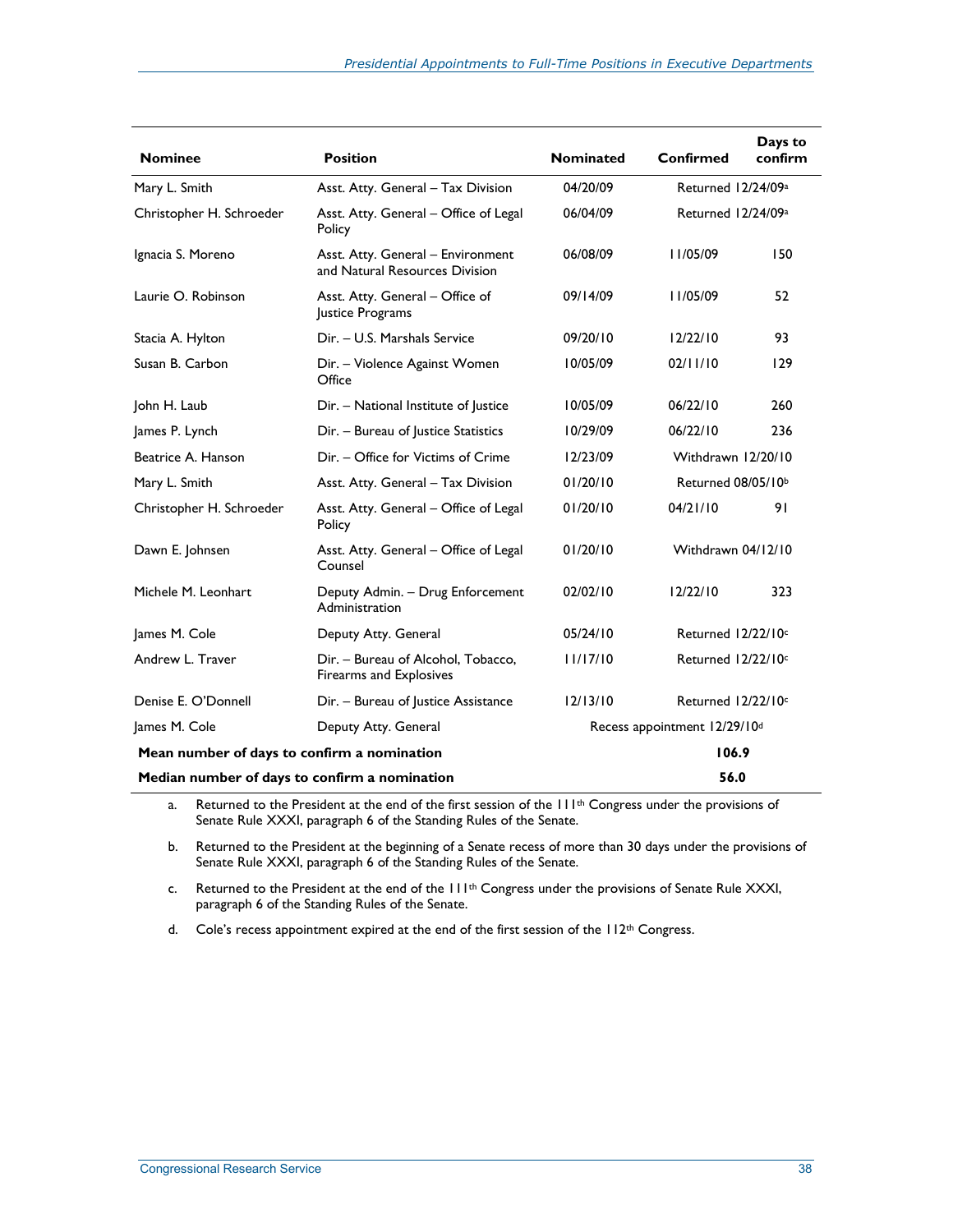| Nominee | Position | Nominated | Confirmed | Days to confirm |
| --- | --- | --- | --- | --- |
| Mary L. Smith | Asst. Atty. General – Tax Division | 04/20/09 | Returned 12/24/09[a] | |
| Christopher H. Schroeder | Asst. Atty. General – Office of Legal Policy | 06/04/09 | Returned 12/24/09[a] | |
| Ignacia S. Moreno | Asst. Atty. General – Environment and Natural Resources Division | 06/08/09 | 11/05/09 | 150 |
| Laurie O. Robinson | Asst. Atty. General – Office of Justice Programs | 09/14/09 | 11/05/09 | 52 |
| Stacia A. Hylton | Dir. – U.S. Marshals Service | 09/20/10 | 12/22/10 | 93 |
| Susan B. Carbon | Dir. – Violence Against Women Office | 10/05/09 | 02/11/10 | 129 |
| John H. Laub | Dir. – National Institute of Justice | 10/05/09 | 06/22/10 | 260 |
| James P. Lynch | Dir. – Bureau of Justice Statistics | 10/29/09 | 06/22/10 | 236 |
| Beatrice A. Hanson | Dir. – Office for Victims of Crime | 12/23/09 | Withdrawn 12/20/10 | |
| Mary L. Smith | Asst. Atty. General – Tax Division | 01/20/10 | Returned 08/05/10[b] | |
| Christopher H. Schroeder | Asst. Atty. General – Office of Legal Policy | 01/20/10 | 04/21/10 | 91 |
| Dawn E. Johnsen | Asst. Atty. General – Office of Legal Counsel | 01/20/10 | Withdrawn 04/12/10 | |
| Michele M. Leonhart | Deputy Admin. – Drug Enforcement Administration | 02/02/10 | 12/22/10 | 323 |
| James M. Cole | Deputy Atty. General | 05/24/10 | Returned 12/22/10[c] | |
| Andrew L. Traver | Dir. – Bureau of Alcohol, Tobacco, Firearms and Explosives | 11/17/10 | Returned 12/22/10[c] | |
| Denise E. O'Donnell | Dir. – Bureau of Justice Assistance | 12/13/10 | Returned 12/22/10[c] | |
| James M. Cole | Deputy Atty. General | Recess appointment 12/29/10[d] | | |
| **Mean number of days to confirm a nomination** | | | | **106.9** |
| **Median number of days to confirm a nomination** | | | | **56.0** |

a. Returned to the President at the end of the first session of the 111th Congress under the provisions of Senate Rule XXXI, paragraph 6 of the Standing Rules of the Senate.

b. Returned to the President at the beginning of a Senate recess of more than 30 days under the provisions of Senate Rule XXXI, paragraph 6 of the Standing Rules of the Senate.

c. Returned to the President at the end of the 111th Congress under the provisions of Senate Rule XXXI, paragraph 6 of the Standing Rules of the Senate.

d. Cole's recess appointment expired at the end of the first session of the 112th Congress.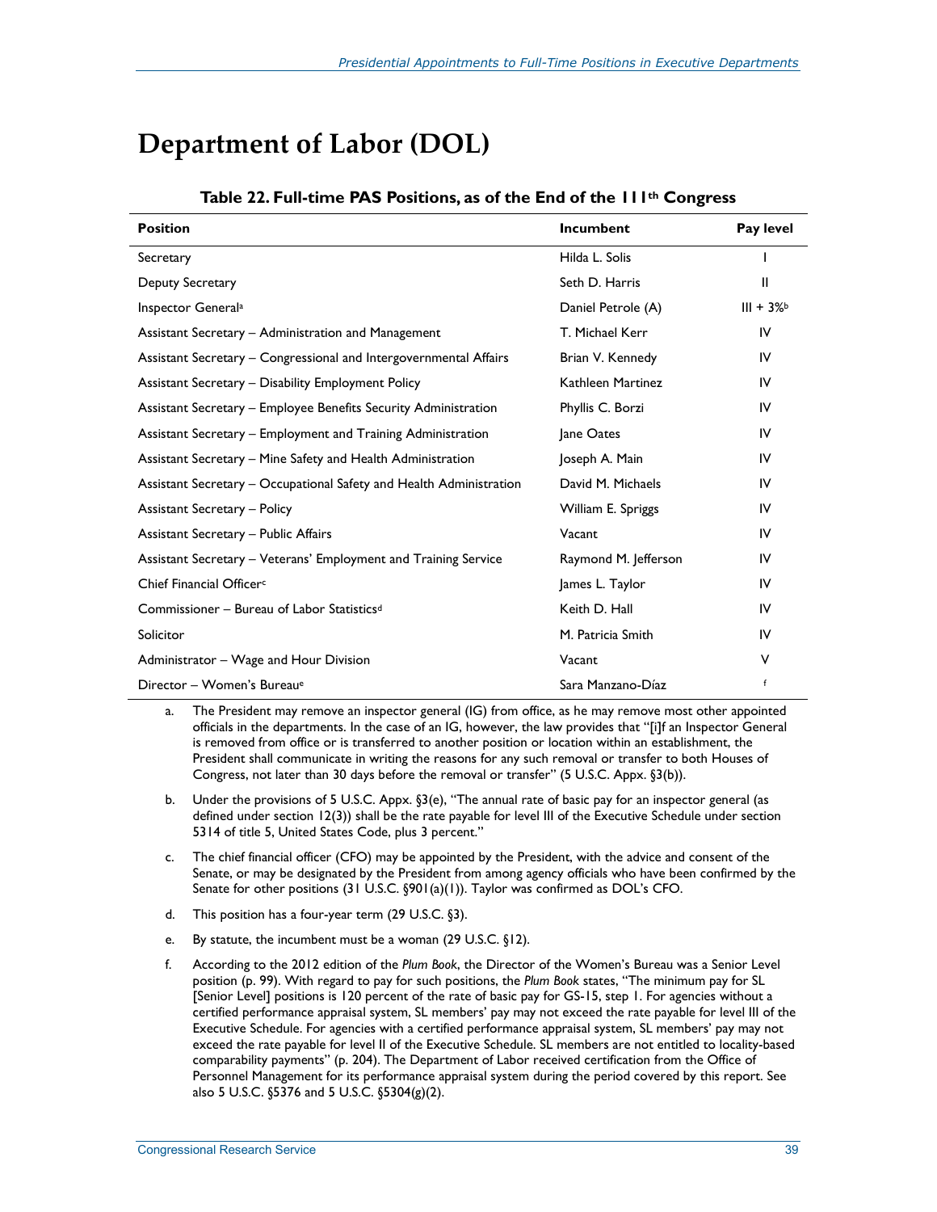# Department of Labor (DOL)

**Table 22. Full-time PAS Positions, as of the End of the 111th Congress**

| Position | Incumbent | Pay level |
|---|---|---|
| Secretary | Hilda L. Solis | I |
| Deputy Secretary | Seth D. Harris | II |
| Inspector General[a] | Daniel Petrole (A) | III + 3%[b] |
| Assistant Secretary – Administration and Management | T. Michael Kerr | IV |
| Assistant Secretary – Congressional and Intergovernmental Affairs | Brian V. Kennedy | IV |
| Assistant Secretary – Disability Employment Policy | Kathleen Martinez | IV |
| Assistant Secretary – Employee Benefits Security Administration | Phyllis C. Borzi | IV |
| Assistant Secretary – Employment and Training Administration | Jane Oates | IV |
| Assistant Secretary – Mine Safety and Health Administration | Joseph A. Main | IV |
| Assistant Secretary – Occupational Safety and Health Administration | David M. Michaels | IV |
| Assistant Secretary – Policy | William E. Spriggs | IV |
| Assistant Secretary – Public Affairs | Vacant | IV |
| Assistant Secretary – Veterans' Employment and Training Service | Raymond M. Jefferson | IV |
| Chief Financial Officer[c] | James L. Taylor | IV |
| Commissioner – Bureau of Labor Statistics[d] | Keith D. Hall | IV |
| Solicitor | M. Patricia Smith | IV |
| Administrator – Wage and Hour Division | Vacant | V |
| Director – Women's Bureau[e] | Sara Manzano-Díaz | [f] |

a. The President may remove an inspector general (IG) from office, as he may remove most other appointed officials in the departments. In the case of an IG, however, the law provides that "[i]f an Inspector General is removed from office or is transferred to another position or location within an establishment, the President shall communicate in writing the reasons for any such removal or transfer to both Houses of Congress, not later than 30 days before the removal or transfer" (5 U.S.C. Appx. §3(b)).

b. Under the provisions of 5 U.S.C. Appx. §3(e), "The annual rate of basic pay for an inspector general (as defined under section 12(3)) shall be the rate payable for level III of the Executive Schedule under section 5314 of title 5, United States Code, plus 3 percent."

c. The chief financial officer (CFO) may be appointed by the President, with the advice and consent of the Senate, or may be designated by the President from among agency officials who have been confirmed by the Senate for other positions (31 U.S.C. §901(a)(1)). Taylor was confirmed as DOL's CFO.

d. This position has a four-year term (29 U.S.C. §3).

e. By statute, the incumbent must be a woman (29 U.S.C. §12).

f. According to the 2012 edition of the *Plum Book*, the Director of the Women's Bureau was a Senior Level position (p. 99). With regard to pay for such positions, the *Plum Book* states, "The minimum pay for SL [Senior Level] positions is 120 percent of the rate of basic pay for GS-15, step 1. For agencies without a certified performance appraisal system, SL members' pay may not exceed the rate payable for level III of the Executive Schedule. For agencies with a certified performance appraisal system, SL members' pay may not exceed the rate payable for level II of the Executive Schedule. SL members are not entitled to locality-based comparability payments" (p. 204). The Department of Labor received certification from the Office of Personnel Management for its performance appraisal system during the period covered by this report. See also 5 U.S.C. §5376 and 5 U.S.C. §5304(g)(2).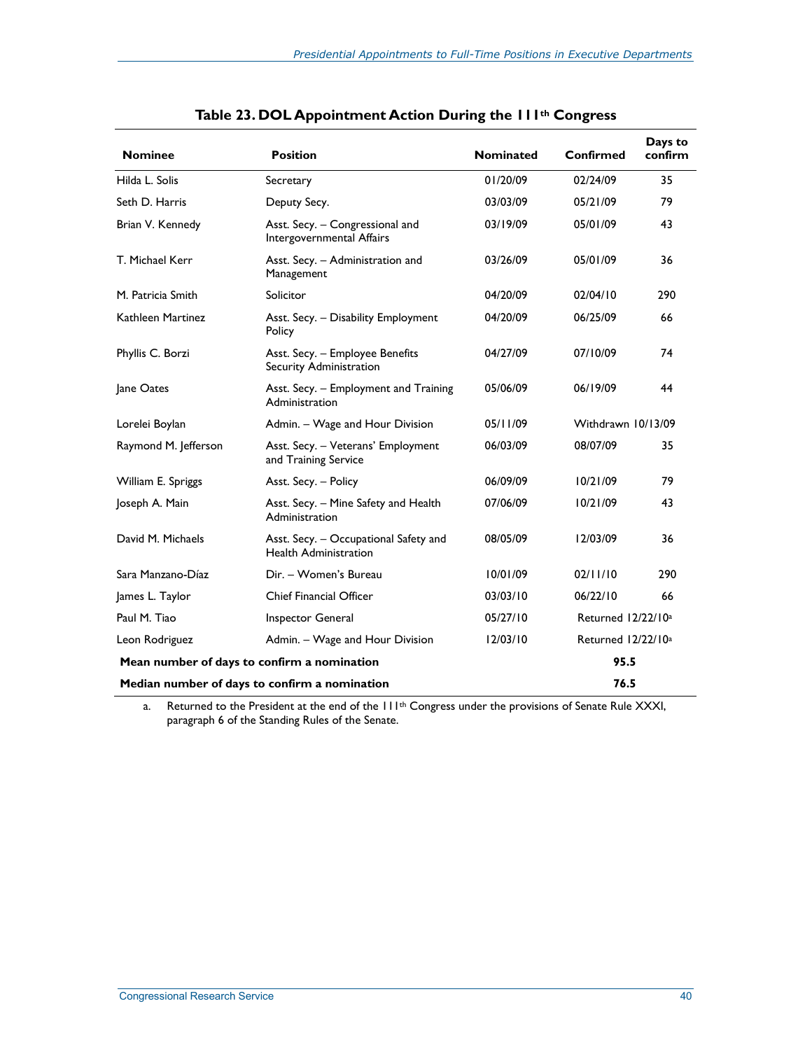## Table 23. DOL Appointment Action During the 111th Congress

| Nominee | Position | Nominated | Confirmed | Days to confirm |
|---|---|---|---|---|
| Hilda L. Solis | Secretary | 01/20/09 | 02/24/09 | 35 |
| Seth D. Harris | Deputy Secy. | 03/03/09 | 05/21/09 | 79 |
| Brian V. Kennedy | Asst. Secy. – Congressional and Intergovernmental Affairs | 03/19/09 | 05/01/09 | 43 |
| T. Michael Kerr | Asst. Secy. – Administration and Management | 03/26/09 | 05/01/09 | 36 |
| M. Patricia Smith | Solicitor | 04/20/09 | 02/04/10 | 290 |
| Kathleen Martinez | Asst. Secy. – Disability Employment Policy | 04/20/09 | 06/25/09 | 66 |
| Phyllis C. Borzi | Asst. Secy. – Employee Benefits Security Administration | 04/27/09 | 07/10/09 | 74 |
| Jane Oates | Asst. Secy. – Employment and Training Administration | 05/06/09 | 06/19/09 | 44 |
| Lorelei Boylan | Admin. – Wage and Hour Division | 05/11/09 | Withdrawn 10/13/09 | |
| Raymond M. Jefferson | Asst. Secy. – Veterans' Employment and Training Service | 06/03/09 | 08/07/09 | 35 |
| William E. Spriggs | Asst. Secy. – Policy | 06/09/09 | 10/21/09 | 79 |
| Joseph A. Main | Asst. Secy. – Mine Safety and Health Administration | 07/06/09 | 10/21/09 | 43 |
| David M. Michaels | Asst. Secy. – Occupational Safety and Health Administration | 08/05/09 | 12/03/09 | 36 |
| Sara Manzano-Díaz | Dir. – Women's Bureau | 10/01/09 | 02/11/10 | 290 |
| James L. Taylor | Chief Financial Officer | 03/03/10 | 06/22/10 | 66 |
| Paul M. Tiao | Inspector General | 05/27/10 | Returned 12/22/10[a] | |
| Leon Rodriguez | Admin. – Wage and Hour Division | 12/03/10 | Returned 12/22/10[a] | |
| **Mean number of days to confirm a nomination** | | | **95.5** | |
| **Median number of days to confirm a nomination** | | | **76.5** | |

a. Returned to the President at the end of the 111th Congress under the provisions of Senate Rule XXXI, paragraph 6 of the Standing Rules of the Senate.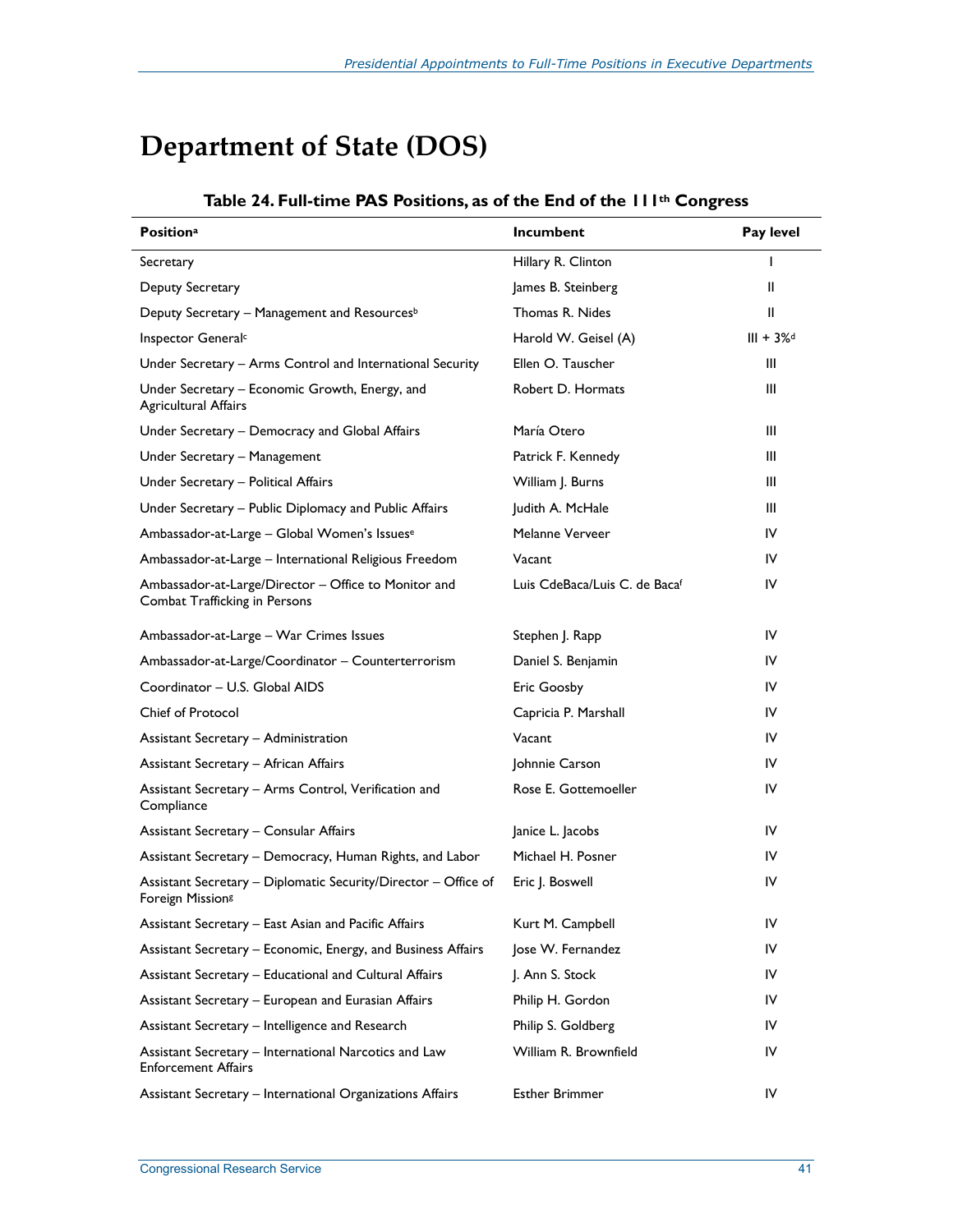# Department of State (DOS)

**Table 24. Full-time PAS Positions, as of the End of the 111th Congress**

| Position[a] | Incumbent | Pay level |
|---|---|---|
| Secretary | Hillary R. Clinton | I |
| Deputy Secretary | James B. Steinberg | II |
| Deputy Secretary – Management and Resources[b] | Thomas R. Nides | II |
| Inspector General[c] | Harold W. Geisel (A) | III + 3%[d] |
| Under Secretary – Arms Control and International Security | Ellen O. Tauscher | III |
| Under Secretary – Economic Growth, Energy, and Agricultural Affairs | Robert D. Hormats | III |
| Under Secretary – Democracy and Global Affairs | María Otero | III |
| Under Secretary – Management | Patrick F. Kennedy | III |
| Under Secretary – Political Affairs | William J. Burns | III |
| Under Secretary – Public Diplomacy and Public Affairs | Judith A. McHale | III |
| Ambassador-at-Large – Global Women's Issues[e] | Melanne Verveer | IV |
| Ambassador-at-Large – International Religious Freedom | Vacant | IV |
| Ambassador-at-Large/Director – Office to Monitor and Combat Trafficking in Persons | Luis CdeBaca/Luis C. de Baca[f] | IV |
| Ambassador-at-Large – War Crimes Issues | Stephen J. Rapp | IV |
| Ambassador-at-Large/Coordinator – Counterterrorism | Daniel S. Benjamin | IV |
| Coordinator – U.S. Global AIDS | Eric Goosby | IV |
| Chief of Protocol | Capricia P. Marshall | IV |
| Assistant Secretary – Administration | Vacant | IV |
| Assistant Secretary – African Affairs | Johnnie Carson | IV |
| Assistant Secretary – Arms Control, Verification and Compliance | Rose E. Gottemoeller | IV |
| Assistant Secretary – Consular Affairs | Janice L. Jacobs | IV |
| Assistant Secretary – Democracy, Human Rights, and Labor | Michael H. Posner | IV |
| Assistant Secretary – Diplomatic Security/Director – Office of Foreign Mission[g] | Eric J. Boswell | IV |
| Assistant Secretary – East Asian and Pacific Affairs | Kurt M. Campbell | IV |
| Assistant Secretary – Economic, Energy, and Business Affairs | Jose W. Fernandez | IV |
| Assistant Secretary – Educational and Cultural Affairs | J. Ann S. Stock | IV |
| Assistant Secretary – European and Eurasian Affairs | Philip H. Gordon | IV |
| Assistant Secretary – Intelligence and Research | Philip S. Goldberg | IV |
| Assistant Secretary – International Narcotics and Law Enforcement Affairs | William R. Brownfield | IV |
| Assistant Secretary – International Organizations Affairs | Esther Brimmer | IV |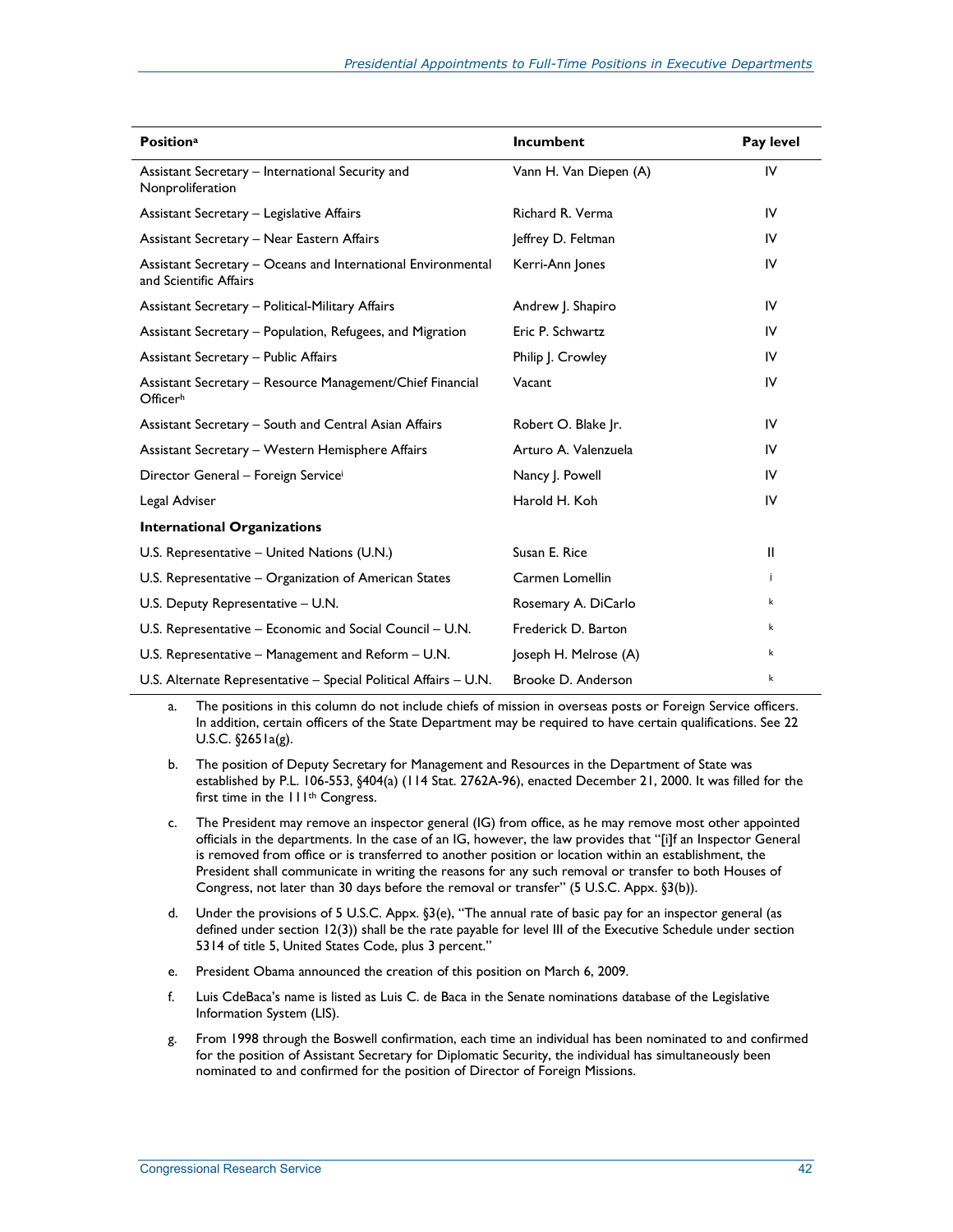| Position[a] | Incumbent | Pay level |
|---|---|---|
| Assistant Secretary – International Security and Nonproliferation | Vann H. Van Diepen (A) | IV |
| Assistant Secretary – Legislative Affairs | Richard R. Verma | IV |
| Assistant Secretary – Near Eastern Affairs | Jeffrey D. Feltman | IV |
| Assistant Secretary – Oceans and International Environmental and Scientific Affairs | Kerri-Ann Jones | IV |
| Assistant Secretary – Political-Military Affairs | Andrew J. Shapiro | IV |
| Assistant Secretary – Population, Refugees, and Migration | Eric P. Schwartz | IV |
| Assistant Secretary – Public Affairs | Philip J. Crowley | IV |
| Assistant Secretary – Resource Management/Chief Financial Officer[h] | Vacant | IV |
| Assistant Secretary – South and Central Asian Affairs | Robert O. Blake Jr. | IV |
| Assistant Secretary – Western Hemisphere Affairs | Arturo A. Valenzuela | IV |
| Director General – Foreign Service[i] | Nancy J. Powell | IV |
| Legal Adviser | Harold H. Koh | IV |
| **International Organizations** | | |
| U.S. Representative – United Nations (U.N.) | Susan E. Rice | II |
| U.S. Representative – Organization of American States | Carmen Lomellin | [j] |
| U.S. Deputy Representative – U.N. | Rosemary A. DiCarlo | [k] |
| U.S. Representative – Economic and Social Council – U.N. | Frederick D. Barton | [k] |
| U.S. Representative – Management and Reform – U.N. | Joseph H. Melrose (A) | [k] |
| U.S. Alternate Representative – Special Political Affairs – U.N. | Brooke D. Anderson | [k] |

a. The positions in this column do not include chiefs of mission in overseas posts or Foreign Service officers. In addition, certain officers of the State Department may be required to have certain qualifications. See 22 U.S.C. §2651a(g).

b. The position of Deputy Secretary for Management and Resources in the Department of State was established by P.L. 106-553, §404(a) (114 Stat. 2762A-96), enacted December 21, 2000. It was filled for the first time in the 111th Congress.

c. The President may remove an inspector general (IG) from office, as he may remove most other appointed officials in the departments. In the case of an IG, however, the law provides that "[i]f an Inspector General is removed from office or is transferred to another position or location within an establishment, the President shall communicate in writing the reasons for any such removal or transfer to both Houses of Congress, not later than 30 days before the removal or transfer" (5 U.S.C. Appx. §3(b)).

d. Under the provisions of 5 U.S.C. Appx. §3(e), "The annual rate of basic pay for an inspector general (as defined under section 12(3)) shall be the rate payable for level III of the Executive Schedule under section 5314 of title 5, United States Code, plus 3 percent."

e. President Obama announced the creation of this position on March 6, 2009.

f. Luis CdeBaca's name is listed as Luis C. de Baca in the Senate nominations database of the Legislative Information System (LIS).

g. From 1998 through the Boswell confirmation, each time an individual has been nominated to and confirmed for the position of Assistant Secretary for Diplomatic Security, the individual has simultaneously been nominated to and confirmed for the position of Director of Foreign Missions.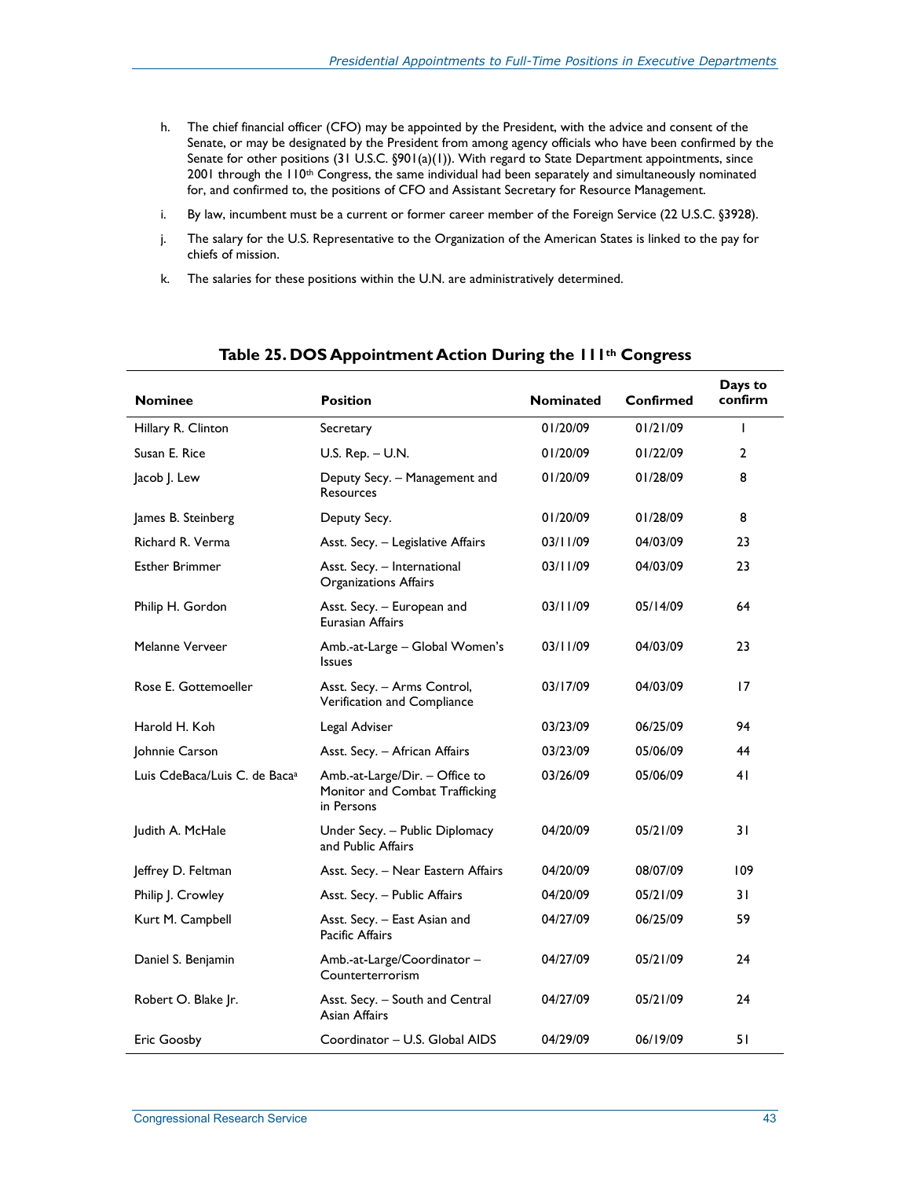h. The chief financial officer (CFO) may be appointed by the President, with the advice and consent of the Senate, or may be designated by the President from among agency officials who have been confirmed by the Senate for other positions (31 U.S.C. §901(a)(1)). With regard to State Department appointments, since 2001 through the 110th Congress, the same individual had been separately and simultaneously nominated for, and confirmed to, the positions of CFO and Assistant Secretary for Resource Management.

i. By law, incumbent must be a current or former career member of the Foreign Service (22 U.S.C. §3928).

j. The salary for the U.S. Representative to the Organization of the American States is linked to the pay for chiefs of mission.

k. The salaries for these positions within the U.N. are administratively determined.

### Table 25. DOS Appointment Action During the 111th Congress

| Nominee | Position | Nominated | Confirmed | Days to confirm |
|---|---|---|---|---|
| Hillary R. Clinton | Secretary | 01/20/09 | 01/21/09 | 1 |
| Susan E. Rice | U.S. Rep. – U.N. | 01/20/09 | 01/22/09 | 2 |
| Jacob J. Lew | Deputy Secy. – Management and Resources | 01/20/09 | 01/28/09 | 8 |
| James B. Steinberg | Deputy Secy. | 01/20/09 | 01/28/09 | 8 |
| Richard R. Verma | Asst. Secy. – Legislative Affairs | 03/11/09 | 04/03/09 | 23 |
| Esther Brimmer | Asst. Secy. – International Organizations Affairs | 03/11/09 | 04/03/09 | 23 |
| Philip H. Gordon | Asst. Secy. – European and Eurasian Affairs | 03/11/09 | 05/14/09 | 64 |
| Melanne Verveer | Amb.-at-Large – Global Women's Issues | 03/11/09 | 04/03/09 | 23 |
| Rose E. Gottemoeller | Asst. Secy. – Arms Control, Verification and Compliance | 03/17/09 | 04/03/09 | 17 |
| Harold H. Koh | Legal Adviser | 03/23/09 | 06/25/09 | 94 |
| Johnnie Carson | Asst. Secy. – African Affairs | 03/23/09 | 05/06/09 | 44 |
| Luis CdeBaca/Luis C. de Baca[a] | Amb.-at-Large/Dir. – Office to Monitor and Combat Trafficking in Persons | 03/26/09 | 05/06/09 | 41 |
| Judith A. McHale | Under Secy. – Public Diplomacy and Public Affairs | 04/20/09 | 05/21/09 | 31 |
| Jeffrey D. Feltman | Asst. Secy. – Near Eastern Affairs | 04/20/09 | 08/07/09 | 109 |
| Philip J. Crowley | Asst. Secy. – Public Affairs | 04/20/09 | 05/21/09 | 31 |
| Kurt M. Campbell | Asst. Secy. – East Asian and Pacific Affairs | 04/27/09 | 06/25/09 | 59 |
| Daniel S. Benjamin | Amb.-at-Large/Coordinator – Counterterrorism | 04/27/09 | 05/21/09 | 24 |
| Robert O. Blake Jr. | Asst. Secy. – South and Central Asian Affairs | 04/27/09 | 05/21/09 | 24 |
| Eric Goosby | Coordinator – U.S. Global AIDS | 04/29/09 | 06/19/09 | 51 |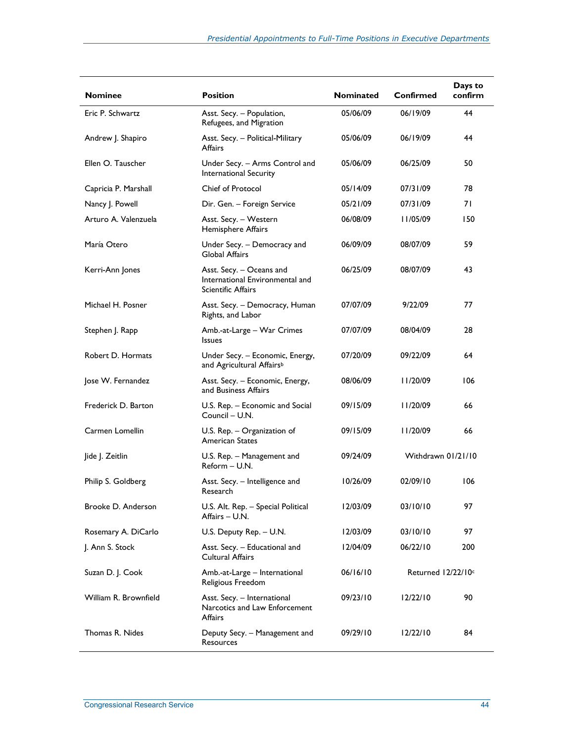| Nominee | Position | Nominated | Confirmed | Days to confirm |
| --- | --- | --- | --- | --- |
| Eric P. Schwartz | Asst. Secy. – Population, Refugees, and Migration | 05/06/09 | 06/19/09 | 44 |
| Andrew J. Shapiro | Asst. Secy. – Political-Military Affairs | 05/06/09 | 06/19/09 | 44 |
| Ellen O. Tauscher | Under Secy. – Arms Control and International Security | 05/06/09 | 06/25/09 | 50 |
| Capricia P. Marshall | Chief of Protocol | 05/14/09 | 07/31/09 | 78 |
| Nancy J. Powell | Dir. Gen. – Foreign Service | 05/21/09 | 07/31/09 | 71 |
| Arturo A. Valenzuela | Asst. Secy. – Western Hemisphere Affairs | 06/08/09 | 11/05/09 | 150 |
| María Otero | Under Secy. – Democracy and Global Affairs | 06/09/09 | 08/07/09 | 59 |
| Kerri-Ann Jones | Asst. Secy. – Oceans and International Environmental and Scientific Affairs | 06/25/09 | 08/07/09 | 43 |
| Michael H. Posner | Asst. Secy. – Democracy, Human Rights, and Labor | 07/07/09 | 9/22/09 | 77 |
| Stephen J. Rapp | Amb.-at-Large – War Crimes Issues | 07/07/09 | 08/04/09 | 28 |
| Robert D. Hormats | Under Secy. – Economic, Energy, and Agricultural Affairs[b] | 07/20/09 | 09/22/09 | 64 |
| Jose W. Fernandez | Asst. Secy. – Economic, Energy, and Business Affairs | 08/06/09 | 11/20/09 | 106 |
| Frederick D. Barton | U.S. Rep. – Economic and Social Council – U.N. | 09/15/09 | 11/20/09 | 66 |
| Carmen Lomellin | U.S. Rep. – Organization of American States | 09/15/09 | 11/20/09 | 66 |
| Jide J. Zeitlin | U.S. Rep. – Management and Reform – U.N. | 09/24/09 | Withdrawn 01/21/10 | |
| Philip S. Goldberg | Asst. Secy. – Intelligence and Research | 10/26/09 | 02/09/10 | 106 |
| Brooke D. Anderson | U.S. Alt. Rep. – Special Political Affairs – U.N. | 12/03/09 | 03/10/10 | 97 |
| Rosemary A. DiCarlo | U.S. Deputy Rep. – U.N. | 12/03/09 | 03/10/10 | 97 |
| J. Ann S. Stock | Asst. Secy. – Educational and Cultural Affairs | 12/04/09 | 06/22/10 | 200 |
| Suzan D. J. Cook | Amb.-at-Large – International Religious Freedom | 06/16/10 | Returned 12/22/10[c] | |
| William R. Brownfield | Asst. Secy. – International Narcotics and Law Enforcement Affairs | 09/23/10 | 12/22/10 | 90 |
| Thomas R. Nides | Deputy Secy. – Management and Resources | 09/29/10 | 12/22/10 | 84 |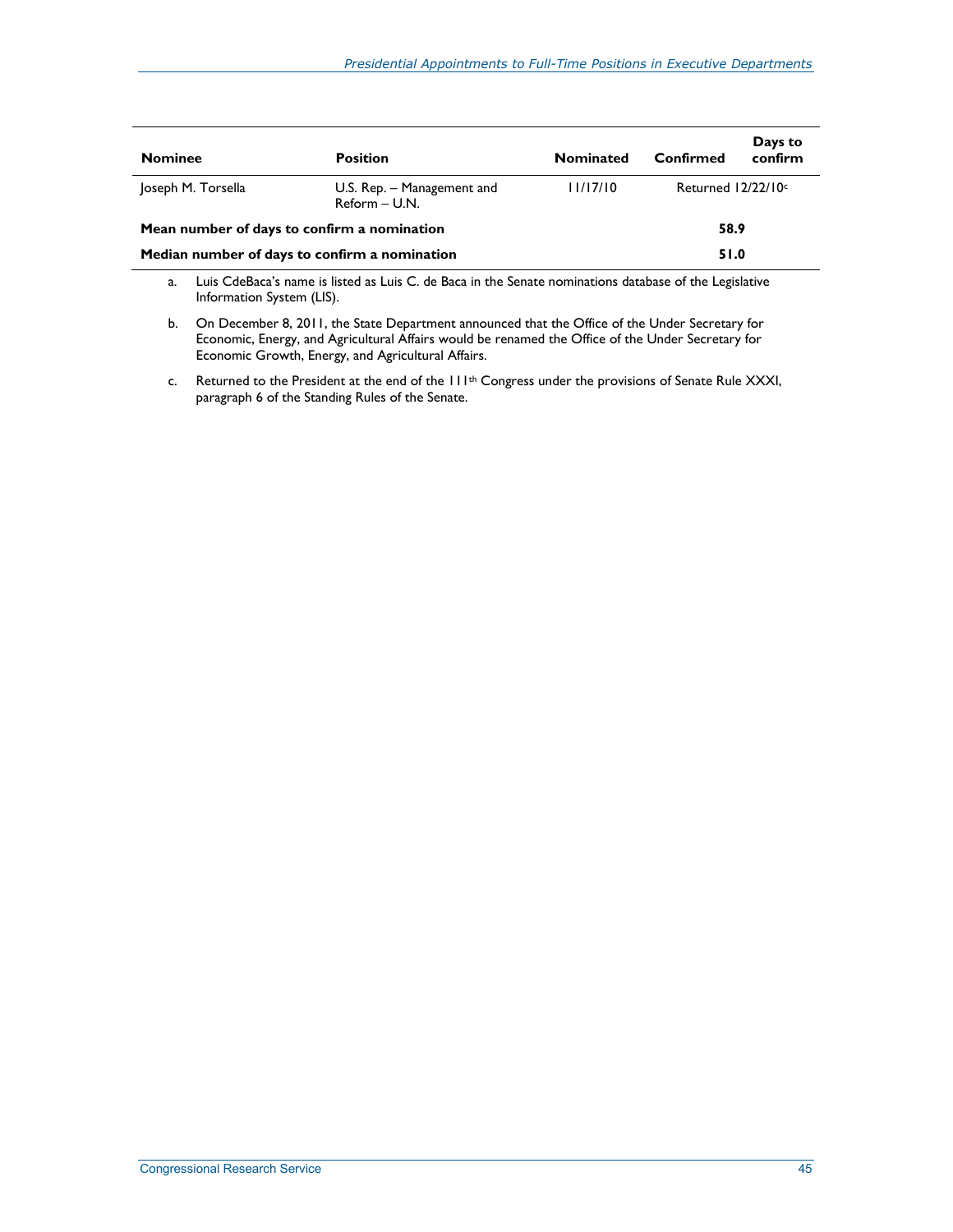| Nominee | Position | Nominated | Confirmed | Days to confirm |
| --- | --- | --- | --- | --- |
| Joseph M. Torsella | U.S. Rep. – Management and Reform – U.N. | 11/17/10 | Returned 12/22/10[c] | |
| **Mean number of days to confirm a nomination** | | | | **58.9** |
| **Median number of days to confirm a nomination** | | | | **51.0** |

a. Luis CdeBaca's name is listed as Luis C. de Baca in the Senate nominations database of the Legislative Information System (LIS).

b. On December 8, 2011, the State Department announced that the Office of the Under Secretary for Economic, Energy, and Agricultural Affairs would be renamed the Office of the Under Secretary for Economic Growth, Energy, and Agricultural Affairs.

c. Returned to the President at the end of the 111th Congress under the provisions of Senate Rule XXXI, paragraph 6 of the Standing Rules of the Senate.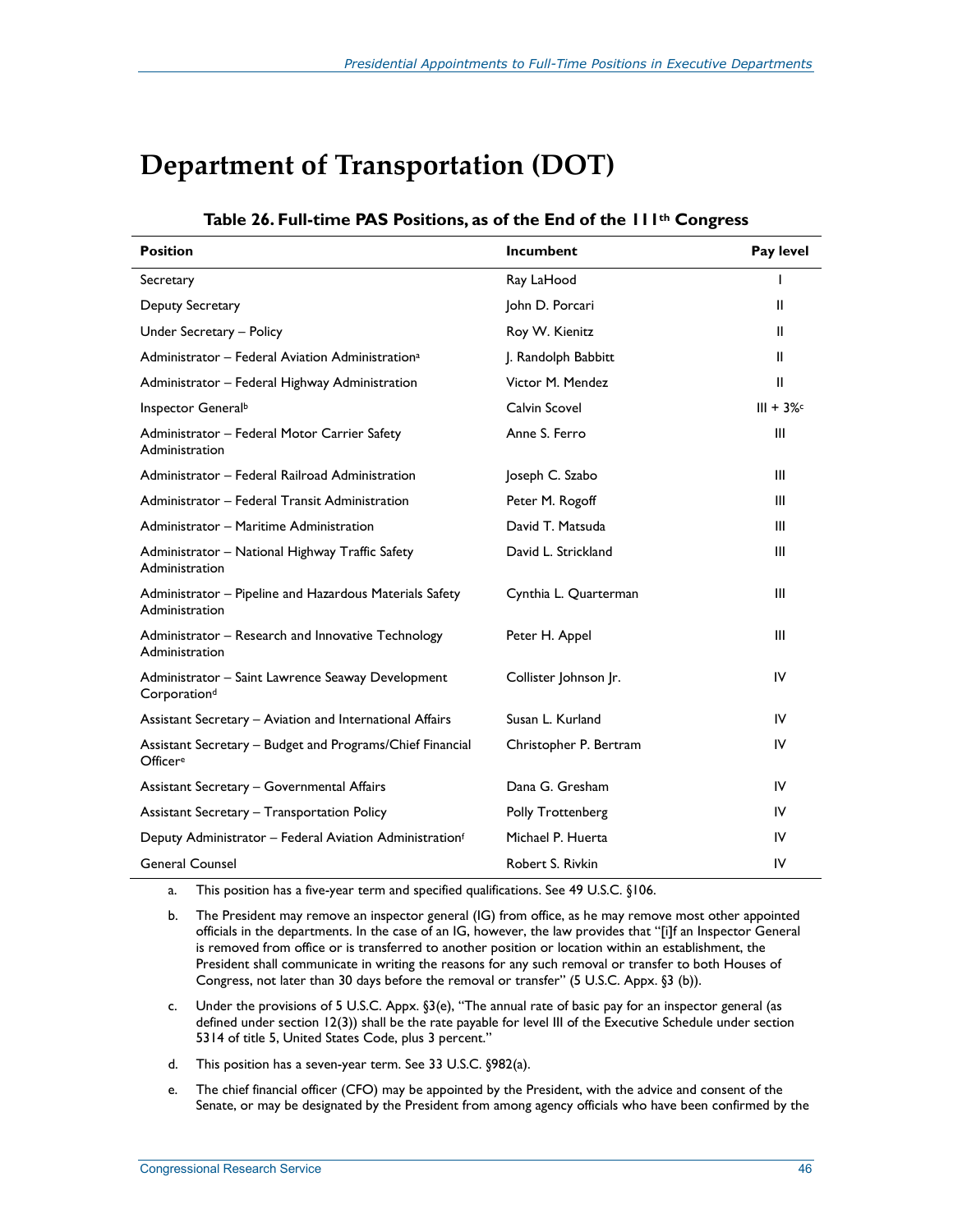# Department of Transportation (DOT)

**Table 26. Full-time PAS Positions, as of the End of the 111th Congress**

| Position | Incumbent | Pay level |
|---|---|---|
| Secretary | Ray LaHood | I |
| Deputy Secretary | John D. Porcari | II |
| Under Secretary – Policy | Roy W. Kienitz | II |
| Administrator – Federal Aviation Administration[a] | J. Randolph Babbitt | II |
| Administrator – Federal Highway Administration | Victor M. Mendez | II |
| Inspector General[b] | Calvin Scovel | III + 3%[c] |
| Administrator – Federal Motor Carrier Safety Administration | Anne S. Ferro | III |
| Administrator – Federal Railroad Administration | Joseph C. Szabo | III |
| Administrator – Federal Transit Administration | Peter M. Rogoff | III |
| Administrator – Maritime Administration | David T. Matsuda | III |
| Administrator – National Highway Traffic Safety Administration | David L. Strickland | III |
| Administrator – Pipeline and Hazardous Materials Safety Administration | Cynthia L. Quarterman | III |
| Administrator – Research and Innovative Technology Administration | Peter H. Appel | III |
| Administrator – Saint Lawrence Seaway Development Corporation[d] | Collister Johnson Jr. | IV |
| Assistant Secretary – Aviation and International Affairs | Susan L. Kurland | IV |
| Assistant Secretary – Budget and Programs/Chief Financial Officer[e] | Christopher P. Bertram | IV |
| Assistant Secretary – Governmental Affairs | Dana G. Gresham | IV |
| Assistant Secretary – Transportation Policy | Polly Trottenberg | IV |
| Deputy Administrator – Federal Aviation Administration[f] | Michael P. Huerta | IV |
| General Counsel | Robert S. Rivkin | IV |

a. This position has a five-year term and specified qualifications. See 49 U.S.C. §106.

b. The President may remove an inspector general (IG) from office, as he may remove most other appointed officials in the departments. In the case of an IG, however, the law provides that "[i]f an Inspector General is removed from office or is transferred to another position or location within an establishment, the President shall communicate in writing the reasons for any such removal or transfer to both Houses of Congress, not later than 30 days before the removal or transfer" (5 U.S.C. Appx. §3 (b)).

c. Under the provisions of 5 U.S.C. Appx. §3(e), "The annual rate of basic pay for an inspector general (as defined under section 12(3)) shall be the rate payable for level III of the Executive Schedule under section 5314 of title 5, United States Code, plus 3 percent."

d. This position has a seven-year term. See 33 U.S.C. §982(a).

e. The chief financial officer (CFO) may be appointed by the President, with the advice and consent of the Senate, or may be designated by the President from among agency officials who have been confirmed by the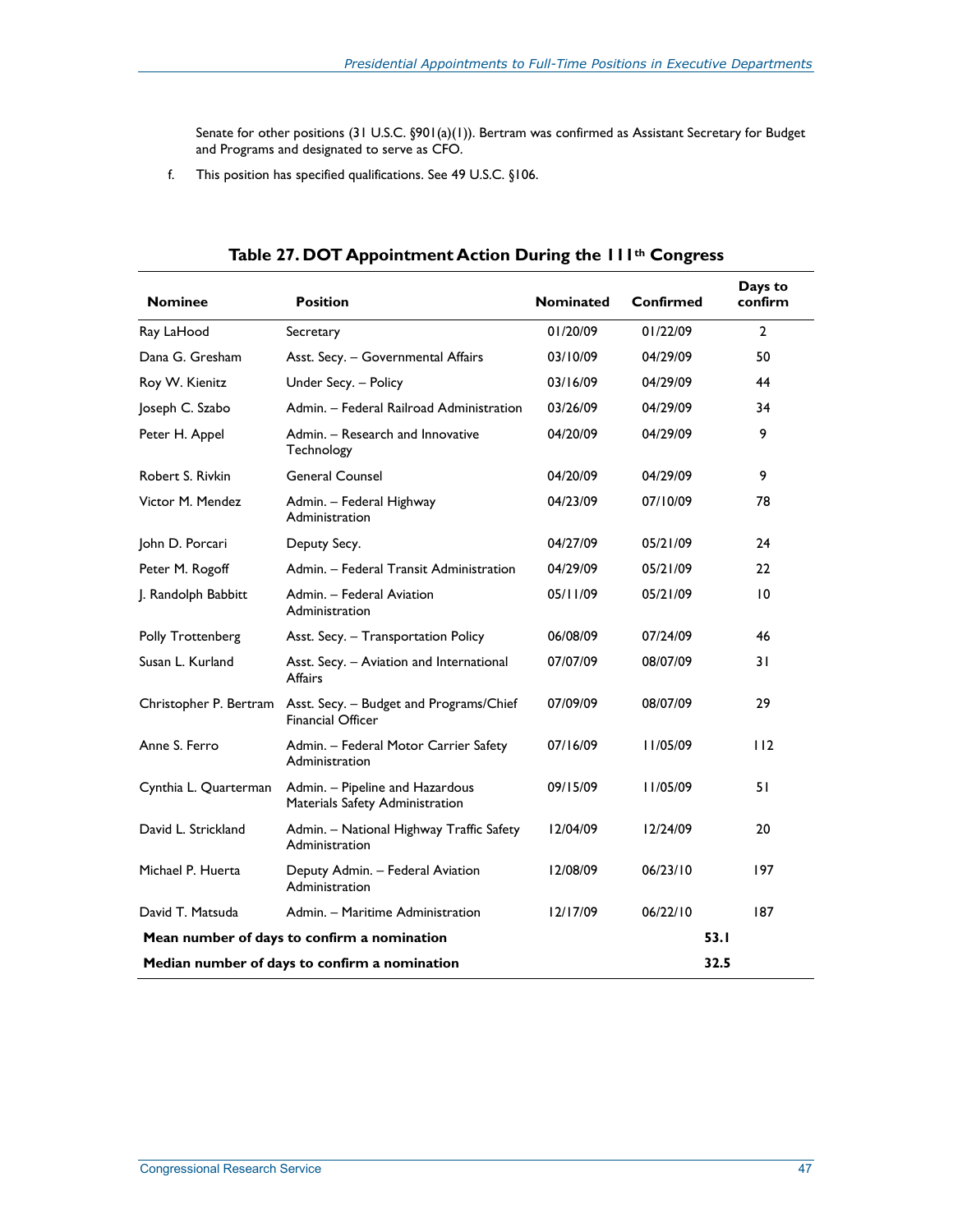Senate for other positions (31 U.S.C. §901(a)(1)). Bertram was confirmed as Assistant Secretary for Budget and Programs and designated to serve as CFO.

f. This position has specified qualifications. See 49 U.S.C. §106.

**Table 27. DOT Appointment Action During the 111th Congress**

| Nominee | Position | Nominated | Confirmed | Days to confirm |
|---|---|---|---|---|
| Ray LaHood | Secretary | 01/20/09 | 01/22/09 | 2 |
| Dana G. Gresham | Asst. Secy. – Governmental Affairs | 03/10/09 | 04/29/09 | 50 |
| Roy W. Kienitz | Under Secy. – Policy | 03/16/09 | 04/29/09 | 44 |
| Joseph C. Szabo | Admin. – Federal Railroad Administration | 03/26/09 | 04/29/09 | 34 |
| Peter H. Appel | Admin. – Research and Innovative Technology | 04/20/09 | 04/29/09 | 9 |
| Robert S. Rivkin | General Counsel | 04/20/09 | 04/29/09 | 9 |
| Victor M. Mendez | Admin. – Federal Highway Administration | 04/23/09 | 07/10/09 | 78 |
| John D. Porcari | Deputy Secy. | 04/27/09 | 05/21/09 | 24 |
| Peter M. Rogoff | Admin. – Federal Transit Administration | 04/29/09 | 05/21/09 | 22 |
| J. Randolph Babbitt | Admin. – Federal Aviation Administration | 05/11/09 | 05/21/09 | 10 |
| Polly Trottenberg | Asst. Secy. – Transportation Policy | 06/08/09 | 07/24/09 | 46 |
| Susan L. Kurland | Asst. Secy. – Aviation and International Affairs | 07/07/09 | 08/07/09 | 31 |
| Christopher P. Bertram | Asst. Secy. – Budget and Programs/Chief Financial Officer | 07/09/09 | 08/07/09 | 29 |
| Anne S. Ferro | Admin. – Federal Motor Carrier Safety Administration | 07/16/09 | 11/05/09 | 112 |
| Cynthia L. Quarterman | Admin. – Pipeline and Hazardous Materials Safety Administration | 09/15/09 | 11/05/09 | 51 |
| David L. Strickland | Admin. – National Highway Traffic Safety Administration | 12/04/09 | 12/24/09 | 20 |
| Michael P. Huerta | Deputy Admin. – Federal Aviation Administration | 12/08/09 | 06/23/10 | 197 |
| David T. Matsuda | Admin. – Maritime Administration | 12/17/09 | 06/22/10 | 187 |
| **Mean number of days to confirm a nomination** | | | **53.1** | |
| **Median number of days to confirm a nomination** | | | **32.5** | |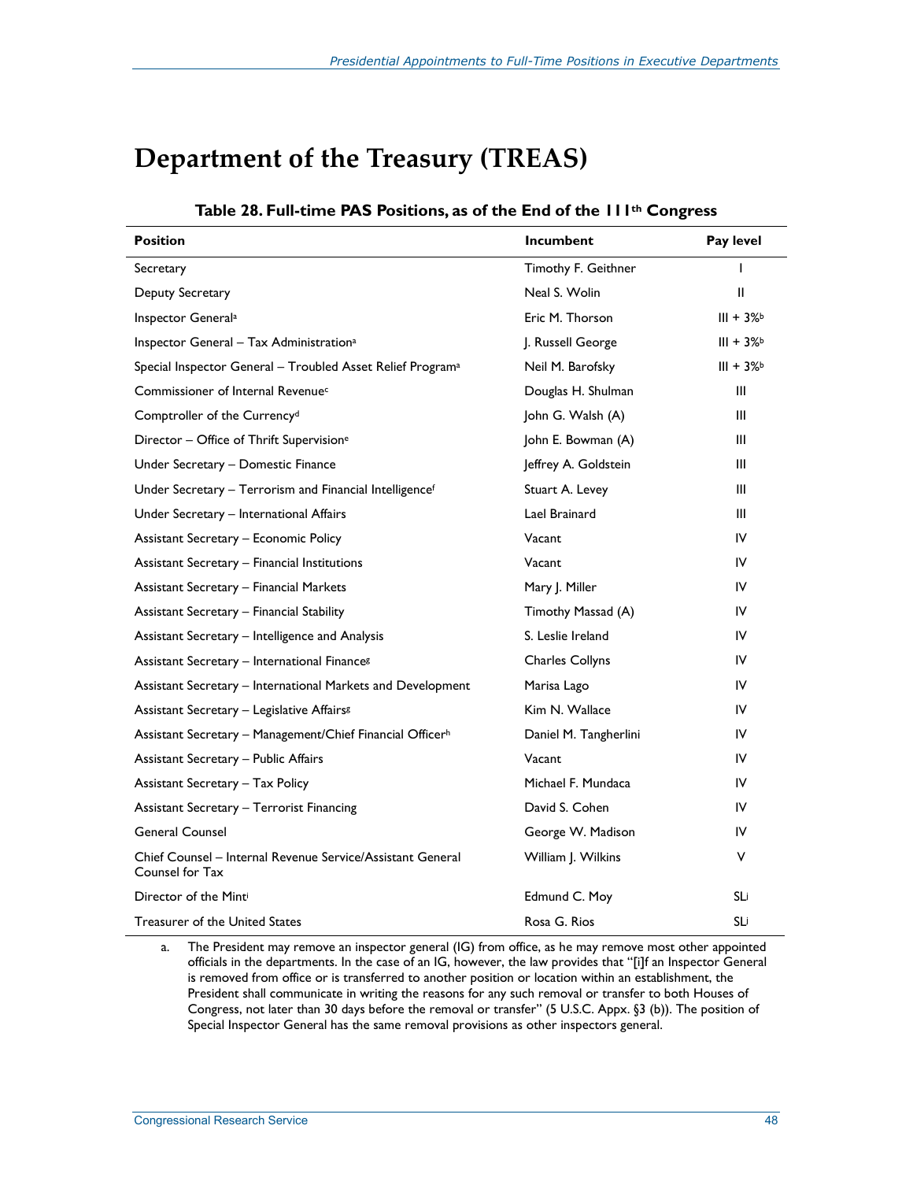# Department of the Treasury (TREAS)

**Table 28. Full-time PAS Positions, as of the End of the 111th Congress**

| Position | Incumbent | Pay level |
|---|---|---|
| Secretary | Timothy F. Geithner | I |
| Deputy Secretary | Neal S. Wolin | II |
| Inspector General[a] | Eric M. Thorson | III + 3%[b] |
| Inspector General – Tax Administration[a] | J. Russell George | III + 3%[b] |
| Special Inspector General – Troubled Asset Relief Program[a] | Neil M. Barofsky | III + 3%[b] |
| Commissioner of Internal Revenue[c] | Douglas H. Shulman | III |
| Comptroller of the Currency[d] | John G. Walsh (A) | III |
| Director – Office of Thrift Supervision[e] | John E. Bowman (A) | III |
| Under Secretary – Domestic Finance | Jeffrey A. Goldstein | III |
| Under Secretary – Terrorism and Financial Intelligence[f] | Stuart A. Levey | III |
| Under Secretary – International Affairs | Lael Brainard | III |
| Assistant Secretary – Economic Policy | Vacant | IV |
| Assistant Secretary – Financial Institutions | Vacant | IV |
| Assistant Secretary – Financial Markets | Mary J. Miller | IV |
| Assistant Secretary – Financial Stability | Timothy Massad (A) | IV |
| Assistant Secretary – Intelligence and Analysis | S. Leslie Ireland | IV |
| Assistant Secretary – International Finance[g] | Charles Collyns | IV |
| Assistant Secretary – International Markets and Development | Marisa Lago | IV |
| Assistant Secretary – Legislative Affairs[g] | Kim N. Wallace | IV |
| Assistant Secretary – Management/Chief Financial Officer[h] | Daniel M. Tangherlini | IV |
| Assistant Secretary – Public Affairs | Vacant | IV |
| Assistant Secretary – Tax Policy | Michael F. Mundaca | IV |
| Assistant Secretary – Terrorist Financing | David S. Cohen | IV |
| General Counsel | George W. Madison | IV |
| Chief Counsel – Internal Revenue Service/Assistant General Counsel for Tax | William J. Wilkins | V |
| Director of the Mint[i] | Edmund C. Moy | SL[i] |
| Treasurer of the United States | Rosa G. Rios | SL[j] |

a. The President may remove an inspector general (IG) from office, as he may remove most other appointed officials in the departments. In the case of an IG, however, the law provides that "[i]f an Inspector General is removed from office or is transferred to another position or location within an establishment, the President shall communicate in writing the reasons for any such removal or transfer to both Houses of Congress, not later than 30 days before the removal or transfer" (5 U.S.C. Appx. §3 (b)). The position of Special Inspector General has the same removal provisions as other inspectors general.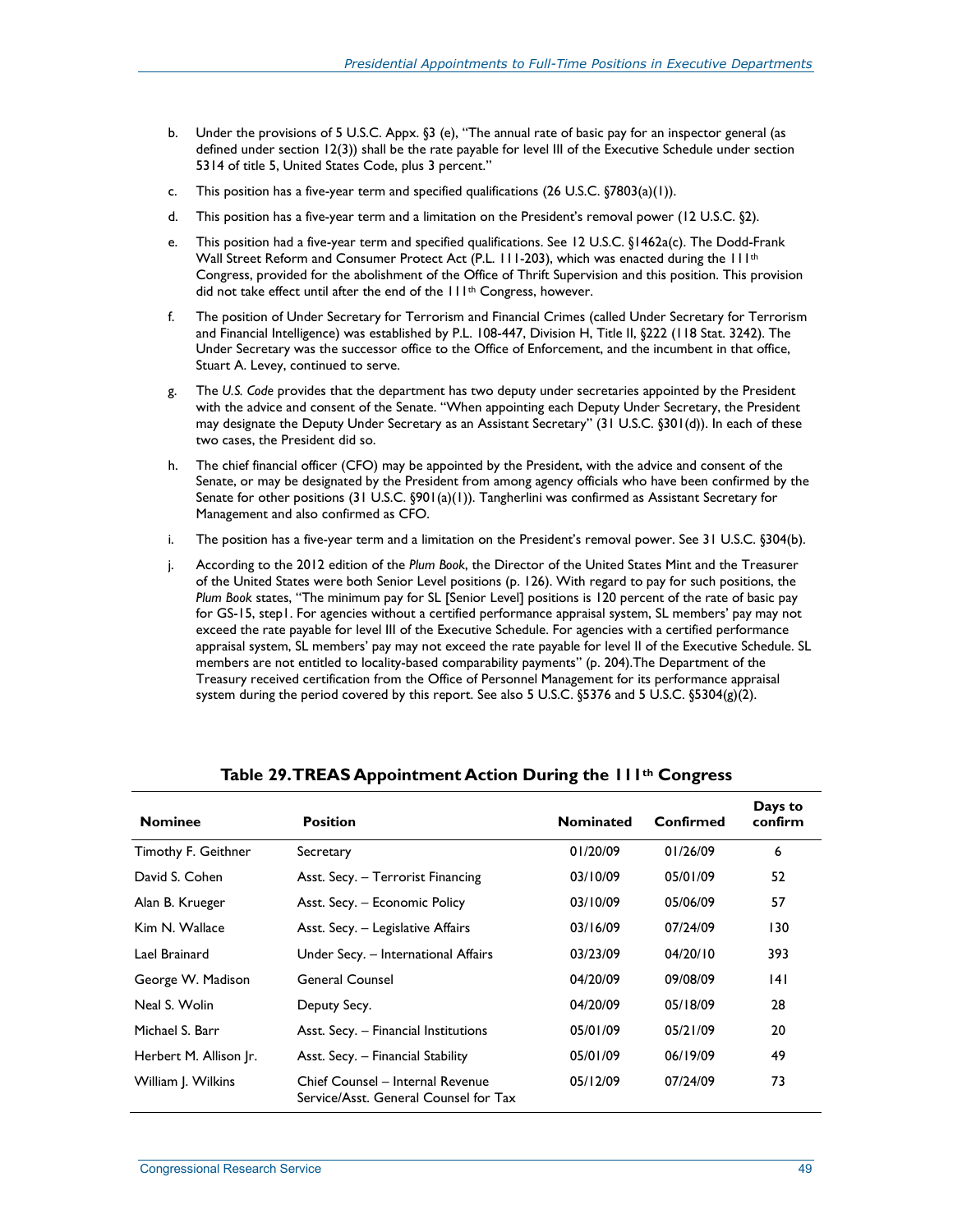b. Under the provisions of 5 U.S.C. Appx. §3 (e), "The annual rate of basic pay for an inspector general (as defined under section 12(3)) shall be the rate payable for level III of the Executive Schedule under section 5314 of title 5, United States Code, plus 3 percent."

c. This position has a five-year term and specified qualifications (26 U.S.C. §7803(a)(1)).

d. This position has a five-year term and a limitation on the President's removal power (12 U.S.C. §2).

e. This position had a five-year term and specified qualifications. See 12 U.S.C. §1462a(c). The Dodd-Frank Wall Street Reform and Consumer Protect Act (P.L. 111-203), which was enacted during the 111th Congress, provided for the abolishment of the Office of Thrift Supervision and this position. This provision did not take effect until after the end of the 111th Congress, however.

f. The position of Under Secretary for Terrorism and Financial Crimes (called Under Secretary for Terrorism and Financial Intelligence) was established by P.L. 108-447, Division H, Title II, §222 (118 Stat. 3242). The Under Secretary was the successor office to the Office of Enforcement, and the incumbent in that office, Stuart A. Levey, continued to serve.

g. The *U.S. Code* provides that the department has two deputy under secretaries appointed by the President with the advice and consent of the Senate. "When appointing each Deputy Under Secretary, the President may designate the Deputy Under Secretary as an Assistant Secretary" (31 U.S.C. §301(d)). In each of these two cases, the President did so.

h. The chief financial officer (CFO) may be appointed by the President, with the advice and consent of the Senate, or may be designated by the President from among agency officials who have been confirmed by the Senate for other positions (31 U.S.C. §901(a)(1)). Tangherlini was confirmed as Assistant Secretary for Management and also confirmed as CFO.

i. The position has a five-year term and a limitation on the President's removal power. See 31 U.S.C. §304(b).

j. According to the 2012 edition of the *Plum Book*, the Director of the United States Mint and the Treasurer of the United States were both Senior Level positions (p. 126). With regard to pay for such positions, the *Plum Book* states, "The minimum pay for SL [Senior Level] positions is 120 percent of the rate of basic pay for GS-15, step1. For agencies without a certified performance appraisal system, SL members' pay may not exceed the rate payable for level III of the Executive Schedule. For agencies with a certified performance appraisal system, SL members' pay may not exceed the rate payable for level II of the Executive Schedule. SL members are not entitled to locality-based comparability payments" (p. 204).The Department of the Treasury received certification from the Office of Personnel Management for its performance appraisal system during the period covered by this report. See also 5 U.S.C. §5376 and 5 U.S.C. §5304(g)(2).

## Table 29. TREAS Appointment Action During the 111th Congress

| Nominee | Position | Nominated | Confirmed | Days to confirm |
|---|---|---|---|---|
| Timothy F. Geithner | Secretary | 01/20/09 | 01/26/09 | 6 |
| David S. Cohen | Asst. Secy. – Terrorist Financing | 03/10/09 | 05/01/09 | 52 |
| Alan B. Krueger | Asst. Secy. – Economic Policy | 03/10/09 | 05/06/09 | 57 |
| Kim N. Wallace | Asst. Secy. – Legislative Affairs | 03/16/09 | 07/24/09 | 130 |
| Lael Brainard | Under Secy. – International Affairs | 03/23/09 | 04/20/10 | 393 |
| George W. Madison | General Counsel | 04/20/09 | 09/08/09 | 141 |
| Neal S. Wolin | Deputy Secy. | 04/20/09 | 05/18/09 | 28 |
| Michael S. Barr | Asst. Secy. – Financial Institutions | 05/01/09 | 05/21/09 | 20 |
| Herbert M. Allison Jr. | Asst. Secy. – Financial Stability | 05/01/09 | 06/19/09 | 49 |
| William J. Wilkins | Chief Counsel – Internal Revenue Service/Asst. General Counsel for Tax | 05/12/09 | 07/24/09 | 73 |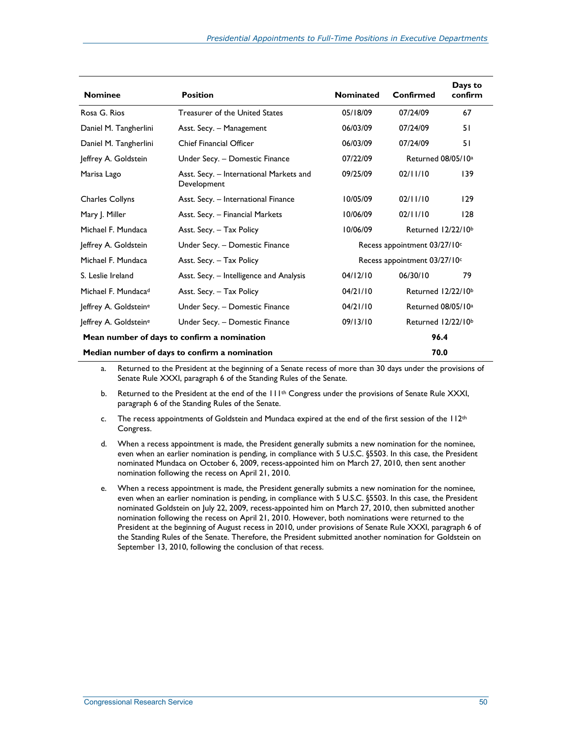| Nominee | Position | Nominated | Confirmed | Days to confirm |
|---|---|---|---|---|
| Rosa G. Rios | Treasurer of the United States | 05/18/09 | 07/24/09 | 67 |
| Daniel M. Tangherlini | Asst. Secy. – Management | 06/03/09 | 07/24/09 | 51 |
| Daniel M. Tangherlini | Chief Financial Officer | 06/03/09 | 07/24/09 | 51 |
| Jeffrey A. Goldstein | Under Secy. – Domestic Finance | 07/22/09 | Returned 08/05/10[a] | |
| Marisa Lago | Asst. Secy. – International Markets and Development | 09/25/09 | 02/11/10 | 139 |
| Charles Collyns | Asst. Secy. – International Finance | 10/05/09 | 02/11/10 | 129 |
| Mary J. Miller | Asst. Secy. – Financial Markets | 10/06/09 | 02/11/10 | 128 |
| Michael F. Mundaca | Asst. Secy. – Tax Policy | 10/06/09 | Returned 12/22/10[b] | |
| Jeffrey A. Goldstein | Under Secy. – Domestic Finance | Recess appointment 03/27/10[c] | | |
| Michael F. Mundaca | Asst. Secy. – Tax Policy | Recess appointment 03/27/10[c] | | |
| S. Leslie Ireland | Asst. Secy. – Intelligence and Analysis | 04/12/10 | 06/30/10 | 79 |
| Michael F. Mundaca[d] | Asst. Secy. – Tax Policy | 04/21/10 | Returned 12/22/10[b] | |
| Jeffrey A. Goldstein[e] | Under Secy. – Domestic Finance | 04/21/10 | Returned 08/05/10[a] | |
| Jeffrey A. Goldstein[e] | Under Secy. – Domestic Finance | 09/13/10 | Returned 12/22/10[b] | |
| **Mean number of days to confirm a nomination** | | | | **96.4** |
| **Median number of days to confirm a nomination** | | | | **70.0** |

a. Returned to the President at the beginning of a Senate recess of more than 30 days under the provisions of Senate Rule XXXI, paragraph 6 of the Standing Rules of the Senate.

b. Returned to the President at the end of the 111th Congress under the provisions of Senate Rule XXXI, paragraph 6 of the Standing Rules of the Senate.

c. The recess appointments of Goldstein and Mundaca expired at the end of the first session of the 112th Congress.

d. When a recess appointment is made, the President generally submits a new nomination for the nominee, even when an earlier nomination is pending, in compliance with 5 U.S.C. §5503. In this case, the President nominated Mundaca on October 6, 2009, recess-appointed him on March 27, 2010, then sent another nomination following the recess on April 21, 2010.

e. When a recess appointment is made, the President generally submits a new nomination for the nominee, even when an earlier nomination is pending, in compliance with 5 U.S.C. §5503. In this case, the President nominated Goldstein on July 22, 2009, recess-appointed him on March 27, 2010, then submitted another nomination following the recess on April 21, 2010. However, both nominations were returned to the President at the beginning of August recess in 2010, under provisions of Senate Rule XXXI, paragraph 6 of the Standing Rules of the Senate. Therefore, the President submitted another nomination for Goldstein on September 13, 2010, following the conclusion of that recess.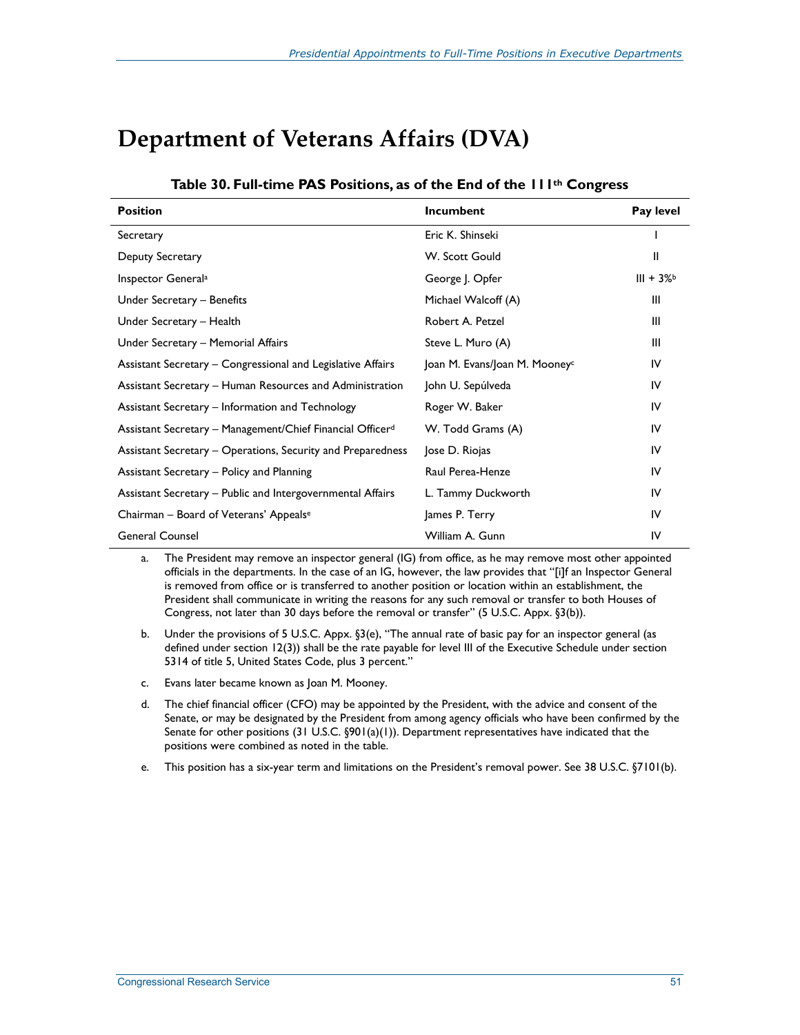# Department of Veterans Affairs (DVA)

**Table 30. Full-time PAS Positions, as of the End of the 111th Congress**

| Position | Incumbent | Pay level |
|---|---|---|
| Secretary | Eric K. Shinseki | I |
| Deputy Secretary | W. Scott Gould | II |
| Inspector General[a] | George J. Opfer | III + 3%[b] |
| Under Secretary – Benefits | Michael Walcoff (A) | III |
| Under Secretary – Health | Robert A. Petzel | III |
| Under Secretary – Memorial Affairs | Steve L. Muro (A) | III |
| Assistant Secretary – Congressional and Legislative Affairs | Joan M. Evans/Joan M. Mooney[c] | IV |
| Assistant Secretary – Human Resources and Administration | John U. Sepúlveda | IV |
| Assistant Secretary – Information and Technology | Roger W. Baker | IV |
| Assistant Secretary – Management/Chief Financial Officer[d] | W. Todd Grams (A) | IV |
| Assistant Secretary – Operations, Security and Preparedness | Jose D. Riojas | IV |
| Assistant Secretary – Policy and Planning | Raul Perea-Henze | IV |
| Assistant Secretary – Public and Intergovernmental Affairs | L. Tammy Duckworth | IV |
| Chairman – Board of Veterans' Appeals[e] | James P. Terry | IV |
| General Counsel | William A. Gunn | IV |

a. The President may remove an inspector general (IG) from office, as he may remove most other appointed officials in the departments. In the case of an IG, however, the law provides that "[i]f an Inspector General is removed from office or is transferred to another position or location within an establishment, the President shall communicate in writing the reasons for any such removal or transfer to both Houses of Congress, not later than 30 days before the removal or transfer" (5 U.S.C. Appx. §3(b)).

b. Under the provisions of 5 U.S.C. Appx. §3(e), "The annual rate of basic pay for an inspector general (as defined under section 12(3)) shall be the rate payable for level III of the Executive Schedule under section 5314 of title 5, United States Code, plus 3 percent."

c. Evans later became known as Joan M. Mooney.

d. The chief financial officer (CFO) may be appointed by the President, with the advice and consent of the Senate, or may be designated by the President from among agency officials who have been confirmed by the Senate for other positions (31 U.S.C. §901(a)(1)). Department representatives have indicated that the positions were combined as noted in the table.

e. This position has a six-year term and limitations on the President's removal power. See 38 U.S.C. §7101(b).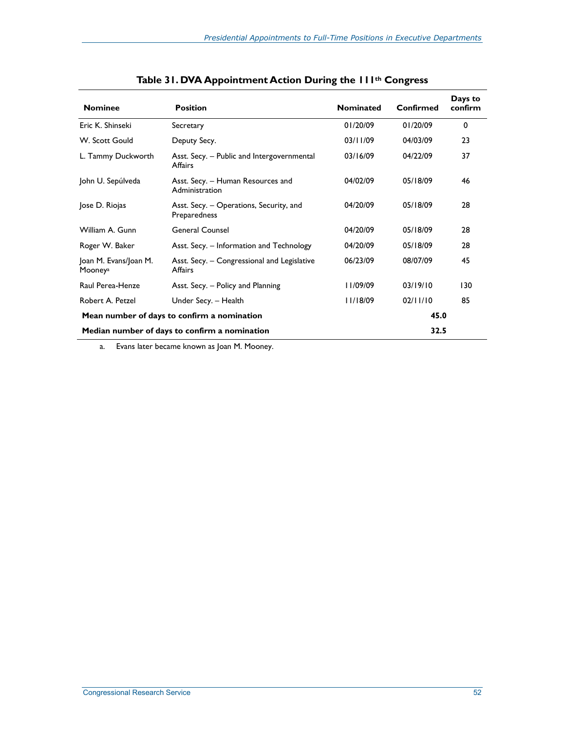## Table 31. DVA Appointment Action During the 111th Congress

| Nominee | Position | Nominated | Confirmed | Days to confirm |
|---|---|---|---|---|
| Eric K. Shinseki | Secretary | 01/20/09 | 01/20/09 | 0 |
| W. Scott Gould | Deputy Secy. | 03/11/09 | 04/03/09 | 23 |
| L. Tammy Duckworth | Asst. Secy. – Public and Intergovernmental Affairs | 03/16/09 | 04/22/09 | 37 |
| John U. Sepúlveda | Asst. Secy. – Human Resources and Administration | 04/02/09 | 05/18/09 | 46 |
| Jose D. Riojas | Asst. Secy. – Operations, Security, and Preparedness | 04/20/09 | 05/18/09 | 28 |
| William A. Gunn | General Counsel | 04/20/09 | 05/18/09 | 28 |
| Roger W. Baker | Asst. Secy. – Information and Technology | 04/20/09 | 05/18/09 | 28 |
| Joan M. Evans/Joan M. Mooney[a] | Asst. Secy. – Congressional and Legislative Affairs | 06/23/09 | 08/07/09 | 45 |
| Raul Perea-Henze | Asst. Secy. – Policy and Planning | 11/09/09 | 03/19/10 | 130 |
| Robert A. Petzel | Under Secy. – Health | 11/18/09 | 02/11/10 | 85 |
| **Mean number of days to confirm a nomination** | | | **45.0** | |
| **Median number of days to confirm a nomination** | | | **32.5** | |

a. Evans later became known as Joan M. Mooney.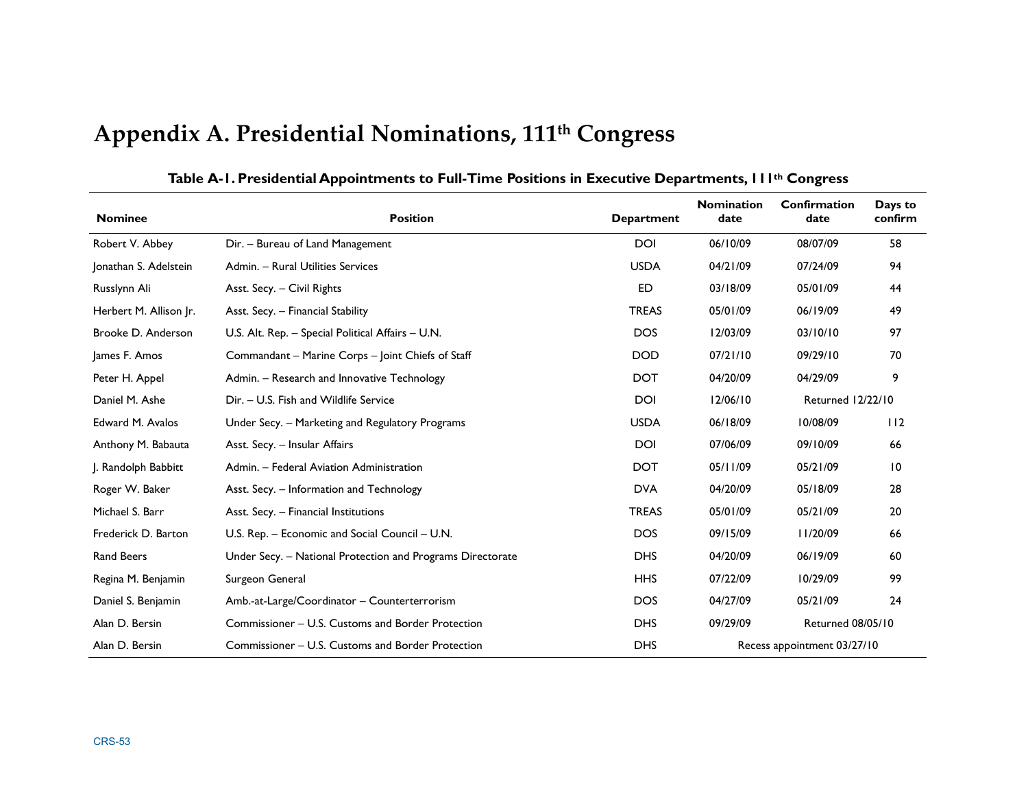# Appendix A. Presidential Nominations, 111th Congress

**Table A-1. Presidential Appointments to Full-Time Positions in Executive Departments, 111th Congress**

| Nominee | Position | Department | Nomination date | Confirmation date | Days to confirm |
|---|---|---|---|---|---|
| Robert V. Abbey | Dir. – Bureau of Land Management | DOI | 06/10/09 | 08/07/09 | 58 |
| Jonathan S. Adelstein | Admin. – Rural Utilities Services | USDA | 04/21/09 | 07/24/09 | 94 |
| Russlynn Ali | Asst. Secy. – Civil Rights | ED | 03/18/09 | 05/01/09 | 44 |
| Herbert M. Allison Jr. | Asst. Secy. – Financial Stability | TREAS | 05/01/09 | 06/19/09 | 49 |
| Brooke D. Anderson | U.S. Alt. Rep. – Special Political Affairs – U.N. | DOS | 12/03/09 | 03/10/10 | 97 |
| James F. Amos | Commandant – Marine Corps – Joint Chiefs of Staff | DOD | 07/21/10 | 09/29/10 | 70 |
| Peter H. Appel | Admin. – Research and Innovative Technology | DOT | 04/20/09 | 04/29/09 | 9 |
| Daniel M. Ashe | Dir. – U.S. Fish and Wildlife Service | DOI | 12/06/10 | Returned 12/22/10 | |
| Edward M. Avalos | Under Secy. – Marketing and Regulatory Programs | USDA | 06/18/09 | 10/08/09 | 112 |
| Anthony M. Babauta | Asst. Secy. – Insular Affairs | DOI | 07/06/09 | 09/10/09 | 66 |
| J. Randolph Babbitt | Admin. – Federal Aviation Administration | DOT | 05/11/09 | 05/21/09 | 10 |
| Roger W. Baker | Asst. Secy. – Information and Technology | DVA | 04/20/09 | 05/18/09 | 28 |
| Michael S. Barr | Asst. Secy. – Financial Institutions | TREAS | 05/01/09 | 05/21/09 | 20 |
| Frederick D. Barton | U.S. Rep. – Economic and Social Council – U.N. | DOS | 09/15/09 | 11/20/09 | 66 |
| Rand Beers | Under Secy. – National Protection and Programs Directorate | DHS | 04/20/09 | 06/19/09 | 60 |
| Regina M. Benjamin | Surgeon General | HHS | 07/22/09 | 10/29/09 | 99 |
| Daniel S. Benjamin | Amb.-at-Large/Coordinator – Counterterrorism | DOS | 04/27/09 | 05/21/09 | 24 |
| Alan D. Bersin | Commissioner – U.S. Customs and Border Protection | DHS | 09/29/09 | Returned 08/05/10 | |
| Alan D. Bersin | Commissioner – U.S. Customs and Border Protection | DHS | Recess appointment 03/27/10 | | |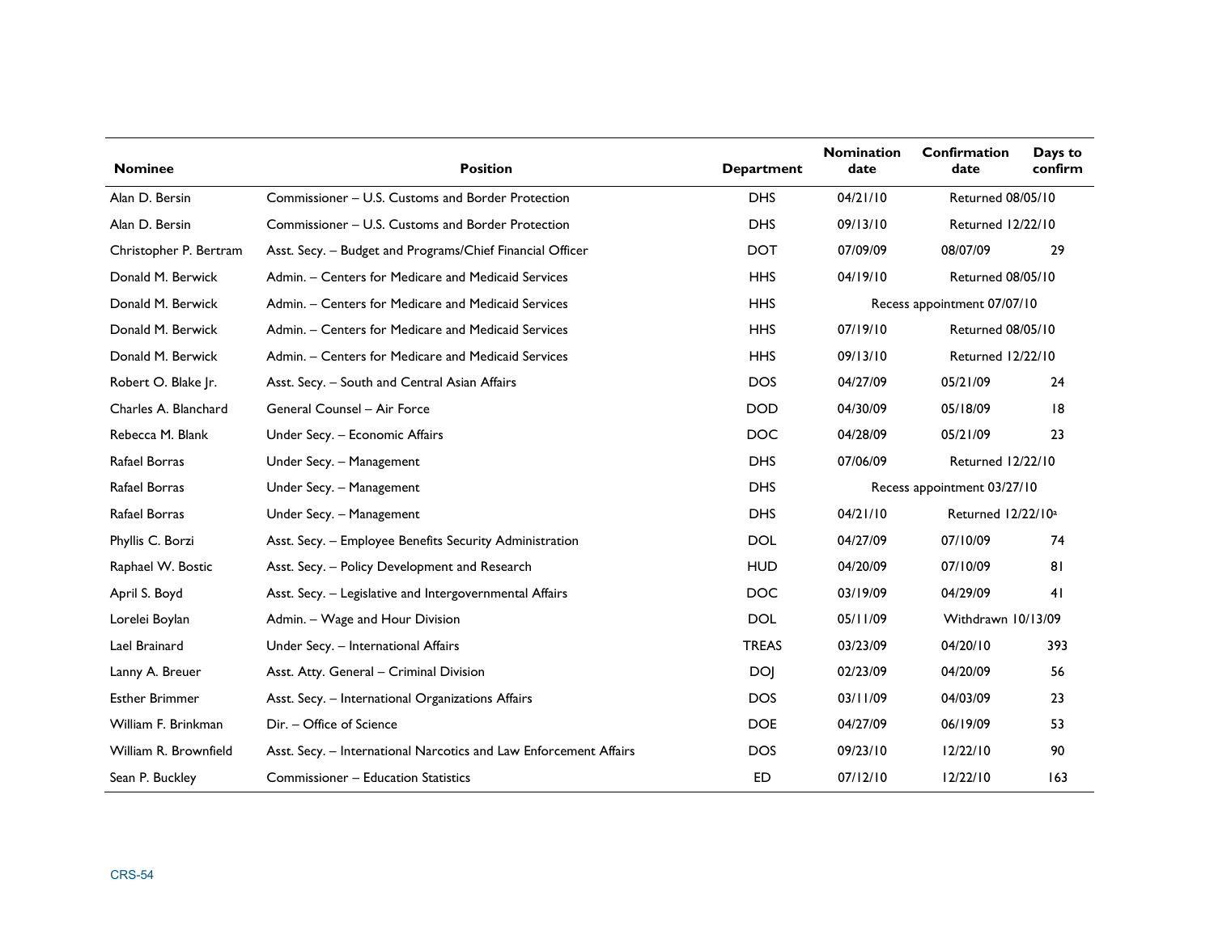| Nominee | Position | Department | Nomination date | Confirmation date | Days to confirm |
|---|---|---|---|---|---|
| Alan D. Bersin | Commissioner – U.S. Customs and Border Protection | DHS | 04/21/10 | Returned 08/05/10 | |
| Alan D. Bersin | Commissioner – U.S. Customs and Border Protection | DHS | 09/13/10 | Returned 12/22/10 | |
| Christopher P. Bertram | Asst. Secy. – Budget and Programs/Chief Financial Officer | DOT | 07/09/09 | 08/07/09 | 29 |
| Donald M. Berwick | Admin. – Centers for Medicare and Medicaid Services | HHS | 04/19/10 | Returned 08/05/10 | |
| Donald M. Berwick | Admin. – Centers for Medicare and Medicaid Services | HHS | Recess appointment 07/07/10 | | |
| Donald M. Berwick | Admin. – Centers for Medicare and Medicaid Services | HHS | 07/19/10 | Returned 08/05/10 | |
| Donald M. Berwick | Admin. – Centers for Medicare and Medicaid Services | HHS | 09/13/10 | Returned 12/22/10 | |
| Robert O. Blake Jr. | Asst. Secy. – South and Central Asian Affairs | DOS | 04/27/09 | 05/21/09 | 24 |
| Charles A. Blanchard | General Counsel – Air Force | DOD | 04/30/09 | 05/18/09 | 18 |
| Rebecca M. Blank | Under Secy. – Economic Affairs | DOC | 04/28/09 | 05/21/09 | 23 |
| Rafael Borras | Under Secy. – Management | DHS | 07/06/09 | Returned 12/22/10 | |
| Rafael Borras | Under Secy. – Management | DHS | Recess appointment 03/27/10 | | |
| Rafael Borras | Under Secy. – Management | DHS | 04/21/10 | Returned 12/22/10[a] | |
| Phyllis C. Borzi | Asst. Secy. – Employee Benefits Security Administration | DOL | 04/27/09 | 07/10/09 | 74 |
| Raphael W. Bostic | Asst. Secy. – Policy Development and Research | HUD | 04/20/09 | 07/10/09 | 81 |
| April S. Boyd | Asst. Secy. – Legislative and Intergovernmental Affairs | DOC | 03/19/09 | 04/29/09 | 41 |
| Lorelei Boylan | Admin. – Wage and Hour Division | DOL | 05/11/09 | Withdrawn 10/13/09 | |
| Lael Brainard | Under Secy. – International Affairs | TREAS | 03/23/09 | 04/20/10 | 393 |
| Lanny A. Breuer | Asst. Atty. General – Criminal Division | DOJ | 02/23/09 | 04/20/09 | 56 |
| Esther Brimmer | Asst. Secy. – International Organizations Affairs | DOS | 03/11/09 | 04/03/09 | 23 |
| William F. Brinkman | Dir. – Office of Science | DOE | 04/27/09 | 06/19/09 | 53 |
| William R. Brownfield | Asst. Secy. – International Narcotics and Law Enforcement Affairs | DOS | 09/23/10 | 12/22/10 | 90 |
| Sean P. Buckley | Commissioner – Education Statistics | ED | 07/12/10 | 12/22/10 | 163 |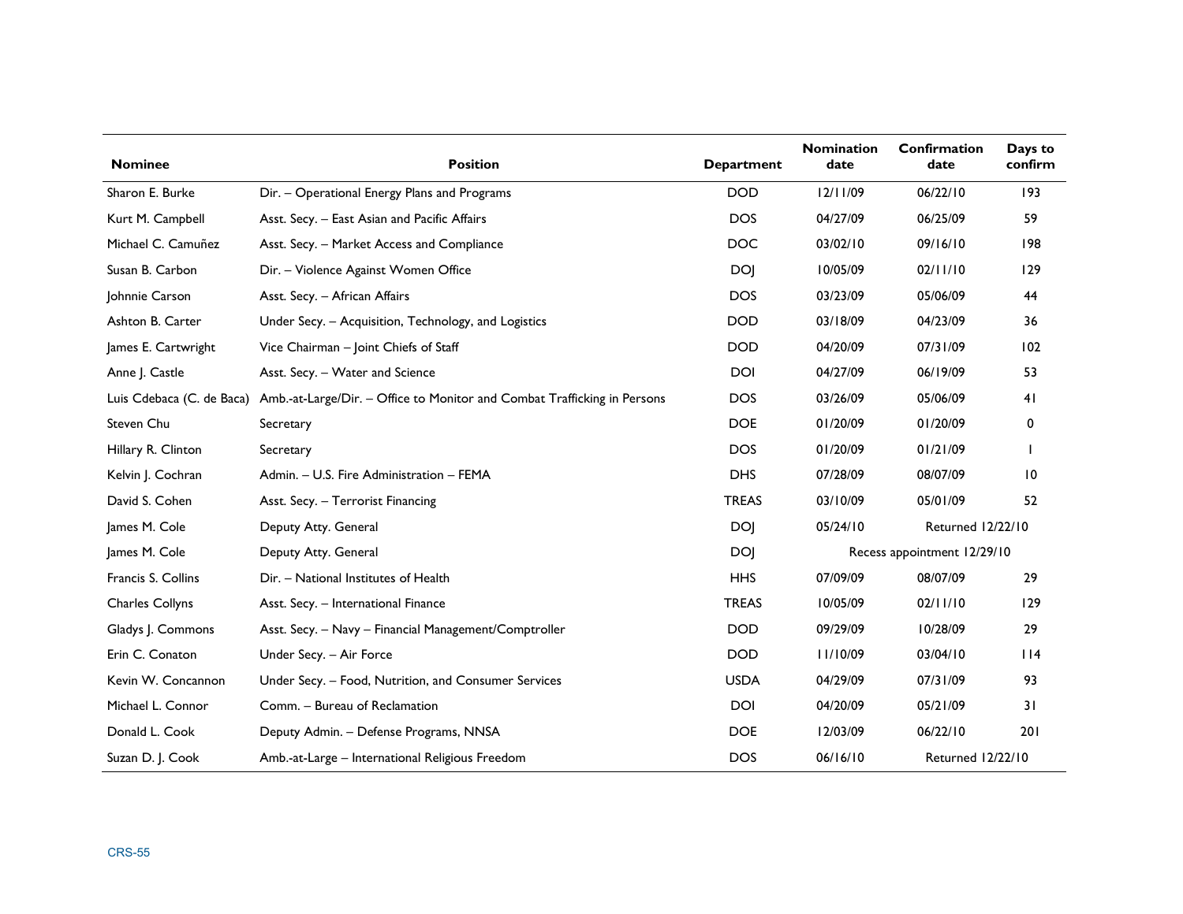| Nominee | Position | Department | Nomination date | Confirmation date | Days to confirm |
|---|---|---|---|---|---|
| Sharon E. Burke | Dir. – Operational Energy Plans and Programs | DOD | 12/11/09 | 06/22/10 | 193 |
| Kurt M. Campbell | Asst. Secy. – East Asian and Pacific Affairs | DOS | 04/27/09 | 06/25/09 | 59 |
| Michael C. Camuñez | Asst. Secy. – Market Access and Compliance | DOC | 03/02/10 | 09/16/10 | 198 |
| Susan B. Carbon | Dir. – Violence Against Women Office | DOJ | 10/05/09 | 02/11/10 | 129 |
| Johnnie Carson | Asst. Secy. – African Affairs | DOS | 03/23/09 | 05/06/09 | 44 |
| Ashton B. Carter | Under Secy. – Acquisition, Technology, and Logistics | DOD | 03/18/09 | 04/23/09 | 36 |
| James E. Cartwright | Vice Chairman – Joint Chiefs of Staff | DOD | 04/20/09 | 07/31/09 | 102 |
| Anne J. Castle | Asst. Secy. – Water and Science | DOI | 04/27/09 | 06/19/09 | 53 |
| Luis Cdebaca (C. de Baca) | Amb.-at-Large/Dir. – Office to Monitor and Combat Trafficking in Persons | DOS | 03/26/09 | 05/06/09 | 41 |
| Steven Chu | Secretary | DOE | 01/20/09 | 01/20/09 | 0 |
| Hillary R. Clinton | Secretary | DOS | 01/20/09 | 01/21/09 | 1 |
| Kelvin J. Cochran | Admin. – U.S. Fire Administration – FEMA | DHS | 07/28/09 | 08/07/09 | 10 |
| David S. Cohen | Asst. Secy. – Terrorist Financing | TREAS | 03/10/09 | 05/01/09 | 52 |
| James M. Cole | Deputy Atty. General | DOJ | 05/24/10 | Returned 12/22/10 | |
| James M. Cole | Deputy Atty. General | DOJ | Recess appointment 12/29/10 | | |
| Francis S. Collins | Dir. – National Institutes of Health | HHS | 07/09/09 | 08/07/09 | 29 |
| Charles Collyns | Asst. Secy. – International Finance | TREAS | 10/05/09 | 02/11/10 | 129 |
| Gladys J. Commons | Asst. Secy. – Navy – Financial Management/Comptroller | DOD | 09/29/09 | 10/28/09 | 29 |
| Erin C. Conaton | Under Secy. – Air Force | DOD | 11/10/09 | 03/04/10 | 114 |
| Kevin W. Concannon | Under Secy. – Food, Nutrition, and Consumer Services | USDA | 04/29/09 | 07/31/09 | 93 |
| Michael L. Connor | Comm. – Bureau of Reclamation | DOI | 04/20/09 | 05/21/09 | 31 |
| Donald L. Cook | Deputy Admin. – Defense Programs, NNSA | DOE | 12/03/09 | 06/22/10 | 201 |
| Suzan D. J. Cook | Amb.-at-Large – International Religious Freedom | DOS | 06/16/10 | Returned 12/22/10 | |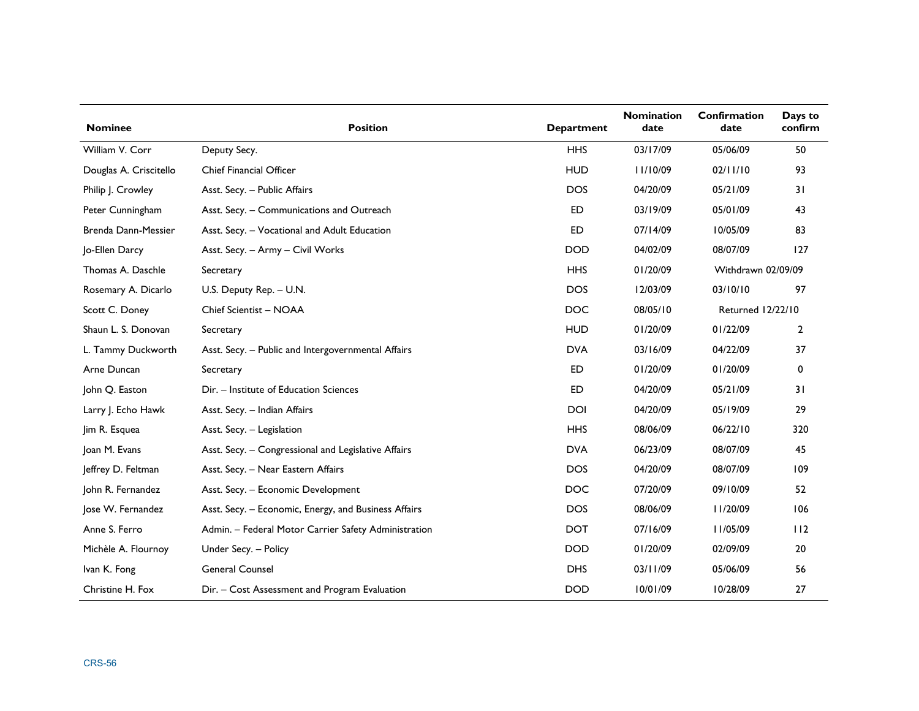| Nominee | Position | Department | Nomination date | Confirmation date | Days to confirm |
| --- | --- | --- | --- | --- | --- |
| William V. Corr | Deputy Secy. | HHS | 03/17/09 | 05/06/09 | 50 |
| Douglas A. Criscitello | Chief Financial Officer | HUD | 11/10/09 | 02/11/10 | 93 |
| Philip J. Crowley | Asst. Secy. – Public Affairs | DOS | 04/20/09 | 05/21/09 | 31 |
| Peter Cunningham | Asst. Secy. – Communications and Outreach | ED | 03/19/09 | 05/01/09 | 43 |
| Brenda Dann-Messier | Asst. Secy. – Vocational and Adult Education | ED | 07/14/09 | 10/05/09 | 83 |
| Jo-Ellen Darcy | Asst. Secy. – Army – Civil Works | DOD | 04/02/09 | 08/07/09 | 127 |
| Thomas A. Daschle | Secretary | HHS | 01/20/09 | Withdrawn 02/09/09 | |
| Rosemary A. Dicarlo | U.S. Deputy Rep. – U.N. | DOS | 12/03/09 | 03/10/10 | 97 |
| Scott C. Doney | Chief Scientist – NOAA | DOC | 08/05/10 | Returned 12/22/10 | |
| Shaun L. S. Donovan | Secretary | HUD | 01/20/09 | 01/22/09 | 2 |
| L. Tammy Duckworth | Asst. Secy. – Public and Intergovernmental Affairs | DVA | 03/16/09 | 04/22/09 | 37 |
| Arne Duncan | Secretary | ED | 01/20/09 | 01/20/09 | 0 |
| John Q. Easton | Dir. – Institute of Education Sciences | ED | 04/20/09 | 05/21/09 | 31 |
| Larry J. Echo Hawk | Asst. Secy. – Indian Affairs | DOI | 04/20/09 | 05/19/09 | 29 |
| Jim R. Esquea | Asst. Secy. – Legislation | HHS | 08/06/09 | 06/22/10 | 320 |
| Joan M. Evans | Asst. Secy. – Congressional and Legislative Affairs | DVA | 06/23/09 | 08/07/09 | 45 |
| Jeffrey D. Feltman | Asst. Secy. – Near Eastern Affairs | DOS | 04/20/09 | 08/07/09 | 109 |
| John R. Fernandez | Asst. Secy. – Economic Development | DOC | 07/20/09 | 09/10/09 | 52 |
| Jose W. Fernandez | Asst. Secy. – Economic, Energy, and Business Affairs | DOS | 08/06/09 | 11/20/09 | 106 |
| Anne S. Ferro | Admin. – Federal Motor Carrier Safety Administration | DOT | 07/16/09 | 11/05/09 | 112 |
| Michèle A. Flournoy | Under Secy. – Policy | DOD | 01/20/09 | 02/09/09 | 20 |
| Ivan K. Fong | General Counsel | DHS | 03/11/09 | 05/06/09 | 56 |
| Christine H. Fox | Dir. – Cost Assessment and Program Evaluation | DOD | 10/01/09 | 10/28/09 | 27 |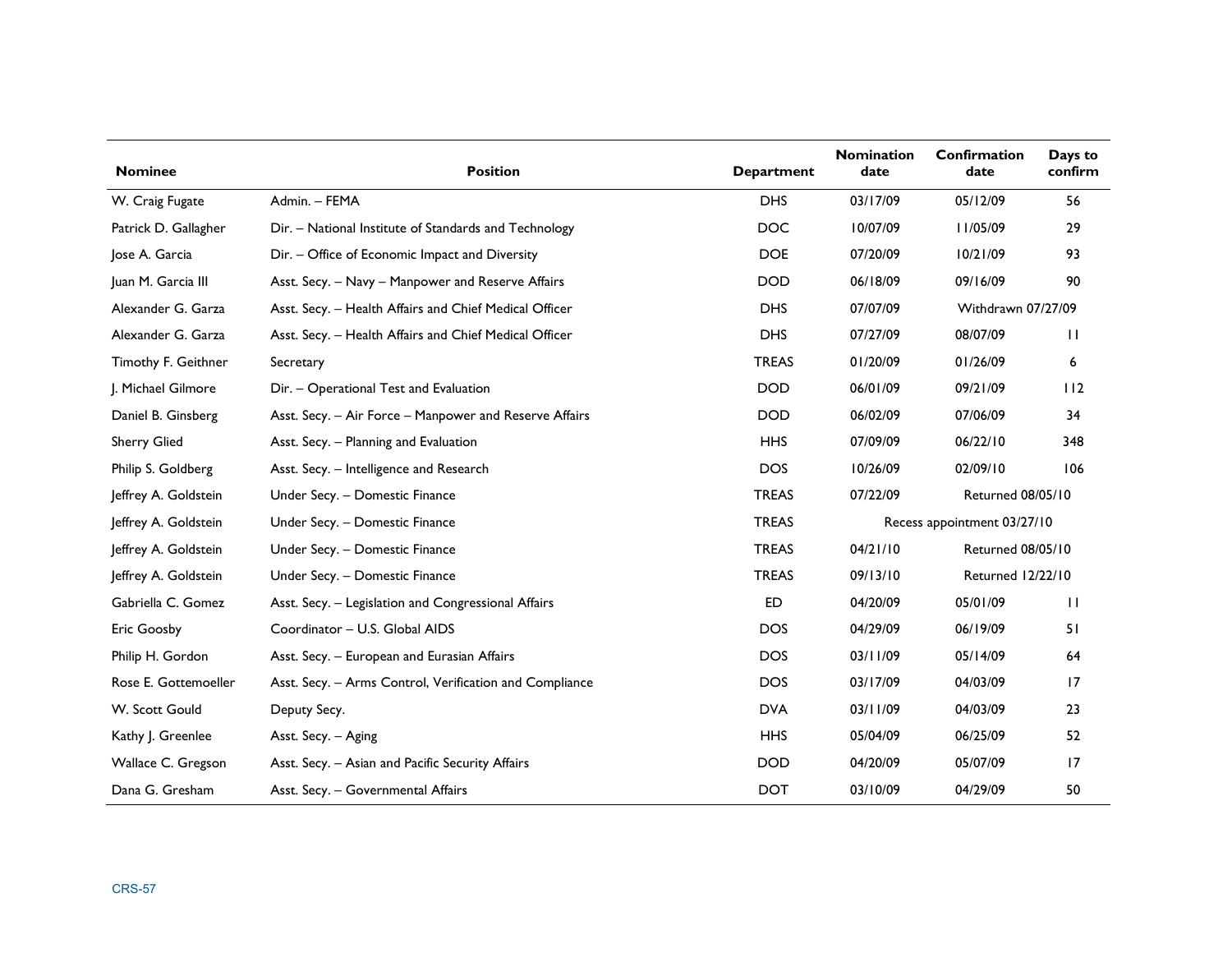| Nominee | Position | Department | Nomination date | Confirmation date | Days to confirm |
|---|---|---|---|---|---|
| W. Craig Fugate | Admin. – FEMA | DHS | 03/17/09 | 05/12/09 | 56 |
| Patrick D. Gallagher | Dir. – National Institute of Standards and Technology | DOC | 10/07/09 | 11/05/09 | 29 |
| Jose A. Garcia | Dir. – Office of Economic Impact and Diversity | DOE | 07/20/09 | 10/21/09 | 93 |
| Juan M. Garcia III | Asst. Secy. – Navy – Manpower and Reserve Affairs | DOD | 06/18/09 | 09/16/09 | 90 |
| Alexander G. Garza | Asst. Secy. – Health Affairs and Chief Medical Officer | DHS | 07/07/09 | Withdrawn 07/27/09 | |
| Alexander G. Garza | Asst. Secy. – Health Affairs and Chief Medical Officer | DHS | 07/27/09 | 08/07/09 | 11 |
| Timothy F. Geithner | Secretary | TREAS | 01/20/09 | 01/26/09 | 6 |
| J. Michael Gilmore | Dir. – Operational Test and Evaluation | DOD | 06/01/09 | 09/21/09 | 112 |
| Daniel B. Ginsberg | Asst. Secy. – Air Force – Manpower and Reserve Affairs | DOD | 06/02/09 | 07/06/09 | 34 |
| Sherry Glied | Asst. Secy. – Planning and Evaluation | HHS | 07/09/09 | 06/22/10 | 348 |
| Philip S. Goldberg | Asst. Secy. – Intelligence and Research | DOS | 10/26/09 | 02/09/10 | 106 |
| Jeffrey A. Goldstein | Under Secy. – Domestic Finance | TREAS | 07/22/09 | Returned 08/05/10 | |
| Jeffrey A. Goldstein | Under Secy. – Domestic Finance | TREAS | Recess appointment 03/27/10 | | |
| Jeffrey A. Goldstein | Under Secy. – Domestic Finance | TREAS | 04/21/10 | Returned 08/05/10 | |
| Jeffrey A. Goldstein | Under Secy. – Domestic Finance | TREAS | 09/13/10 | Returned 12/22/10 | |
| Gabriella C. Gomez | Asst. Secy. – Legislation and Congressional Affairs | ED | 04/20/09 | 05/01/09 | 11 |
| Eric Goosby | Coordinator – U.S. Global AIDS | DOS | 04/29/09 | 06/19/09 | 51 |
| Philip H. Gordon | Asst. Secy. – European and Eurasian Affairs | DOS | 03/11/09 | 05/14/09 | 64 |
| Rose E. Gottemoeller | Asst. Secy. – Arms Control, Verification and Compliance | DOS | 03/17/09 | 04/03/09 | 17 |
| W. Scott Gould | Deputy Secy. | DVA | 03/11/09 | 04/03/09 | 23 |
| Kathy J. Greenlee | Asst. Secy. – Aging | HHS | 05/04/09 | 06/25/09 | 52 |
| Wallace C. Gregson | Asst. Secy. – Asian and Pacific Security Affairs | DOD | 04/20/09 | 05/07/09 | 17 |
| Dana G. Gresham | Asst. Secy. – Governmental Affairs | DOT | 03/10/09 | 04/29/09 | 50 |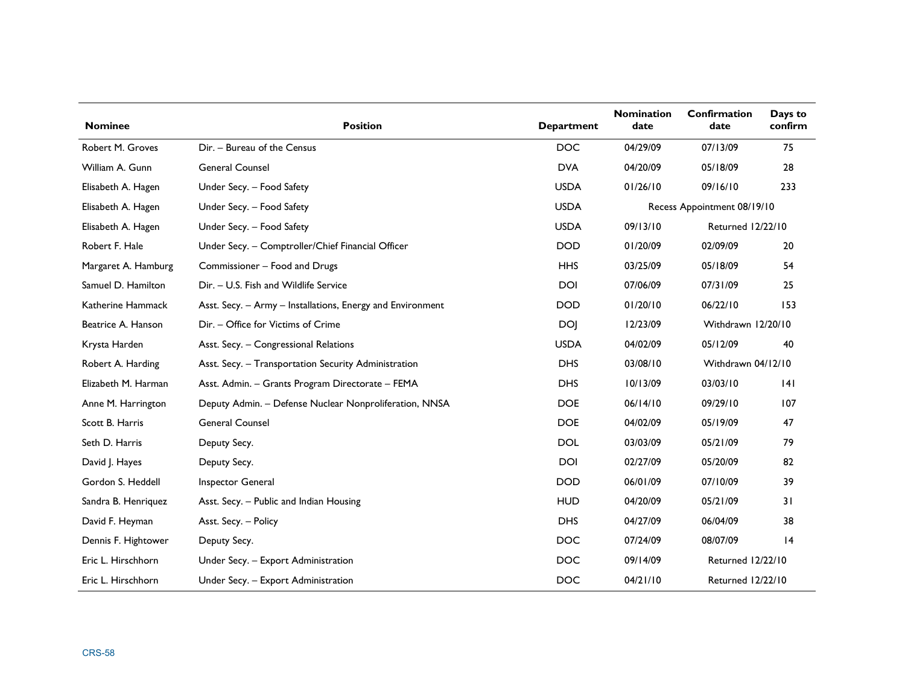| Nominee | Position | Department | Nomination date | Confirmation date | Days to confirm |
|---|---|---|---|---|---|
| Robert M. Groves | Dir. – Bureau of the Census | DOC | 04/29/09 | 07/13/09 | 75 |
| William A. Gunn | General Counsel | DVA | 04/20/09 | 05/18/09 | 28 |
| Elisabeth A. Hagen | Under Secy. – Food Safety | USDA | 01/26/10 | 09/16/10 | 233 |
| Elisabeth A. Hagen | Under Secy. – Food Safety | USDA | Recess Appointment 08/19/10 | | |
| Elisabeth A. Hagen | Under Secy. – Food Safety | USDA | 09/13/10 | Returned 12/22/10 | |
| Robert F. Hale | Under Secy. – Comptroller/Chief Financial Officer | DOD | 01/20/09 | 02/09/09 | 20 |
| Margaret A. Hamburg | Commissioner – Food and Drugs | HHS | 03/25/09 | 05/18/09 | 54 |
| Samuel D. Hamilton | Dir. – U.S. Fish and Wildlife Service | DOI | 07/06/09 | 07/31/09 | 25 |
| Katherine Hammack | Asst. Secy. – Army – Installations, Energy and Environment | DOD | 01/20/10 | 06/22/10 | 153 |
| Beatrice A. Hanson | Dir. – Office for Victims of Crime | DOJ | 12/23/09 | Withdrawn 12/20/10 | |
| Krysta Harden | Asst. Secy. – Congressional Relations | USDA | 04/02/09 | 05/12/09 | 40 |
| Robert A. Harding | Asst. Secy. – Transportation Security Administration | DHS | 03/08/10 | Withdrawn 04/12/10 | |
| Elizabeth M. Harman | Asst. Admin. – Grants Program Directorate – FEMA | DHS | 10/13/09 | 03/03/10 | 141 |
| Anne M. Harrington | Deputy Admin. – Defense Nuclear Nonproliferation, NNSA | DOE | 06/14/10 | 09/29/10 | 107 |
| Scott B. Harris | General Counsel | DOE | 04/02/09 | 05/19/09 | 47 |
| Seth D. Harris | Deputy Secy. | DOL | 03/03/09 | 05/21/09 | 79 |
| David J. Hayes | Deputy Secy. | DOI | 02/27/09 | 05/20/09 | 82 |
| Gordon S. Heddell | Inspector General | DOD | 06/01/09 | 07/10/09 | 39 |
| Sandra B. Henriquez | Asst. Secy. – Public and Indian Housing | HUD | 04/20/09 | 05/21/09 | 31 |
| David F. Heyman | Asst. Secy. – Policy | DHS | 04/27/09 | 06/04/09 | 38 |
| Dennis F. Hightower | Deputy Secy. | DOC | 07/24/09 | 08/07/09 | 14 |
| Eric L. Hirschhorn | Under Secy. – Export Administration | DOC | 09/14/09 | Returned 12/22/10 | |
| Eric L. Hirschhorn | Under Secy. – Export Administration | DOC | 04/21/10 | Returned 12/22/10 | |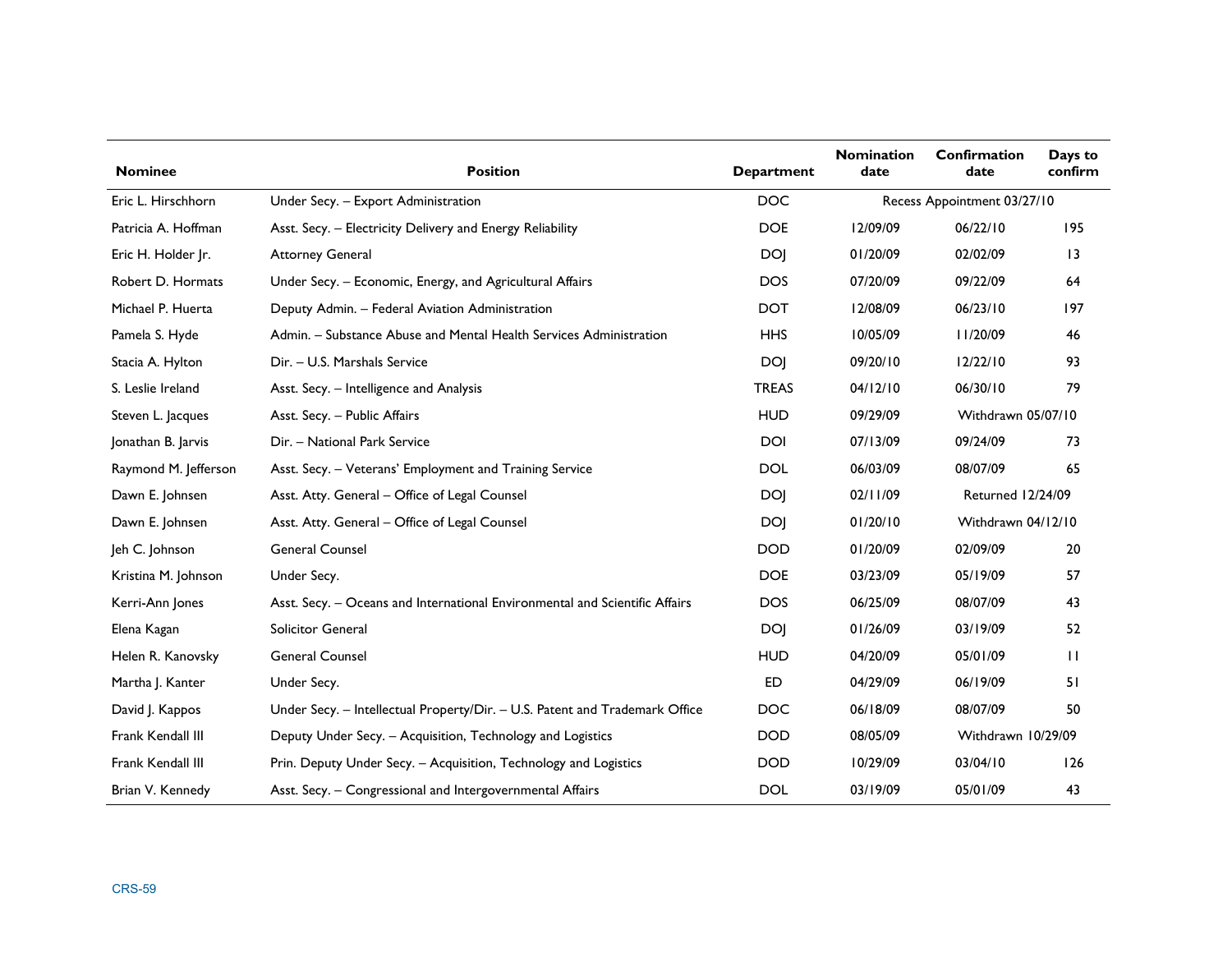| Nominee | Position | Department | Nomination date | Confirmation date | Days to confirm |
|---|---|---|---|---|---|
| Eric L. Hirschhorn | Under Secy. – Export Administration | DOC | Recess Appointment 03/27/10 | | |
| Patricia A. Hoffman | Asst. Secy. – Electricity Delivery and Energy Reliability | DOE | 12/09/09 | 06/22/10 | 195 |
| Eric H. Holder Jr. | Attorney General | DOJ | 01/20/09 | 02/02/09 | 13 |
| Robert D. Hormats | Under Secy. – Economic, Energy, and Agricultural Affairs | DOS | 07/20/09 | 09/22/09 | 64 |
| Michael P. Huerta | Deputy Admin. – Federal Aviation Administration | DOT | 12/08/09 | 06/23/10 | 197 |
| Pamela S. Hyde | Admin. – Substance Abuse and Mental Health Services Administration | HHS | 10/05/09 | 11/20/09 | 46 |
| Stacia A. Hylton | Dir. – U.S. Marshals Service | DOJ | 09/20/10 | 12/22/10 | 93 |
| S. Leslie Ireland | Asst. Secy. – Intelligence and Analysis | TREAS | 04/12/10 | 06/30/10 | 79 |
| Steven L. Jacques | Asst. Secy. – Public Affairs | HUD | 09/29/09 | Withdrawn 05/07/10 | |
| Jonathan B. Jarvis | Dir. – National Park Service | DOI | 07/13/09 | 09/24/09 | 73 |
| Raymond M. Jefferson | Asst. Secy. – Veterans' Employment and Training Service | DOL | 06/03/09 | 08/07/09 | 65 |
| Dawn E. Johnsen | Asst. Atty. General – Office of Legal Counsel | DOJ | 02/11/09 | Returned 12/24/09 | |
| Dawn E. Johnsen | Asst. Atty. General – Office of Legal Counsel | DOJ | 01/20/10 | Withdrawn 04/12/10 | |
| Jeh C. Johnson | General Counsel | DOD | 01/20/09 | 02/09/09 | 20 |
| Kristina M. Johnson | Under Secy. | DOE | 03/23/09 | 05/19/09 | 57 |
| Kerri-Ann Jones | Asst. Secy. – Oceans and International Environmental and Scientific Affairs | DOS | 06/25/09 | 08/07/09 | 43 |
| Elena Kagan | Solicitor General | DOJ | 01/26/09 | 03/19/09 | 52 |
| Helen R. Kanovsky | General Counsel | HUD | 04/20/09 | 05/01/09 | 11 |
| Martha J. Kanter | Under Secy. | ED | 04/29/09 | 06/19/09 | 51 |
| David J. Kappos | Under Secy. – Intellectual Property/Dir. – U.S. Patent and Trademark Office | DOC | 06/18/09 | 08/07/09 | 50 |
| Frank Kendall III | Deputy Under Secy. – Acquisition, Technology and Logistics | DOD | 08/05/09 | Withdrawn 10/29/09 | |
| Frank Kendall III | Prin. Deputy Under Secy. – Acquisition, Technology and Logistics | DOD | 10/29/09 | 03/04/10 | 126 |
| Brian V. Kennedy | Asst. Secy. – Congressional and Intergovernmental Affairs | DOL | 03/19/09 | 05/01/09 | 43 |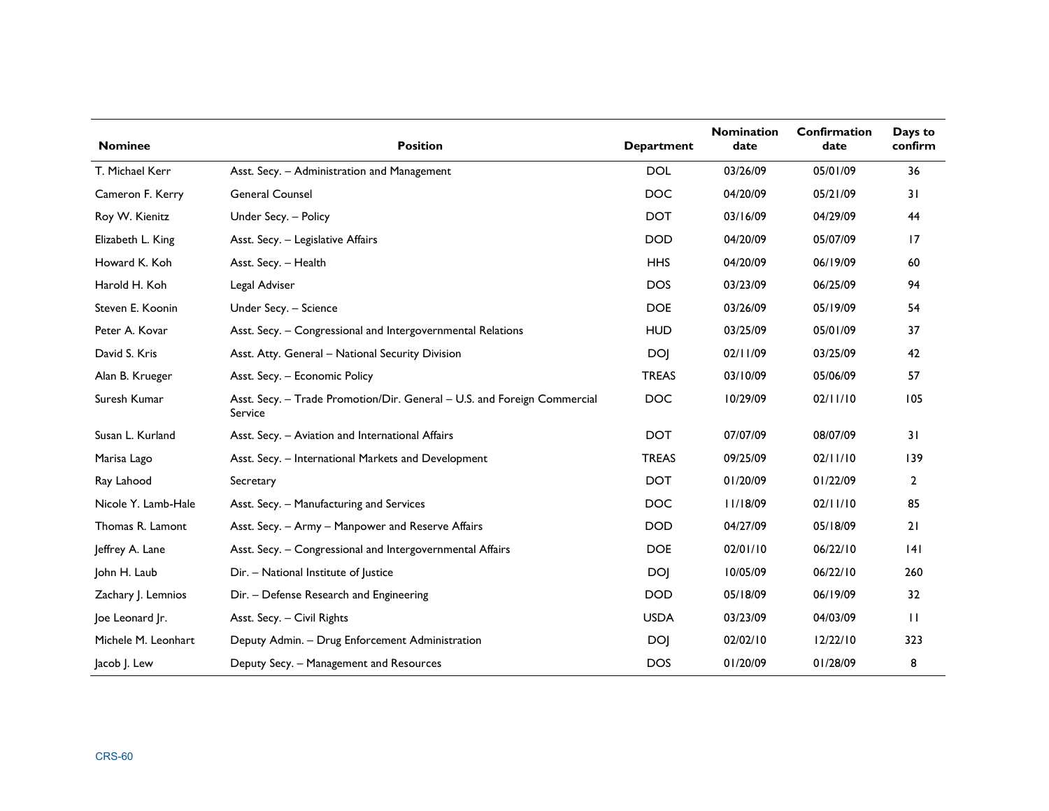| Nominee | Position | Department | Nomination date | Confirmation date | Days to confirm |
|---|---|---|---|---|---|
| T. Michael Kerr | Asst. Secy. – Administration and Management | DOL | 03/26/09 | 05/01/09 | 36 |
| Cameron F. Kerry | General Counsel | DOC | 04/20/09 | 05/21/09 | 31 |
| Roy W. Kienitz | Under Secy. – Policy | DOT | 03/16/09 | 04/29/09 | 44 |
| Elizabeth L. King | Asst. Secy. – Legislative Affairs | DOD | 04/20/09 | 05/07/09 | 17 |
| Howard K. Koh | Asst. Secy. – Health | HHS | 04/20/09 | 06/19/09 | 60 |
| Harold H. Koh | Legal Adviser | DOS | 03/23/09 | 06/25/09 | 94 |
| Steven E. Koonin | Under Secy. – Science | DOE | 03/26/09 | 05/19/09 | 54 |
| Peter A. Kovar | Asst. Secy. – Congressional and Intergovernmental Relations | HUD | 03/25/09 | 05/01/09 | 37 |
| David S. Kris | Asst. Atty. General – National Security Division | DOJ | 02/11/09 | 03/25/09 | 42 |
| Alan B. Krueger | Asst. Secy. – Economic Policy | TREAS | 03/10/09 | 05/06/09 | 57 |
| Suresh Kumar | Asst. Secy. – Trade Promotion/Dir. General – U.S. and Foreign Commercial Service | DOC | 10/29/09 | 02/11/10 | 105 |
| Susan L. Kurland | Asst. Secy. – Aviation and International Affairs | DOT | 07/07/09 | 08/07/09 | 31 |
| Marisa Lago | Asst. Secy. – International Markets and Development | TREAS | 09/25/09 | 02/11/10 | 139 |
| Ray Lahood | Secretary | DOT | 01/20/09 | 01/22/09 | 2 |
| Nicole Y. Lamb-Hale | Asst. Secy. – Manufacturing and Services | DOC | 11/18/09 | 02/11/10 | 85 |
| Thomas R. Lamont | Asst. Secy. – Army – Manpower and Reserve Affairs | DOD | 04/27/09 | 05/18/09 | 21 |
| Jeffrey A. Lane | Asst. Secy. – Congressional and Intergovernmental Affairs | DOE | 02/01/10 | 06/22/10 | 141 |
| John H. Laub | Dir. – National Institute of Justice | DOJ | 10/05/09 | 06/22/10 | 260 |
| Zachary J. Lemnios | Dir. – Defense Research and Engineering | DOD | 05/18/09 | 06/19/09 | 32 |
| Joe Leonard Jr. | Asst. Secy. – Civil Rights | USDA | 03/23/09 | 04/03/09 | 11 |
| Michele M. Leonhart | Deputy Admin. – Drug Enforcement Administration | DOJ | 02/02/10 | 12/22/10 | 323 |
| Jacob J. Lew | Deputy Secy. – Management and Resources | DOS | 01/20/09 | 01/28/09 | 8 |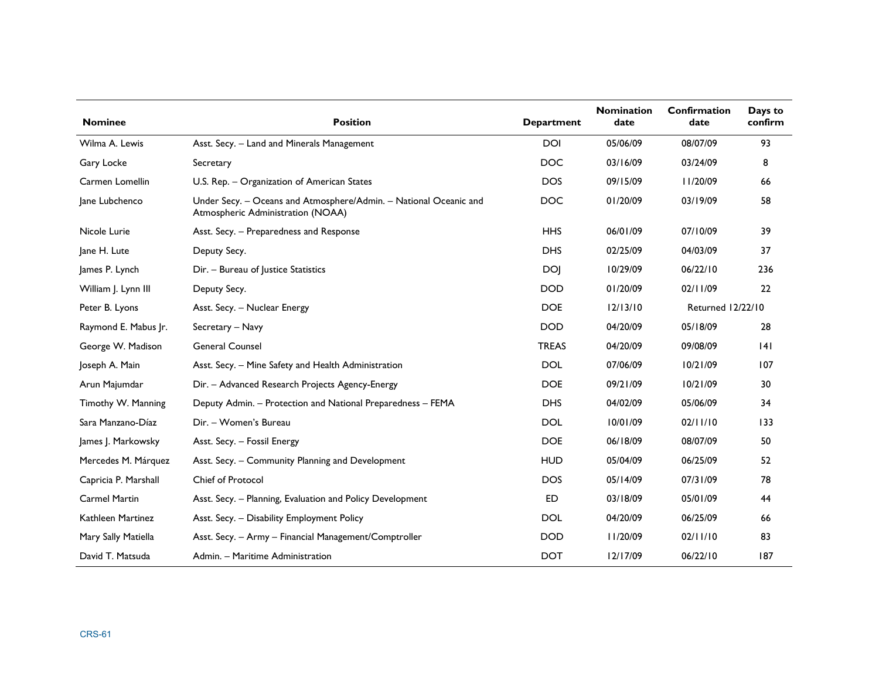| Nominee | Position | Department | Nomination date | Confirmation date | Days to confirm |
|---|---|---|---|---|---|
| Wilma A. Lewis | Asst. Secy. – Land and Minerals Management | DOI | 05/06/09 | 08/07/09 | 93 |
| Gary Locke | Secretary | DOC | 03/16/09 | 03/24/09 | 8 |
| Carmen Lomellin | U.S. Rep. – Organization of American States | DOS | 09/15/09 | 11/20/09 | 66 |
| Jane Lubchenco | Under Secy. – Oceans and Atmosphere/Admin. – National Oceanic and Atmospheric Administration (NOAA) | DOC | 01/20/09 | 03/19/09 | 58 |
| Nicole Lurie | Asst. Secy. – Preparedness and Response | HHS | 06/01/09 | 07/10/09 | 39 |
| Jane H. Lute | Deputy Secy. | DHS | 02/25/09 | 04/03/09 | 37 |
| James P. Lynch | Dir. – Bureau of Justice Statistics | DOJ | 10/29/09 | 06/22/10 | 236 |
| William J. Lynn III | Deputy Secy. | DOD | 01/20/09 | 02/11/09 | 22 |
| Peter B. Lyons | Asst. Secy. – Nuclear Energy | DOE | 12/13/10 | Returned 12/22/10 | |
| Raymond E. Mabus Jr. | Secretary – Navy | DOD | 04/20/09 | 05/18/09 | 28 |
| George W. Madison | General Counsel | TREAS | 04/20/09 | 09/08/09 | 141 |
| Joseph A. Main | Asst. Secy. – Mine Safety and Health Administration | DOL | 07/06/09 | 10/21/09 | 107 |
| Arun Majumdar | Dir. – Advanced Research Projects Agency-Energy | DOE | 09/21/09 | 10/21/09 | 30 |
| Timothy W. Manning | Deputy Admin. – Protection and National Preparedness – FEMA | DHS | 04/02/09 | 05/06/09 | 34 |
| Sara Manzano-Díaz | Dir. – Women's Bureau | DOL | 10/01/09 | 02/11/10 | 133 |
| James J. Markowsky | Asst. Secy. – Fossil Energy | DOE | 06/18/09 | 08/07/09 | 50 |
| Mercedes M. Márquez | Asst. Secy. – Community Planning and Development | HUD | 05/04/09 | 06/25/09 | 52 |
| Capricia P. Marshall | Chief of Protocol | DOS | 05/14/09 | 07/31/09 | 78 |
| Carmel Martin | Asst. Secy. – Planning, Evaluation and Policy Development | ED | 03/18/09 | 05/01/09 | 44 |
| Kathleen Martinez | Asst. Secy. – Disability Employment Policy | DOL | 04/20/09 | 06/25/09 | 66 |
| Mary Sally Matiella | Asst. Secy. – Army – Financial Management/Comptroller | DOD | 11/20/09 | 02/11/10 | 83 |
| David T. Matsuda | Admin. – Maritime Administration | DOT | 12/17/09 | 06/22/10 | 187 |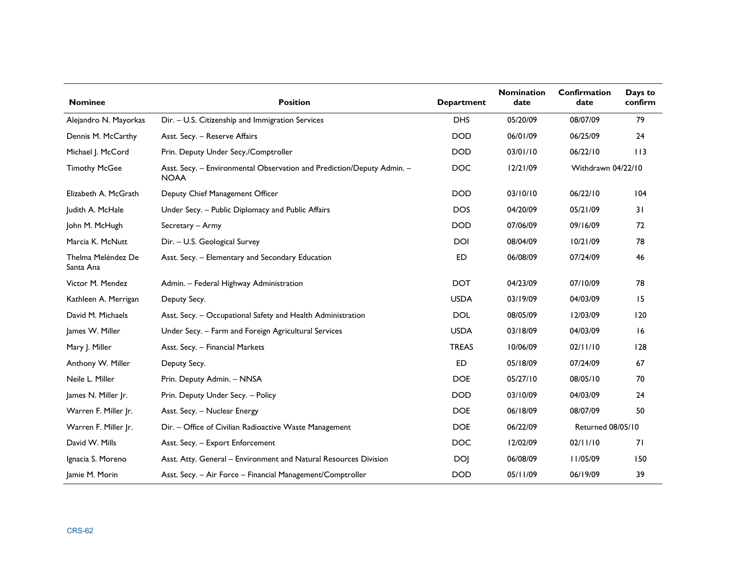| Nominee | Position | Department | Nomination date | Confirmation date | Days to confirm |
|---|---|---|---|---|---|
| Alejandro N. Mayorkas | Dir. – U.S. Citizenship and Immigration Services | DHS | 05/20/09 | 08/07/09 | 79 |
| Dennis M. McCarthy | Asst. Secy. – Reserve Affairs | DOD | 06/01/09 | 06/25/09 | 24 |
| Michael J. McCord | Prin. Deputy Under Secy./Comptroller | DOD | 03/01/10 | 06/22/10 | 113 |
| Timothy McGee | Asst. Secy. – Environmental Observation and Prediction/Deputy Admin. – NOAA | DOC | 12/21/09 | Withdrawn 04/22/10 | |
| Elizabeth A. McGrath | Deputy Chief Management Officer | DOD | 03/10/10 | 06/22/10 | 104 |
| Judith A. McHale | Under Secy. – Public Diplomacy and Public Affairs | DOS | 04/20/09 | 05/21/09 | 31 |
| John M. McHugh | Secretary – Army | DOD | 07/06/09 | 09/16/09 | 72 |
| Marcia K. McNutt | Dir. – U.S. Geological Survey | DOI | 08/04/09 | 10/21/09 | 78 |
| Thelma Meléndez De Santa Ana | Asst. Secy. – Elementary and Secondary Education | ED | 06/08/09 | 07/24/09 | 46 |
| Victor M. Mendez | Admin. – Federal Highway Administration | DOT | 04/23/09 | 07/10/09 | 78 |
| Kathleen A. Merrigan | Deputy Secy. | USDA | 03/19/09 | 04/03/09 | 15 |
| David M. Michaels | Asst. Secy. – Occupational Safety and Health Administration | DOL | 08/05/09 | 12/03/09 | 120 |
| James W. Miller | Under Secy. – Farm and Foreign Agricultural Services | USDA | 03/18/09 | 04/03/09 | 16 |
| Mary J. Miller | Asst. Secy. – Financial Markets | TREAS | 10/06/09 | 02/11/10 | 128 |
| Anthony W. Miller | Deputy Secy. | ED | 05/18/09 | 07/24/09 | 67 |
| Neile L. Miller | Prin. Deputy Admin. – NNSA | DOE | 05/27/10 | 08/05/10 | 70 |
| James N. Miller Jr. | Prin. Deputy Under Secy. – Policy | DOD | 03/10/09 | 04/03/09 | 24 |
| Warren F. Miller Jr. | Asst. Secy. – Nuclear Energy | DOE | 06/18/09 | 08/07/09 | 50 |
| Warren F. Miller Jr. | Dir. – Office of Civilian Radioactive Waste Management | DOE | 06/22/09 | Returned 08/05/10 | |
| David W. Mills | Asst. Secy. – Export Enforcement | DOC | 12/02/09 | 02/11/10 | 71 |
| Ignacia S. Moreno | Asst. Atty. General – Environment and Natural Resources Division | DOJ | 06/08/09 | 11/05/09 | 150 |
| Jamie M. Morin | Asst. Secy. – Air Force – Financial Management/Comptroller | DOD | 05/11/09 | 06/19/09 | 39 |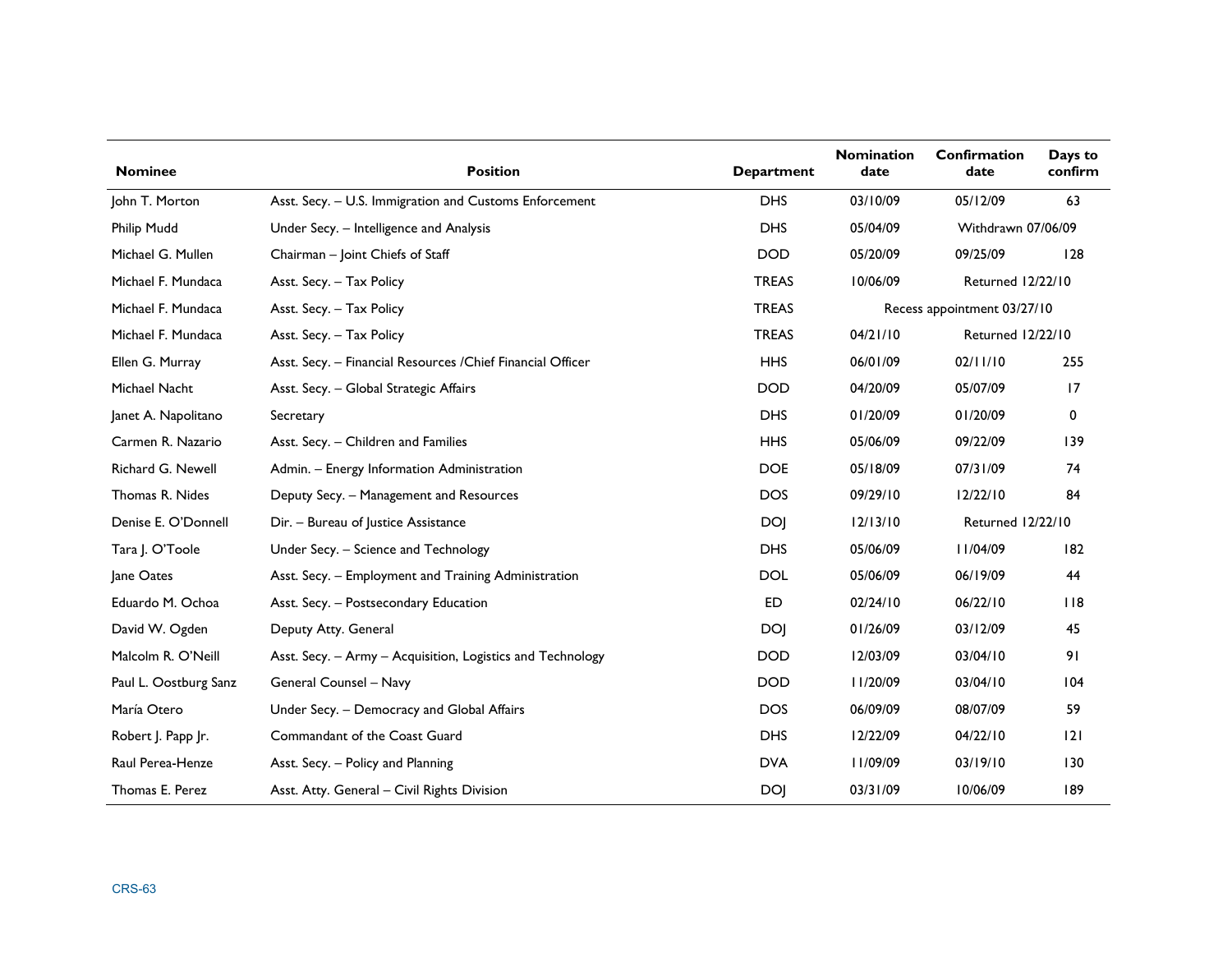| Nominee | Position | Department | Nomination date | Confirmation date | Days to confirm |
|---|---|---|---|---|---|
| John T. Morton | Asst. Secy. – U.S. Immigration and Customs Enforcement | DHS | 03/10/09 | 05/12/09 | 63 |
| Philip Mudd | Under Secy. – Intelligence and Analysis | DHS | 05/04/09 | Withdrawn 07/06/09 | |
| Michael G. Mullen | Chairman – Joint Chiefs of Staff | DOD | 05/20/09 | 09/25/09 | 128 |
| Michael F. Mundaca | Asst. Secy. – Tax Policy | TREAS | 10/06/09 | Returned 12/22/10 | |
| Michael F. Mundaca | Asst. Secy. – Tax Policy | TREAS | Recess appointment 03/27/10 | | |
| Michael F. Mundaca | Asst. Secy. – Tax Policy | TREAS | 04/21/10 | Returned 12/22/10 | |
| Ellen G. Murray | Asst. Secy. – Financial Resources /Chief Financial Officer | HHS | 06/01/09 | 02/11/10 | 255 |
| Michael Nacht | Asst. Secy. – Global Strategic Affairs | DOD | 04/20/09 | 05/07/09 | 17 |
| Janet A. Napolitano | Secretary | DHS | 01/20/09 | 01/20/09 | 0 |
| Carmen R. Nazario | Asst. Secy. – Children and Families | HHS | 05/06/09 | 09/22/09 | 139 |
| Richard G. Newell | Admin. – Energy Information Administration | DOE | 05/18/09 | 07/31/09 | 74 |
| Thomas R. Nides | Deputy Secy. – Management and Resources | DOS | 09/29/10 | 12/22/10 | 84 |
| Denise E. O'Donnell | Dir. – Bureau of Justice Assistance | DOJ | 12/13/10 | Returned 12/22/10 | |
| Tara J. O'Toole | Under Secy. – Science and Technology | DHS | 05/06/09 | 11/04/09 | 182 |
| Jane Oates | Asst. Secy. – Employment and Training Administration | DOL | 05/06/09 | 06/19/09 | 44 |
| Eduardo M. Ochoa | Asst. Secy. – Postsecondary Education | ED | 02/24/10 | 06/22/10 | 118 |
| David W. Ogden | Deputy Atty. General | DOJ | 01/26/09 | 03/12/09 | 45 |
| Malcolm R. O'Neill | Asst. Secy. – Army – Acquisition, Logistics and Technology | DOD | 12/03/09 | 03/04/10 | 91 |
| Paul L. Oostburg Sanz | General Counsel – Navy | DOD | 11/20/09 | 03/04/10 | 104 |
| María Otero | Under Secy. – Democracy and Global Affairs | DOS | 06/09/09 | 08/07/09 | 59 |
| Robert J. Papp Jr. | Commandant of the Coast Guard | DHS | 12/22/09 | 04/22/10 | 121 |
| Raul Perea-Henze | Asst. Secy. – Policy and Planning | DVA | 11/09/09 | 03/19/10 | 130 |
| Thomas E. Perez | Asst. Atty. General – Civil Rights Division | DOJ | 03/31/09 | 10/06/09 | 189 |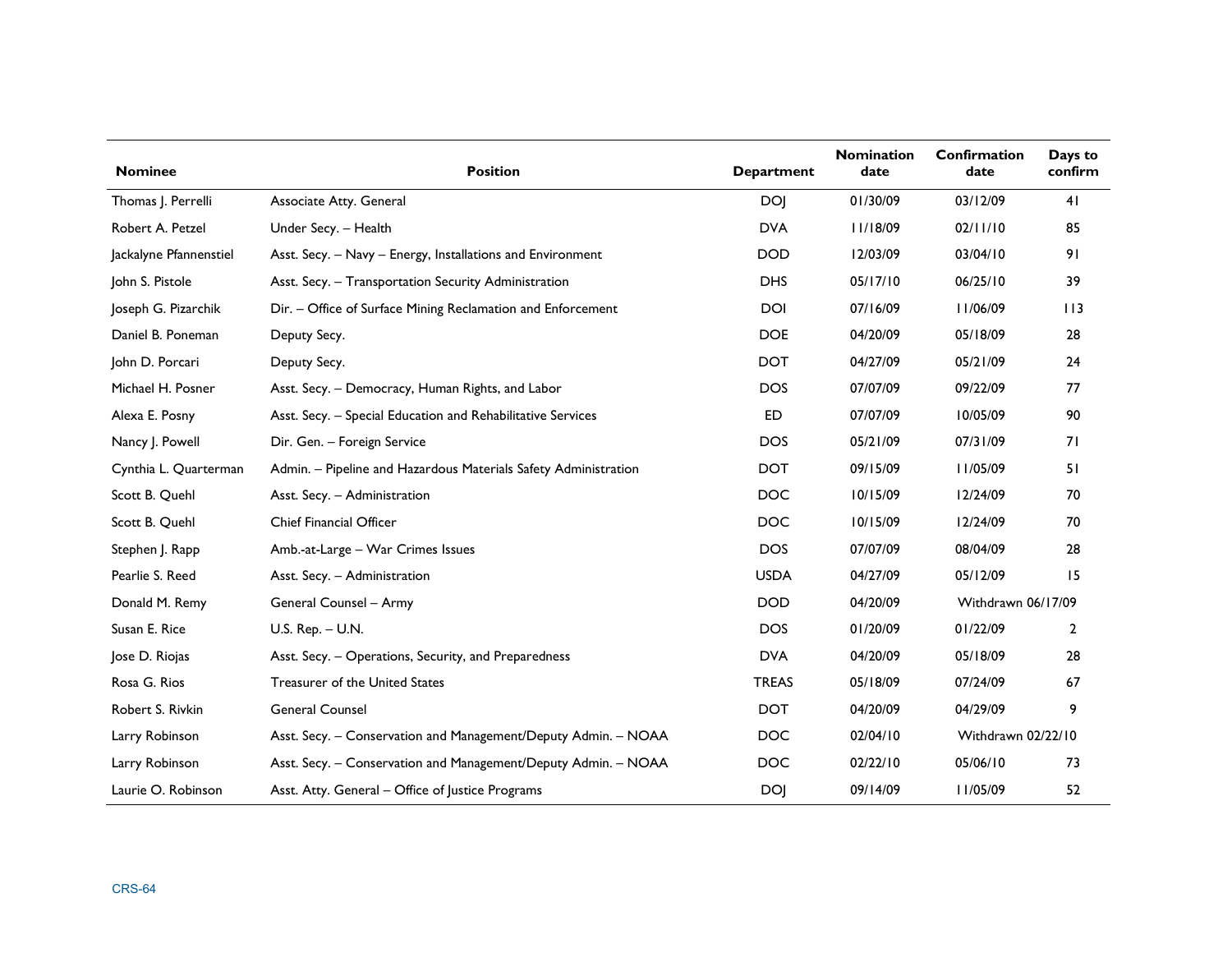| Nominee | Position | Department | Nomination date | Confirmation date | Days to confirm |
|---|---|---|---|---|---|
| Thomas J. Perrelli | Associate Atty. General | DOJ | 01/30/09 | 03/12/09 | 41 |
| Robert A. Petzel | Under Secy. – Health | DVA | 11/18/09 | 02/11/10 | 85 |
| Jackalyne Pfannenstiel | Asst. Secy. – Navy – Energy, Installations and Environment | DOD | 12/03/09 | 03/04/10 | 91 |
| John S. Pistole | Asst. Secy. – Transportation Security Administration | DHS | 05/17/10 | 06/25/10 | 39 |
| Joseph G. Pizarchik | Dir. – Office of Surface Mining Reclamation and Enforcement | DOI | 07/16/09 | 11/06/09 | 113 |
| Daniel B. Poneman | Deputy Secy. | DOE | 04/20/09 | 05/18/09 | 28 |
| John D. Porcari | Deputy Secy. | DOT | 04/27/09 | 05/21/09 | 24 |
| Michael H. Posner | Asst. Secy. – Democracy, Human Rights, and Labor | DOS | 07/07/09 | 09/22/09 | 77 |
| Alexa E. Posny | Asst. Secy. – Special Education and Rehabilitative Services | ED | 07/07/09 | 10/05/09 | 90 |
| Nancy J. Powell | Dir. Gen. – Foreign Service | DOS | 05/21/09 | 07/31/09 | 71 |
| Cynthia L. Quarterman | Admin. – Pipeline and Hazardous Materials Safety Administration | DOT | 09/15/09 | 11/05/09 | 51 |
| Scott B. Quehl | Asst. Secy. – Administration | DOC | 10/15/09 | 12/24/09 | 70 |
| Scott B. Quehl | Chief Financial Officer | DOC | 10/15/09 | 12/24/09 | 70 |
| Stephen J. Rapp | Amb.-at-Large – War Crimes Issues | DOS | 07/07/09 | 08/04/09 | 28 |
| Pearlie S. Reed | Asst. Secy. – Administration | USDA | 04/27/09 | 05/12/09 | 15 |
| Donald M. Remy | General Counsel – Army | DOD | 04/20/09 | Withdrawn 06/17/09 | |
| Susan E. Rice | U.S. Rep. – U.N. | DOS | 01/20/09 | 01/22/09 | 2 |
| Jose D. Riojas | Asst. Secy. – Operations, Security, and Preparedness | DVA | 04/20/09 | 05/18/09 | 28 |
| Rosa G. Rios | Treasurer of the United States | TREAS | 05/18/09 | 07/24/09 | 67 |
| Robert S. Rivkin | General Counsel | DOT | 04/20/09 | 04/29/09 | 9 |
| Larry Robinson | Asst. Secy. – Conservation and Management/Deputy Admin. – NOAA | DOC | 02/04/10 | Withdrawn 02/22/10 | |
| Larry Robinson | Asst. Secy. – Conservation and Management/Deputy Admin. – NOAA | DOC | 02/22/10 | 05/06/10 | 73 |
| Laurie O. Robinson | Asst. Atty. General – Office of Justice Programs | DOJ | 09/14/09 | 11/05/09 | 52 |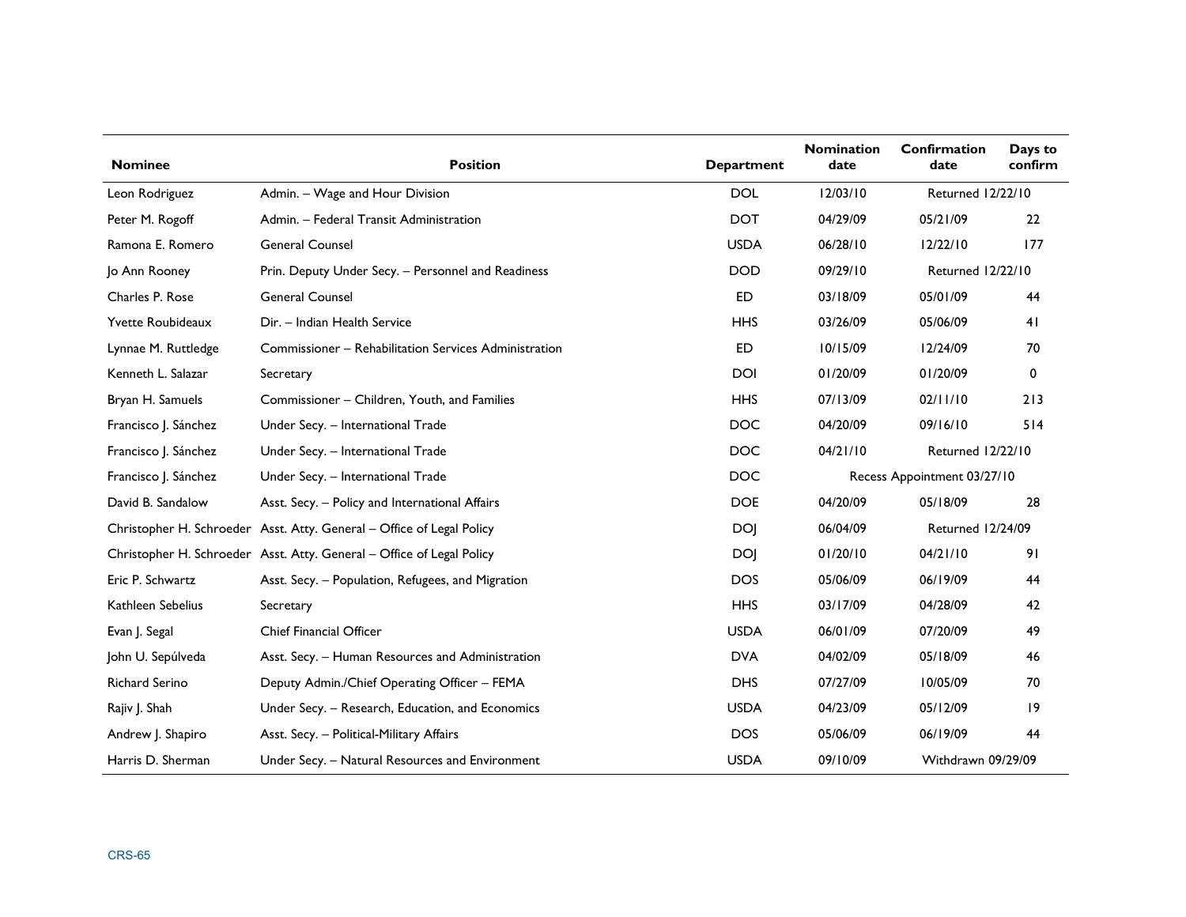| Nominee | Position | Department | Nomination date | Confirmation date | Days to confirm |
|---|---|---|---|---|---|
| Leon Rodriguez | Admin. – Wage and Hour Division | DOL | 12/03/10 | Returned 12/22/10 | |
| Peter M. Rogoff | Admin. – Federal Transit Administration | DOT | 04/29/09 | 05/21/09 | 22 |
| Ramona E. Romero | General Counsel | USDA | 06/28/10 | 12/22/10 | 177 |
| Jo Ann Rooney | Prin. Deputy Under Secy. – Personnel and Readiness | DOD | 09/29/10 | Returned 12/22/10 | |
| Charles P. Rose | General Counsel | ED | 03/18/09 | 05/01/09 | 44 |
| Yvette Roubideaux | Dir. – Indian Health Service | HHS | 03/26/09 | 05/06/09 | 41 |
| Lynnae M. Ruttledge | Commissioner – Rehabilitation Services Administration | ED | 10/15/09 | 12/24/09 | 70 |
| Kenneth L. Salazar | Secretary | DOI | 01/20/09 | 01/20/09 | 0 |
| Bryan H. Samuels | Commissioner – Children, Youth, and Families | HHS | 07/13/09 | 02/11/10 | 213 |
| Francisco J. Sánchez | Under Secy. – International Trade | DOC | 04/20/09 | 09/16/10 | 514 |
| Francisco J. Sánchez | Under Secy. – International Trade | DOC | 04/21/10 | Returned 12/22/10 | |
| Francisco J. Sánchez | Under Secy. – International Trade | DOC | Recess Appointment 03/27/10 | | |
| David B. Sandalow | Asst. Secy. – Policy and International Affairs | DOE | 04/20/09 | 05/18/09 | 28 |
| Christopher H. Schroeder | Asst. Atty. General – Office of Legal Policy | DOJ | 06/04/09 | Returned 12/24/09 | |
| Christopher H. Schroeder | Asst. Atty. General – Office of Legal Policy | DOJ | 01/20/10 | 04/21/10 | 91 |
| Eric P. Schwartz | Asst. Secy. – Population, Refugees, and Migration | DOS | 05/06/09 | 06/19/09 | 44 |
| Kathleen Sebelius | Secretary | HHS | 03/17/09 | 04/28/09 | 42 |
| Evan J. Segal | Chief Financial Officer | USDA | 06/01/09 | 07/20/09 | 49 |
| John U. Sepúlveda | Asst. Secy. – Human Resources and Administration | DVA | 04/02/09 | 05/18/09 | 46 |
| Richard Serino | Deputy Admin./Chief Operating Officer – FEMA | DHS | 07/27/09 | 10/05/09 | 70 |
| Rajiv J. Shah | Under Secy. – Research, Education, and Economics | USDA | 04/23/09 | 05/12/09 | 19 |
| Andrew J. Shapiro | Asst. Secy. – Political-Military Affairs | DOS | 05/06/09 | 06/19/09 | 44 |
| Harris D. Sherman | Under Secy. – Natural Resources and Environment | USDA | 09/10/09 | Withdrawn 09/29/09 | |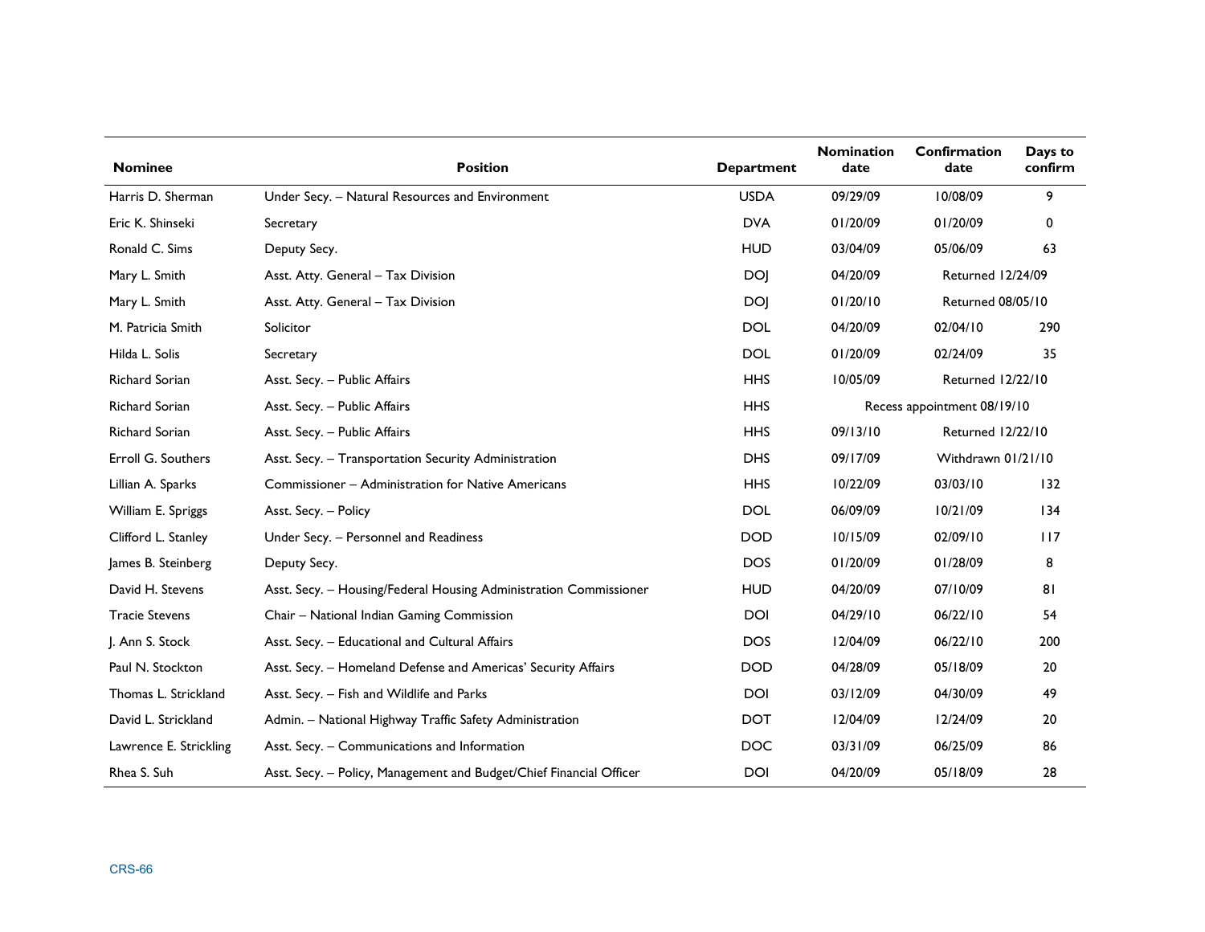| Nominee | Position | Department | Nomination date | Confirmation date | Days to confirm |
| --- | --- | --- | --- | --- | --- |
| Harris D. Sherman | Under Secy. – Natural Resources and Environment | USDA | 09/29/09 | 10/08/09 | 9 |
| Eric K. Shinseki | Secretary | DVA | 01/20/09 | 01/20/09 | 0 |
| Ronald C. Sims | Deputy Secy. | HUD | 03/04/09 | 05/06/09 | 63 |
| Mary L. Smith | Asst. Atty. General – Tax Division | DOJ | 04/20/09 | Returned 12/24/09 | |
| Mary L. Smith | Asst. Atty. General – Tax Division | DOJ | 01/20/10 | Returned 08/05/10 | |
| M. Patricia Smith | Solicitor | DOL | 04/20/09 | 02/04/10 | 290 |
| Hilda L. Solis | Secretary | DOL | 01/20/09 | 02/24/09 | 35 |
| Richard Sorian | Asst. Secy. – Public Affairs | HHS | 10/05/09 | Returned 12/22/10 | |
| Richard Sorian | Asst. Secy. – Public Affairs | HHS | Recess appointment 08/19/10 | | |
| Richard Sorian | Asst. Secy. – Public Affairs | HHS | 09/13/10 | Returned 12/22/10 | |
| Erroll G. Southers | Asst. Secy. – Transportation Security Administration | DHS | 09/17/09 | Withdrawn 01/21/10 | |
| Lillian A. Sparks | Commissioner – Administration for Native Americans | HHS | 10/22/09 | 03/03/10 | 132 |
| William E. Spriggs | Asst. Secy. – Policy | DOL | 06/09/09 | 10/21/09 | 134 |
| Clifford L. Stanley | Under Secy. – Personnel and Readiness | DOD | 10/15/09 | 02/09/10 | 117 |
| James B. Steinberg | Deputy Secy. | DOS | 01/20/09 | 01/28/09 | 8 |
| David H. Stevens | Asst. Secy. – Housing/Federal Housing Administration Commissioner | HUD | 04/20/09 | 07/10/09 | 81 |
| Tracie Stevens | Chair – National Indian Gaming Commission | DOI | 04/29/10 | 06/22/10 | 54 |
| J. Ann S. Stock | Asst. Secy. – Educational and Cultural Affairs | DOS | 12/04/09 | 06/22/10 | 200 |
| Paul N. Stockton | Asst. Secy. – Homeland Defense and Americas' Security Affairs | DOD | 04/28/09 | 05/18/09 | 20 |
| Thomas L. Strickland | Asst. Secy. – Fish and Wildlife and Parks | DOI | 03/12/09 | 04/30/09 | 49 |
| David L. Strickland | Admin. – National Highway Traffic Safety Administration | DOT | 12/04/09 | 12/24/09 | 20 |
| Lawrence E. Strickling | Asst. Secy. – Communications and Information | DOC | 03/31/09 | 06/25/09 | 86 |
| Rhea S. Suh | Asst. Secy. – Policy, Management and Budget/Chief Financial Officer | DOI | 04/20/09 | 05/18/09 | 28 |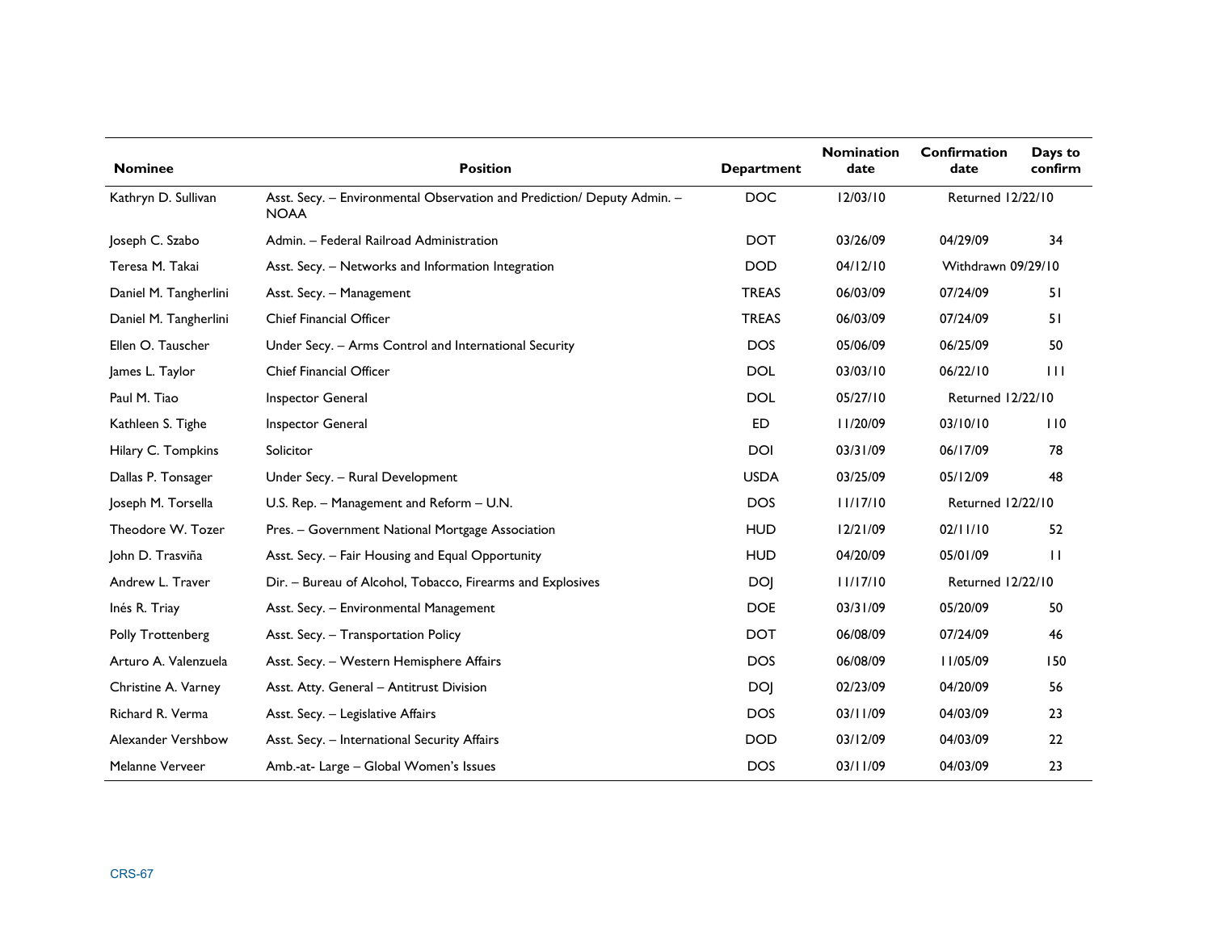| Nominee | Position | Department | Nomination date | Confirmation date | Days to confirm |
|---|---|---|---|---|---|
| Kathryn D. Sullivan | Asst. Secy. – Environmental Observation and Prediction/ Deputy Admin. – NOAA | DOC | 12/03/10 | Returned 12/22/10 | |
| Joseph C. Szabo | Admin. – Federal Railroad Administration | DOT | 03/26/09 | 04/29/09 | 34 |
| Teresa M. Takai | Asst. Secy. – Networks and Information Integration | DOD | 04/12/10 | Withdrawn 09/29/10 | |
| Daniel M. Tangherlini | Asst. Secy. – Management | TREAS | 06/03/09 | 07/24/09 | 51 |
| Daniel M. Tangherlini | Chief Financial Officer | TREAS | 06/03/09 | 07/24/09 | 51 |
| Ellen O. Tauscher | Under Secy. – Arms Control and International Security | DOS | 05/06/09 | 06/25/09 | 50 |
| James L. Taylor | Chief Financial Officer | DOL | 03/03/10 | 06/22/10 | 111 |
| Paul M. Tiao | Inspector General | DOL | 05/27/10 | Returned 12/22/10 | |
| Kathleen S. Tighe | Inspector General | ED | 11/20/09 | 03/10/10 | 110 |
| Hilary C. Tompkins | Solicitor | DOI | 03/31/09 | 06/17/09 | 78 |
| Dallas P. Tonsager | Under Secy. – Rural Development | USDA | 03/25/09 | 05/12/09 | 48 |
| Joseph M. Torsella | U.S. Rep. – Management and Reform – U.N. | DOS | 11/17/10 | Returned 12/22/10 | |
| Theodore W. Tozer | Pres. – Government National Mortgage Association | HUD | 12/21/09 | 02/11/10 | 52 |
| John D. Trasviña | Asst. Secy. – Fair Housing and Equal Opportunity | HUD | 04/20/09 | 05/01/09 | 11 |
| Andrew L. Traver | Dir. – Bureau of Alcohol, Tobacco, Firearms and Explosives | DOJ | 11/17/10 | Returned 12/22/10 | |
| Inés R. Triay | Asst. Secy. – Environmental Management | DOE | 03/31/09 | 05/20/09 | 50 |
| Polly Trottenberg | Asst. Secy. – Transportation Policy | DOT | 06/08/09 | 07/24/09 | 46 |
| Arturo A. Valenzuela | Asst. Secy. – Western Hemisphere Affairs | DOS | 06/08/09 | 11/05/09 | 150 |
| Christine A. Varney | Asst. Atty. General – Antitrust Division | DOJ | 02/23/09 | 04/20/09 | 56 |
| Richard R. Verma | Asst. Secy. – Legislative Affairs | DOS | 03/11/09 | 04/03/09 | 23 |
| Alexander Vershbow | Asst. Secy. – International Security Affairs | DOD | 03/12/09 | 04/03/09 | 22 |
| Melanne Verveer | Amb.-at- Large – Global Women's Issues | DOS | 03/11/09 | 04/03/09 | 23 |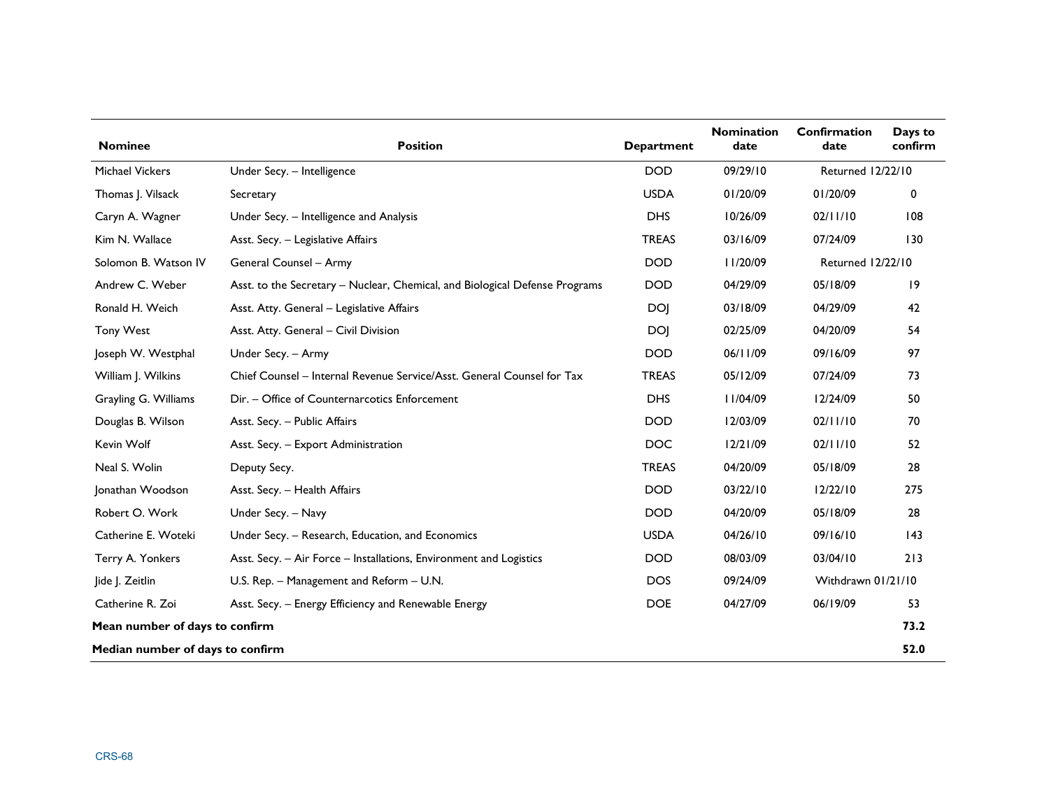| Nominee | Position | Department | Nomination date | Confirmation date | Days to confirm |
|---|---|---|---|---|---|
| Michael Vickers | Under Secy. – Intelligence | DOD | 09/29/10 | Returned 12/22/10 | |
| Thomas J. Vilsack | Secretary | USDA | 01/20/09 | 01/20/09 | 0 |
| Caryn A. Wagner | Under Secy. – Intelligence and Analysis | DHS | 10/26/09 | 02/11/10 | 108 |
| Kim N. Wallace | Asst. Secy. – Legislative Affairs | TREAS | 03/16/09 | 07/24/09 | 130 |
| Solomon B. Watson IV | General Counsel – Army | DOD | 11/20/09 | Returned 12/22/10 | |
| Andrew C. Weber | Asst. to the Secretary – Nuclear, Chemical, and Biological Defense Programs | DOD | 04/29/09 | 05/18/09 | 19 |
| Ronald H. Weich | Asst. Atty. General – Legislative Affairs | DOJ | 03/18/09 | 04/29/09 | 42 |
| Tony West | Asst. Atty. General – Civil Division | DOJ | 02/25/09 | 04/20/09 | 54 |
| Joseph W. Westphal | Under Secy. – Army | DOD | 06/11/09 | 09/16/09 | 97 |
| William J. Wilkins | Chief Counsel – Internal Revenue Service/Asst. General Counsel for Tax | TREAS | 05/12/09 | 07/24/09 | 73 |
| Grayling G. Williams | Dir. – Office of Counternarcotics Enforcement | DHS | 11/04/09 | 12/24/09 | 50 |
| Douglas B. Wilson | Asst. Secy. – Public Affairs | DOD | 12/03/09 | 02/11/10 | 70 |
| Kevin Wolf | Asst. Secy. – Export Administration | DOC | 12/21/09 | 02/11/10 | 52 |
| Neal S. Wolin | Deputy Secy. | TREAS | 04/20/09 | 05/18/09 | 28 |
| Jonathan Woodson | Asst. Secy. – Health Affairs | DOD | 03/22/10 | 12/22/10 | 275 |
| Robert O. Work | Under Secy. – Navy | DOD | 04/20/09 | 05/18/09 | 28 |
| Catherine E. Woteki | Under Secy. – Research, Education, and Economics | USDA | 04/26/10 | 09/16/10 | 143 |
| Terry A. Yonkers | Asst. Secy. – Air Force – Installations, Environment and Logistics | DOD | 08/03/09 | 03/04/10 | 213 |
| Jide J. Zeitlin | U.S. Rep. – Management and Reform – U.N. | DOS | 09/24/09 | Withdrawn 01/21/10 | |
| Catherine R. Zoi | Asst. Secy. – Energy Efficiency and Renewable Energy | DOE | 04/27/09 | 06/19/09 | 53 |
| **Mean number of days to confirm** | | | | | **73.2** |
| **Median number of days to confirm** | | | | | **52.0** |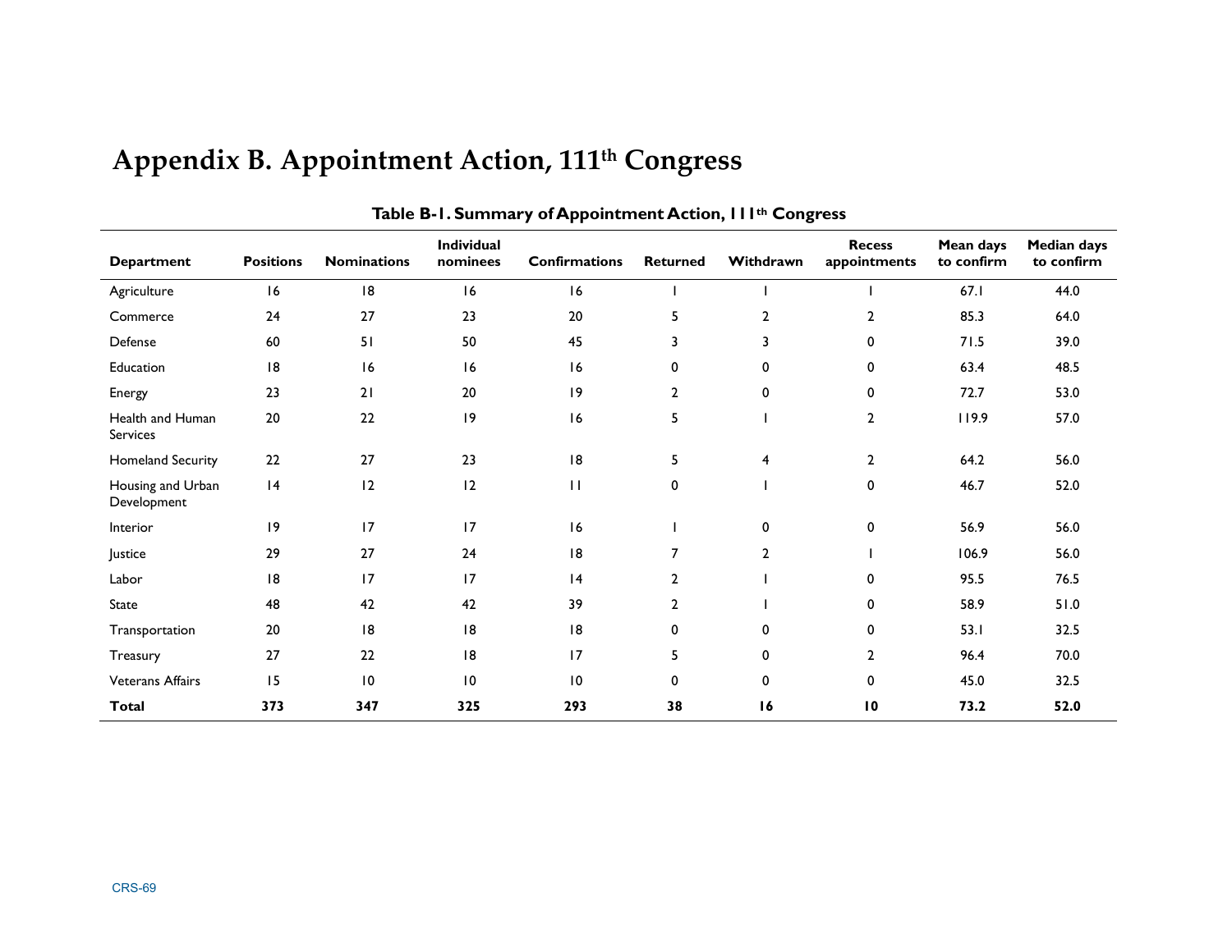# Appendix B. Appointment Action, 111th Congress

**Table B-1. Summary of Appointment Action, 111th Congress**

| Department | Positions | Nominations | Individual nominees | Confirmations | Returned | Withdrawn | Recess appointments | Mean days to confirm | Median days to confirm |
|---|---|---|---|---|---|---|---|---|---|
| Agriculture | 16 | 18 | 16 | 16 | 1 | 1 | 1 | 67.1 | 44.0 |
| Commerce | 24 | 27 | 23 | 20 | 5 | 2 | 2 | 85.3 | 64.0 |
| Defense | 60 | 51 | 50 | 45 | 3 | 3 | 0 | 71.5 | 39.0 |
| Education | 18 | 16 | 16 | 16 | 0 | 0 | 0 | 63.4 | 48.5 |
| Energy | 23 | 21 | 20 | 19 | 2 | 0 | 0 | 72.7 | 53.0 |
| Health and Human Services | 20 | 22 | 19 | 16 | 5 | 1 | 2 | 119.9 | 57.0 |
| Homeland Security | 22 | 27 | 23 | 18 | 5 | 4 | 2 | 64.2 | 56.0 |
| Housing and Urban Development | 14 | 12 | 12 | 11 | 0 | 1 | 0 | 46.7 | 52.0 |
| Interior | 19 | 17 | 17 | 16 | 1 | 0 | 0 | 56.9 | 56.0 |
| Justice | 29 | 27 | 24 | 18 | 7 | 2 | 1 | 106.9 | 56.0 |
| Labor | 18 | 17 | 17 | 14 | 2 | 1 | 0 | 95.5 | 76.5 |
| State | 48 | 42 | 42 | 39 | 2 | 1 | 0 | 58.9 | 51.0 |
| Transportation | 20 | 18 | 18 | 18 | 0 | 0 | 0 | 53.1 | 32.5 |
| Treasury | 27 | 22 | 18 | 17 | 5 | 0 | 2 | 96.4 | 70.0 |
| Veterans Affairs | 15 | 10 | 10 | 10 | 0 | 0 | 0 | 45.0 | 32.5 |
| **Total** | **373** | **347** | **325** | **293** | **38** | **16** | **10** | **73.2** | **52.0** |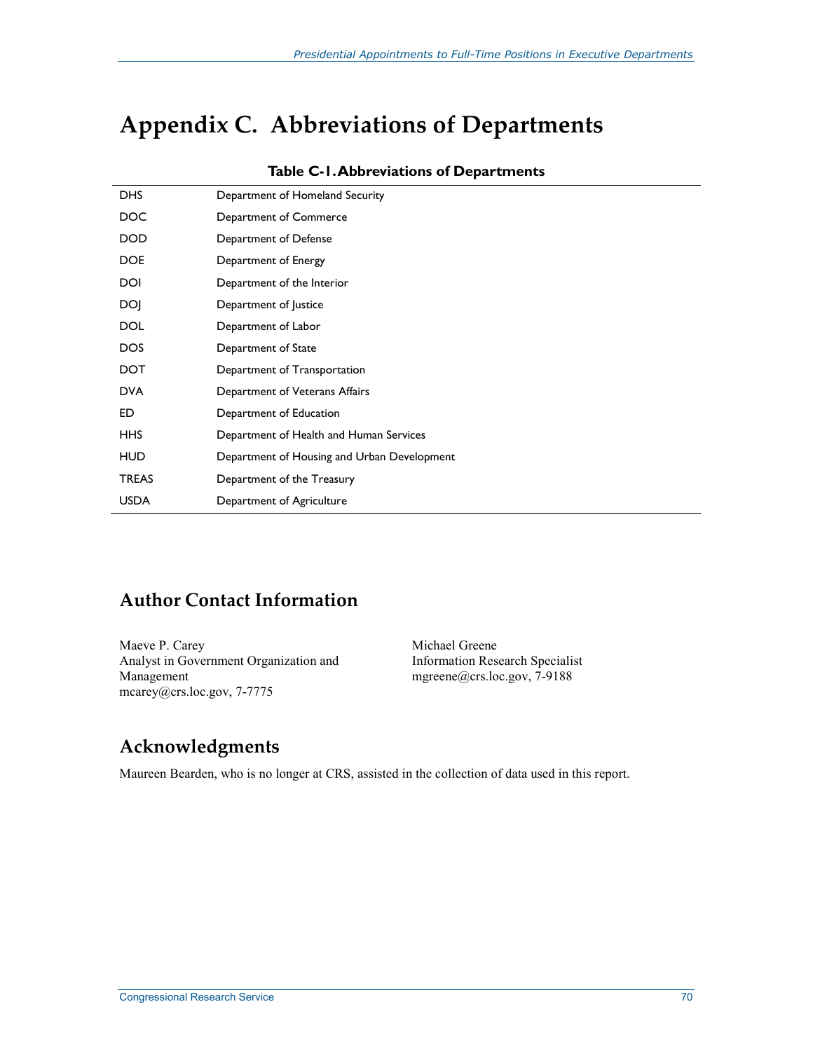# Appendix C. Abbreviations of Departments

**Table C-1. Abbreviations of Departments**

| | |
|---|---|
| DHS | Department of Homeland Security |
| DOC | Department of Commerce |
| DOD | Department of Defense |
| DOE | Department of Energy |
| DOI | Department of the Interior |
| DOJ | Department of Justice |
| DOL | Department of Labor |
| DOS | Department of State |
| DOT | Department of Transportation |
| DVA | Department of Veterans Affairs |
| ED | Department of Education |
| HHS | Department of Health and Human Services |
| HUD | Department of Housing and Urban Development |
| TREAS | Department of the Treasury |
| USDA | Department of Agriculture |

## Author Contact Information

Maeve P. Carey
Analyst in Government Organization and Management
mcarey@crs.loc.gov, 7-7775

Michael Greene
Information Research Specialist
mgreene@crs.loc.gov, 7-9188

## Acknowledgments

Maureen Bearden, who is no longer at CRS, assisted in the collection of data used in this report.